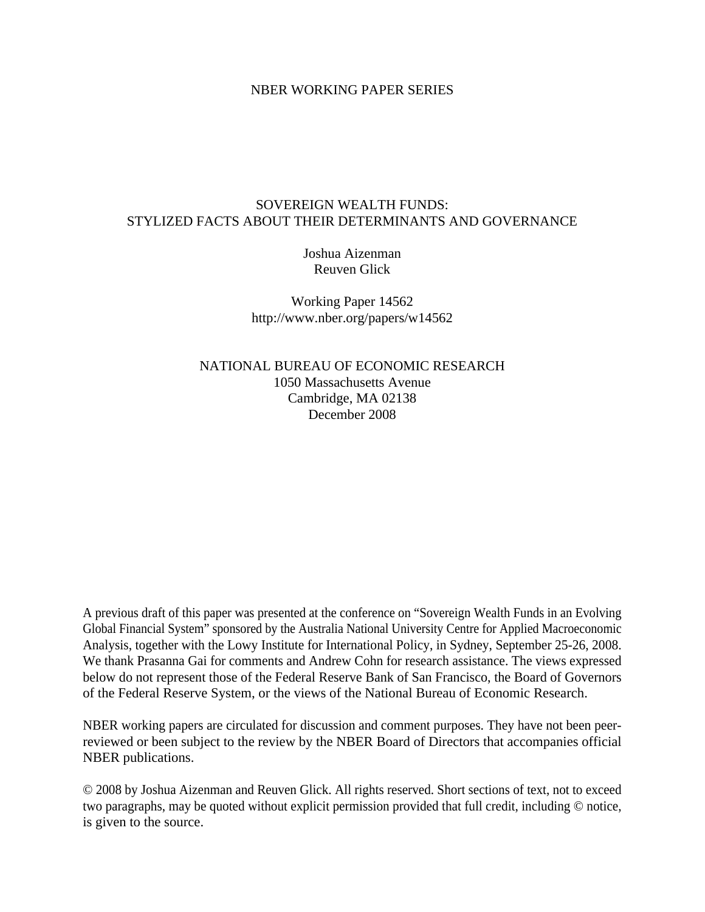NBER WORKING PAPER SERIES

# SOVEREIGN WEALTH FUNDS: STYLIZED FACTS ABOUT THEIR DETERMINANTS AND GOVERNANCE

Joshua Aizenman
Reuven Glick

Working Paper 14562
http://www.nber.org/papers/w14562

NATIONAL BUREAU OF ECONOMIC RESEARCH
1050 Massachusetts Avenue
Cambridge, MA 02138
December 2008

A previous draft of this paper was presented at the conference on "Sovereign Wealth Funds in an Evolving Global Financial System" sponsored by the Australia National University Centre for Applied Macroeconomic Analysis, together with the Lowy Institute for International Policy, in Sydney, September 25-26, 2008. We thank Prasanna Gai for comments and Andrew Cohn for research assistance. The views expressed below do not represent those of the Federal Reserve Bank of San Francisco, the Board of Governors of the Federal Reserve System, or the views of the National Bureau of Economic Research.

NBER working papers are circulated for discussion and comment purposes. They have not been peer-reviewed or been subject to the review by the NBER Board of Directors that accompanies official NBER publications.

© 2008 by Joshua Aizenman and Reuven Glick. All rights reserved. Short sections of text, not to exceed two paragraphs, may be quoted without explicit permission provided that full credit, including © notice, is given to the source.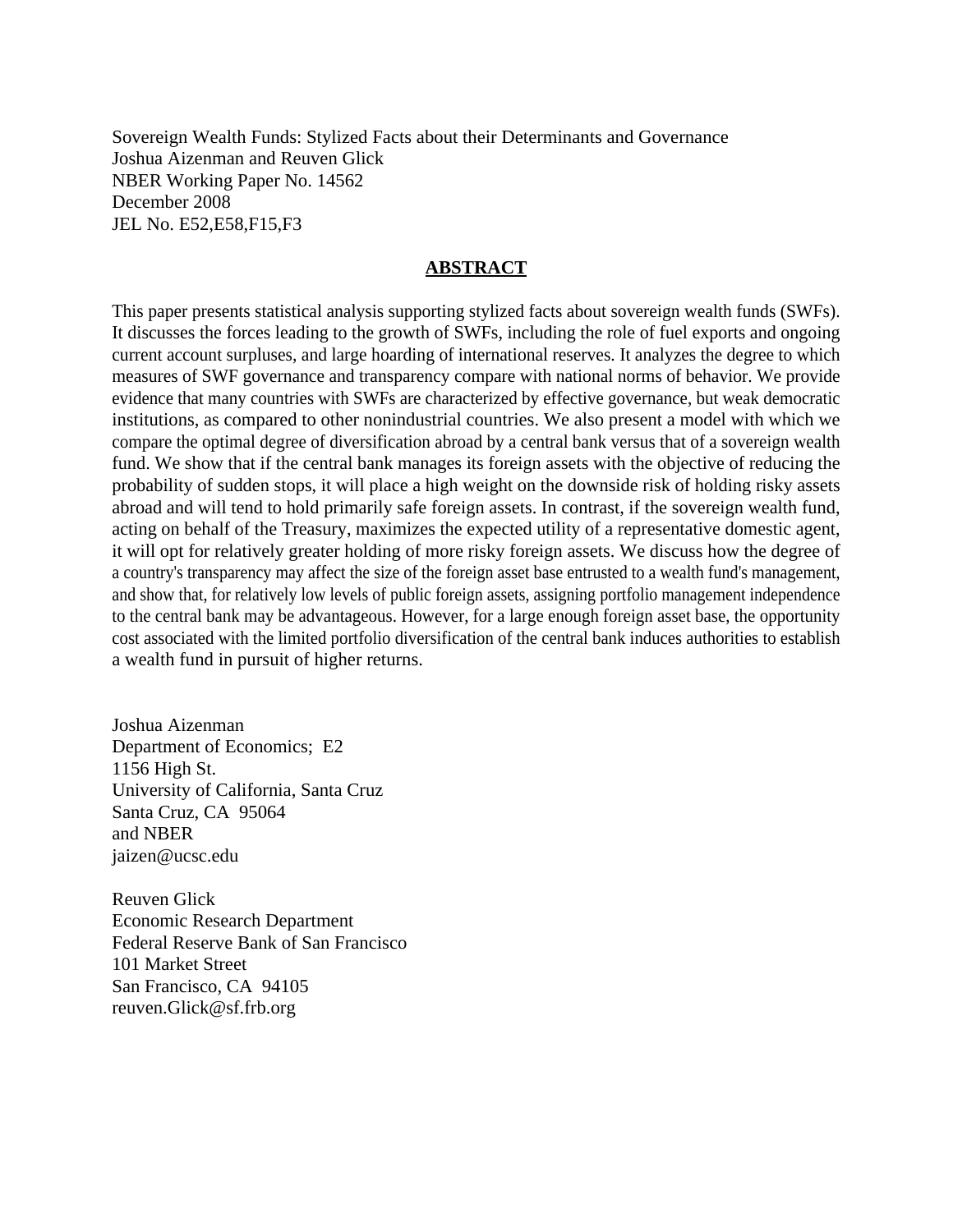Sovereign Wealth Funds: Stylized Facts about their Determinants and Governance
Joshua Aizenman and Reuven Glick
NBER Working Paper No. 14562
December 2008
JEL No. E52,E58,F15,F3

## ABSTRACT

This paper presents statistical analysis supporting stylized facts about sovereign wealth funds (SWFs). It discusses the forces leading to the growth of SWFs, including the role of fuel exports and ongoing current account surpluses, and large hoarding of international reserves. It analyzes the degree to which measures of SWF governance and transparency compare with national norms of behavior. We provide evidence that many countries with SWFs are characterized by effective governance, but weak democratic institutions, as compared to other nonindustrial countries. We also present a model with which we compare the optimal degree of diversification abroad by a central bank versus that of a sovereign wealth fund. We show that if the central bank manages its foreign assets with the objective of reducing the probability of sudden stops, it will place a high weight on the downside risk of holding risky assets abroad and will tend to hold primarily safe foreign assets. In contrast, if the sovereign wealth fund, acting on behalf of the Treasury, maximizes the expected utility of a representative domestic agent, it will opt for relatively greater holding of more risky foreign assets. We discuss how the degree of a country's transparency may affect the size of the foreign asset base entrusted to a wealth fund's management, and show that, for relatively low levels of public foreign assets, assigning portfolio management independence to the central bank may be advantageous. However, for a large enough foreign asset base, the opportunity cost associated with the limited portfolio diversification of the central bank induces authorities to establish a wealth fund in pursuit of higher returns.

Joshua Aizenman
Department of Economics; E2
1156 High St.
University of California, Santa Cruz
Santa Cruz, CA 95064
and NBER
jaizen@ucsc.edu

Reuven Glick
Economic Research Department
Federal Reserve Bank of San Francisco
101 Market Street
San Francisco, CA 94105
reuven.Glick@sf.frb.org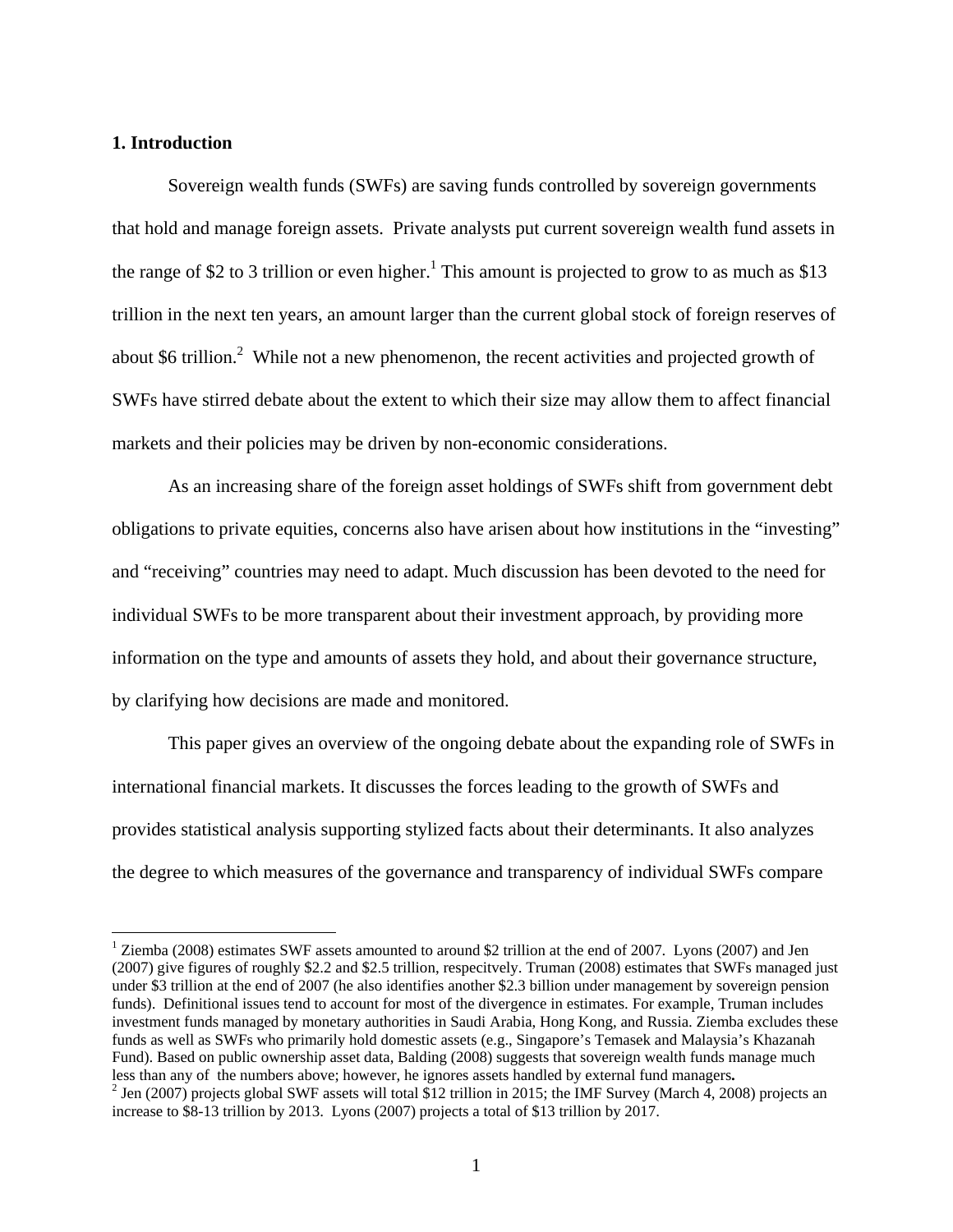## 1. Introduction

Sovereign wealth funds (SWFs) are saving funds controlled by sovereign governments that hold and manage foreign assets. Private analysts put current sovereign wealth fund assets in the range of $2 to 3 trillion or even higher.[1] This amount is projected to grow to as much as $13 trillion in the next ten years, an amount larger than the current global stock of foreign reserves of about $6 trillion.[2] While not a new phenomenon, the recent activities and projected growth of SWFs have stirred debate about the extent to which their size may allow them to affect financial markets and their policies may be driven by non-economic considerations.

As an increasing share of the foreign asset holdings of SWFs shift from government debt obligations to private equities, concerns also have arisen about how institutions in the "investing" and "receiving" countries may need to adapt. Much discussion has been devoted to the need for individual SWFs to be more transparent about their investment approach, by providing more information on the type and amounts of assets they hold, and about their governance structure, by clarifying how decisions are made and monitored.

This paper gives an overview of the ongoing debate about the expanding role of SWFs in international financial markets. It discusses the forces leading to the growth of SWFs and provides statistical analysis supporting stylized facts about their determinants. It also analyzes the degree to which measures of the governance and transparency of individual SWFs compare

---

[1] Ziemba (2008) estimates SWF assets amounted to around $2 trillion at the end of 2007. Lyons (2007) and Jen (2007) give figures of roughly $2.2 and $2.5 trillion, respecitvely. Truman (2008) estimates that SWFs managed just under $3 trillion at the end of 2007 (he also identifies another $2.3 billion under management by sovereign pension funds). Definitional issues tend to account for most of the divergence in estimates. For example, Truman includes investment funds managed by monetary authorities in Saudi Arabia, Hong Kong, and Russia. Ziemba excludes these funds as well as SWFs who primarily hold domestic assets (e.g., Singapore's Temasek and Malaysia's Khazanah Fund). Based on public ownership asset data, Balding (2008) suggests that sovereign wealth funds manage much less than any of the numbers above; however, he ignores assets handled by external fund managers**.**

[2] Jen (2007) projects global SWF assets will total $12 trillion in 2015; the IMF Survey (March 4, 2008) projects an increase to $8-13 trillion by 2013. Lyons (2007) projects a total of $13 trillion by 2017.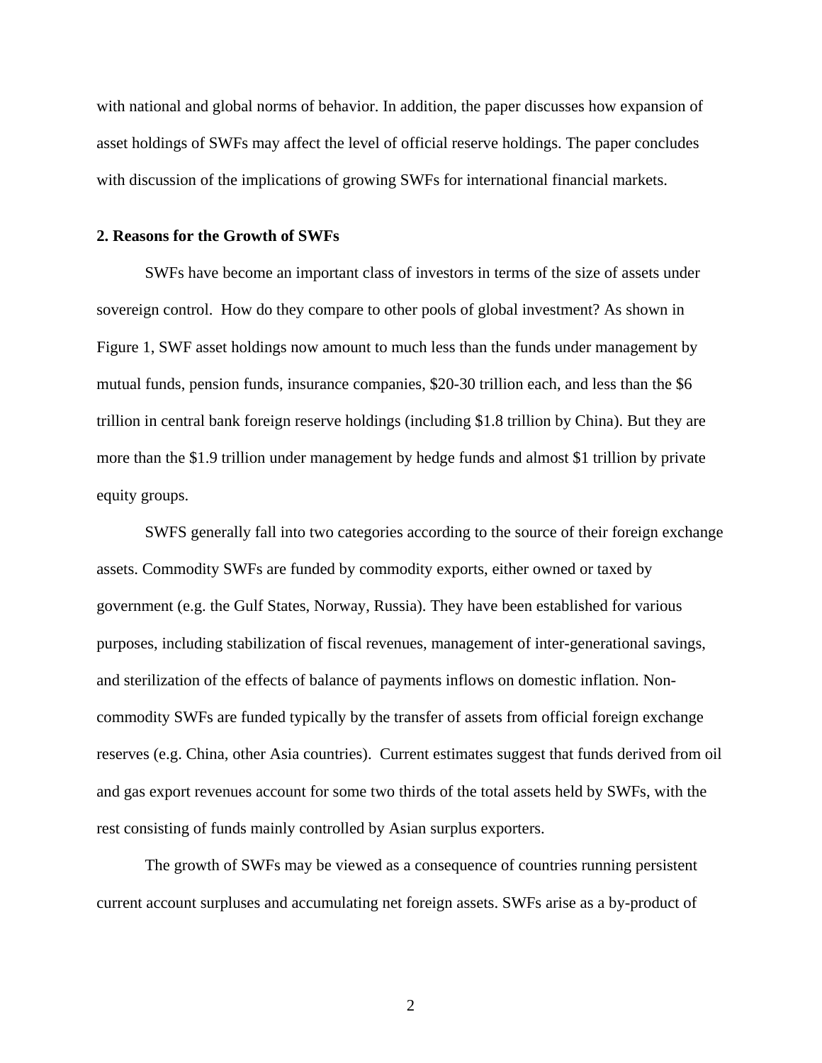with national and global norms of behavior. In addition, the paper discusses how expansion of asset holdings of SWFs may affect the level of official reserve holdings. The paper concludes with discussion of the implications of growing SWFs for international financial markets.

## 2. Reasons for the Growth of SWFs

SWFs have become an important class of investors in terms of the size of assets under sovereign control. How do they compare to other pools of global investment? As shown in Figure 1, SWF asset holdings now amount to much less than the funds under management by mutual funds, pension funds, insurance companies, $20-30 trillion each, and less than the $6 trillion in central bank foreign reserve holdings (including $1.8 trillion by China). But they are more than the $1.9 trillion under management by hedge funds and almost $1 trillion by private equity groups.

SWFS generally fall into two categories according to the source of their foreign exchange assets. Commodity SWFs are funded by commodity exports, either owned or taxed by government (e.g. the Gulf States, Norway, Russia). They have been established for various purposes, including stabilization of fiscal revenues, management of inter-generational savings, and sterilization of the effects of balance of payments inflows on domestic inflation. Non-commodity SWFs are funded typically by the transfer of assets from official foreign exchange reserves (e.g. China, other Asia countries). Current estimates suggest that funds derived from oil and gas export revenues account for some two thirds of the total assets held by SWFs, with the rest consisting of funds mainly controlled by Asian surplus exporters.

The growth of SWFs may be viewed as a consequence of countries running persistent current account surpluses and accumulating net foreign assets. SWFs arise as a by-product of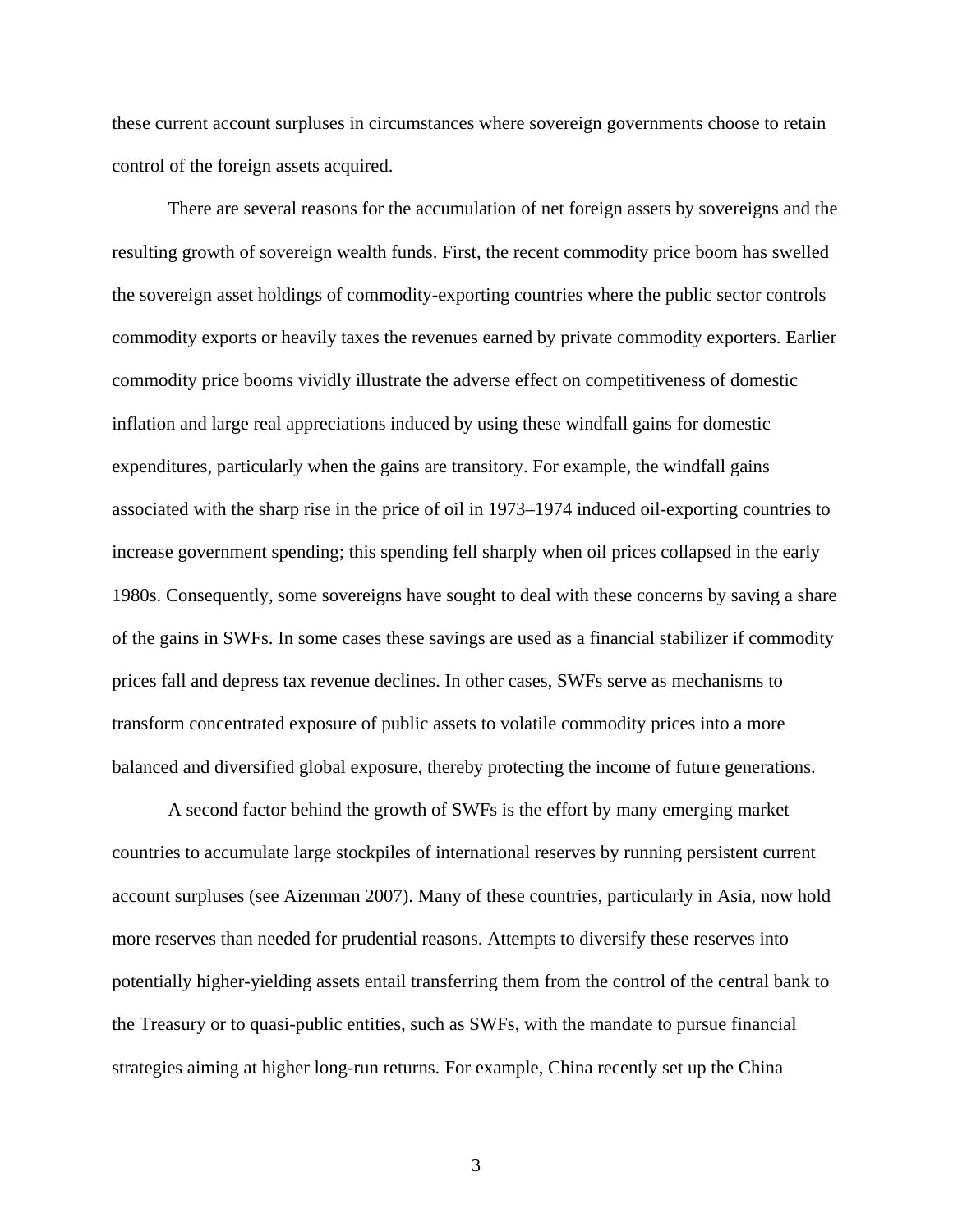these current account surpluses in circumstances where sovereign governments choose to retain control of the foreign assets acquired.

There are several reasons for the accumulation of net foreign assets by sovereigns and the resulting growth of sovereign wealth funds. First, the recent commodity price boom has swelled the sovereign asset holdings of commodity-exporting countries where the public sector controls commodity exports or heavily taxes the revenues earned by private commodity exporters. Earlier commodity price booms vividly illustrate the adverse effect on competitiveness of domestic inflation and large real appreciations induced by using these windfall gains for domestic expenditures, particularly when the gains are transitory. For example, the windfall gains associated with the sharp rise in the price of oil in 1973–1974 induced oil-exporting countries to increase government spending; this spending fell sharply when oil prices collapsed in the early 1980s. Consequently, some sovereigns have sought to deal with these concerns by saving a share of the gains in SWFs. In some cases these savings are used as a financial stabilizer if commodity prices fall and depress tax revenue declines. In other cases, SWFs serve as mechanisms to transform concentrated exposure of public assets to volatile commodity prices into a more balanced and diversified global exposure, thereby protecting the income of future generations.

A second factor behind the growth of SWFs is the effort by many emerging market countries to accumulate large stockpiles of international reserves by running persistent current account surpluses (see Aizenman 2007). Many of these countries, particularly in Asia, now hold more reserves than needed for prudential reasons. Attempts to diversify these reserves into potentially higher-yielding assets entail transferring them from the control of the central bank to the Treasury or to quasi-public entities, such as SWFs, with the mandate to pursue financial strategies aiming at higher long-run returns. For example, China recently set up the China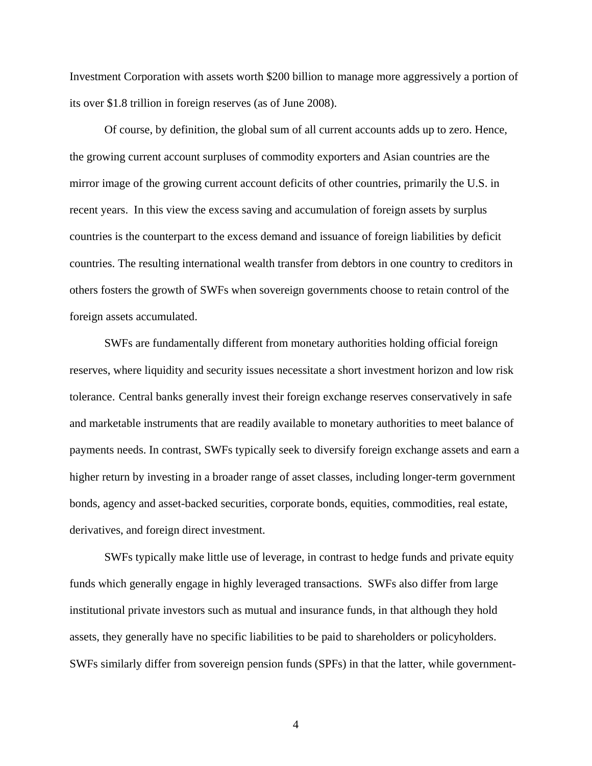Investment Corporation with assets worth $200 billion to manage more aggressively a portion of its over $1.8 trillion in foreign reserves (as of June 2008).

Of course, by definition, the global sum of all current accounts adds up to zero. Hence, the growing current account surpluses of commodity exporters and Asian countries are the mirror image of the growing current account deficits of other countries, primarily the U.S. in recent years. In this view the excess saving and accumulation of foreign assets by surplus countries is the counterpart to the excess demand and issuance of foreign liabilities by deficit countries. The resulting international wealth transfer from debtors in one country to creditors in others fosters the growth of SWFs when sovereign governments choose to retain control of the foreign assets accumulated.

SWFs are fundamentally different from monetary authorities holding official foreign reserves, where liquidity and security issues necessitate a short investment horizon and low risk tolerance. Central banks generally invest their foreign exchange reserves conservatively in safe and marketable instruments that are readily available to monetary authorities to meet balance of payments needs. In contrast, SWFs typically seek to diversify foreign exchange assets and earn a higher return by investing in a broader range of asset classes, including longer-term government bonds, agency and asset-backed securities, corporate bonds, equities, commodities, real estate, derivatives, and foreign direct investment.

SWFs typically make little use of leverage, in contrast to hedge funds and private equity funds which generally engage in highly leveraged transactions. SWFs also differ from large institutional private investors such as mutual and insurance funds, in that although they hold assets, they generally have no specific liabilities to be paid to shareholders or policyholders. SWFs similarly differ from sovereign pension funds (SPFs) in that the latter, while government-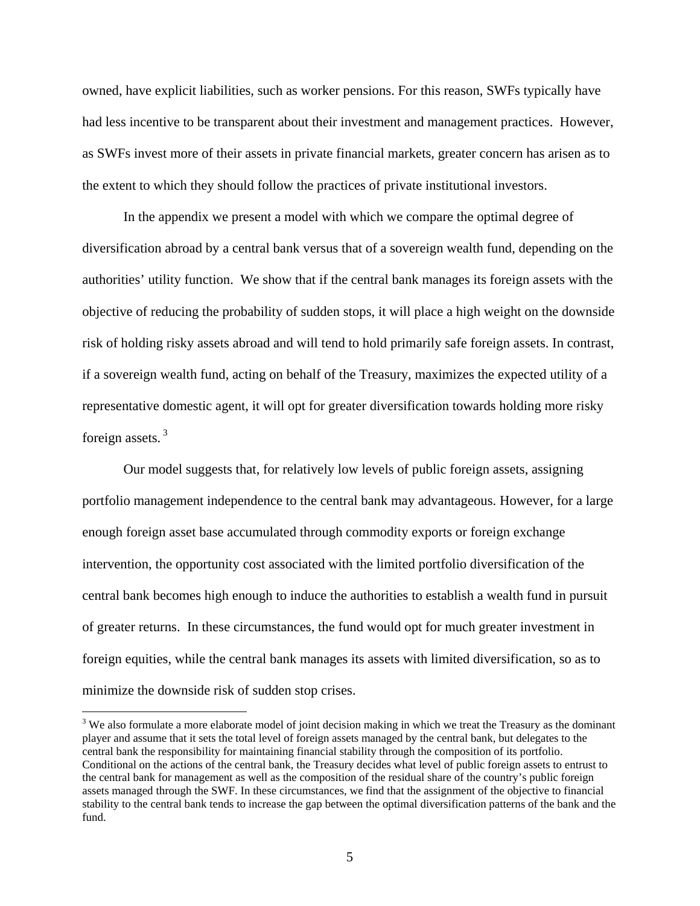owned, have explicit liabilities, such as worker pensions. For this reason, SWFs typically have had less incentive to be transparent about their investment and management practices. However, as SWFs invest more of their assets in private financial markets, greater concern has arisen as to the extent to which they should follow the practices of private institutional investors.

In the appendix we present a model with which we compare the optimal degree of diversification abroad by a central bank versus that of a sovereign wealth fund, depending on the authorities' utility function. We show that if the central bank manages its foreign assets with the objective of reducing the probability of sudden stops, it will place a high weight on the downside risk of holding risky assets abroad and will tend to hold primarily safe foreign assets. In contrast, if a sovereign wealth fund, acting on behalf of the Treasury, maximizes the expected utility of a representative domestic agent, it will opt for greater diversification towards holding more risky foreign assets. [3]

Our model suggests that, for relatively low levels of public foreign assets, assigning portfolio management independence to the central bank may advantageous. However, for a large enough foreign asset base accumulated through commodity exports or foreign exchange intervention, the opportunity cost associated with the limited portfolio diversification of the central bank becomes high enough to induce the authorities to establish a wealth fund in pursuit of greater returns. In these circumstances, the fund would opt for much greater investment in foreign equities, while the central bank manages its assets with limited diversification, so as to minimize the downside risk of sudden stop crises.

[3] We also formulate a more elaborate model of joint decision making in which we treat the Treasury as the dominant player and assume that it sets the total level of foreign assets managed by the central bank, but delegates to the central bank the responsibility for maintaining financial stability through the composition of its portfolio. Conditional on the actions of the central bank, the Treasury decides what level of public foreign assets to entrust to the central bank for management as well as the composition of the residual share of the country's public foreign assets managed through the SWF. In these circumstances, we find that the assignment of the objective to financial stability to the central bank tends to increase the gap between the optimal diversification patterns of the bank and the fund.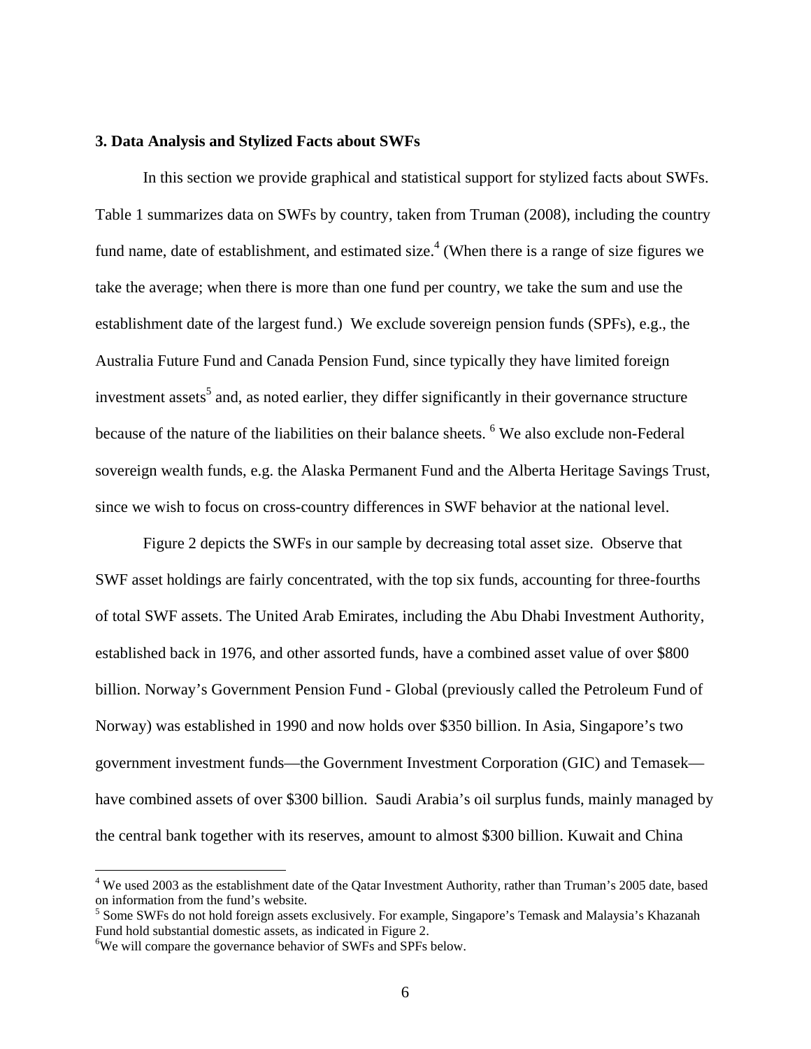### 3. Data Analysis and Stylized Facts about SWFs

In this section we provide graphical and statistical support for stylized facts about SWFs. Table 1 summarizes data on SWFs by country, taken from Truman (2008), including the country fund name, date of establishment, and estimated size.[4] (When there is a range of size figures we take the average; when there is more than one fund per country, we take the sum and use the establishment date of the largest fund.) We exclude sovereign pension funds (SPFs), e.g., the Australia Future Fund and Canada Pension Fund, since typically they have limited foreign investment assets[5] and, as noted earlier, they differ significantly in their governance structure because of the nature of the liabilities on their balance sheets. [6] We also exclude non-Federal sovereign wealth funds, e.g. the Alaska Permanent Fund and the Alberta Heritage Savings Trust, since we wish to focus on cross-country differences in SWF behavior at the national level.

Figure 2 depicts the SWFs in our sample by decreasing total asset size. Observe that SWF asset holdings are fairly concentrated, with the top six funds, accounting for three-fourths of total SWF assets. The United Arab Emirates, including the Abu Dhabi Investment Authority, established back in 1976, and other assorted funds, have a combined asset value of over \$800 billion. Norway's Government Pension Fund - Global (previously called the Petroleum Fund of Norway) was established in 1990 and now holds over \$350 billion. In Asia, Singapore's two government investment funds—the Government Investment Corporation (GIC) and Temasek—have combined assets of over \$300 billion. Saudi Arabia's oil surplus funds, mainly managed by the central bank together with its reserves, amount to almost \$300 billion. Kuwait and China

---

[4] We used 2003 as the establishment date of the Qatar Investment Authority, rather than Truman's 2005 date, based on information from the fund's website.

[5] Some SWFs do not hold foreign assets exclusively. For example, Singapore's Temask and Malaysia's Khazanah Fund hold substantial domestic assets, as indicated in Figure 2.

[6] We will compare the governance behavior of SWFs and SPFs below.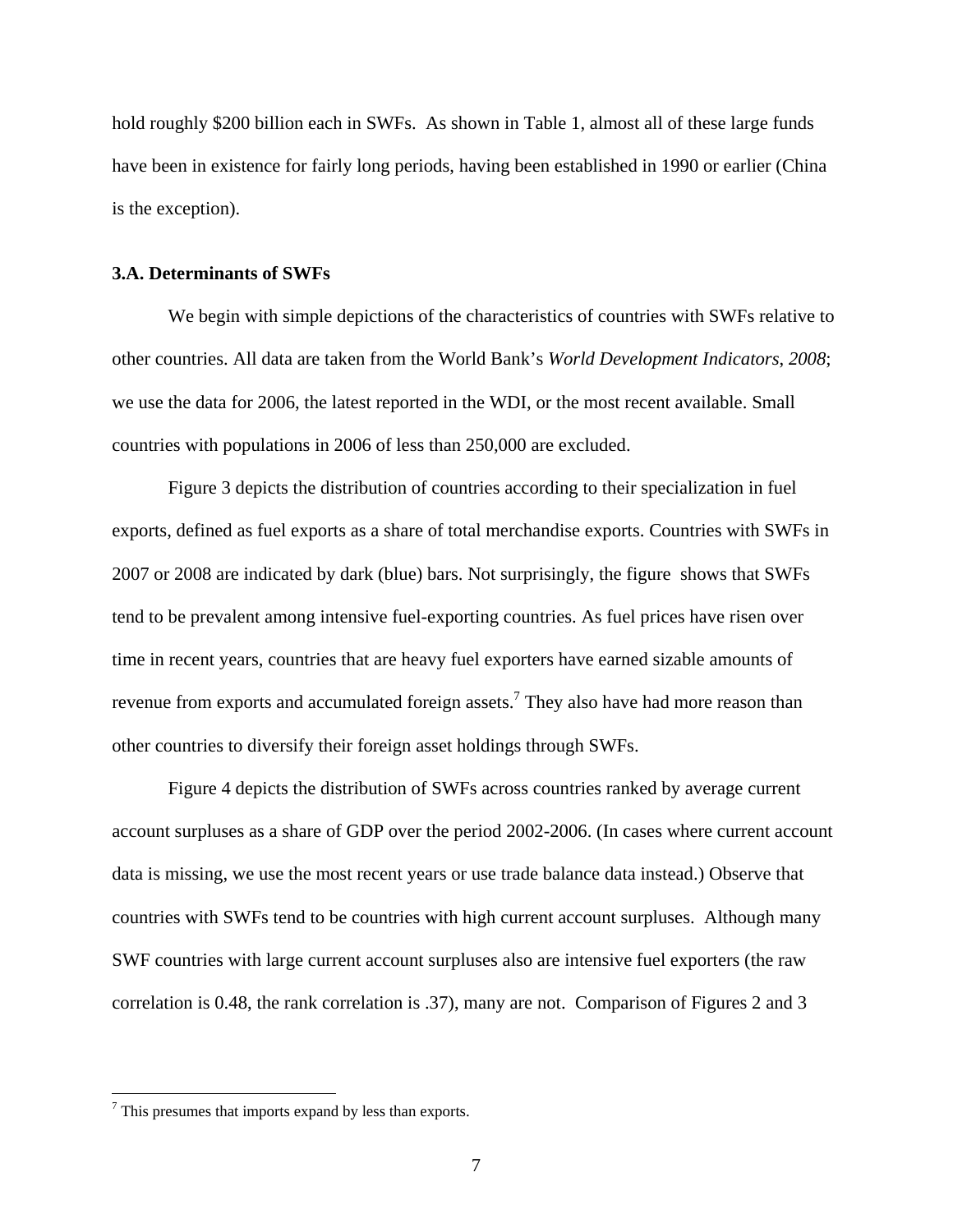hold roughly $200 billion each in SWFs. As shown in Table 1, almost all of these large funds have been in existence for fairly long periods, having been established in 1990 or earlier (China is the exception).

### 3.A. Determinants of SWFs

We begin with simple depictions of the characteristics of countries with SWFs relative to other countries. All data are taken from the World Bank's *World Development Indicators, 2008*; we use the data for 2006, the latest reported in the WDI, or the most recent available. Small countries with populations in 2006 of less than 250,000 are excluded.

Figure 3 depicts the distribution of countries according to their specialization in fuel exports, defined as fuel exports as a share of total merchandise exports. Countries with SWFs in 2007 or 2008 are indicated by dark (blue) bars. Not surprisingly, the figure shows that SWFs tend to be prevalent among intensive fuel-exporting countries. As fuel prices have risen over time in recent years, countries that are heavy fuel exporters have earned sizable amounts of revenue from exports and accumulated foreign assets.[7] They also have had more reason than other countries to diversify their foreign asset holdings through SWFs.

Figure 4 depicts the distribution of SWFs across countries ranked by average current account surpluses as a share of GDP over the period 2002-2006. (In cases where current account data is missing, we use the most recent years or use trade balance data instead.) Observe that countries with SWFs tend to be countries with high current account surpluses. Although many SWF countries with large current account surpluses also are intensive fuel exporters (the raw correlation is 0.48, the rank correlation is .37), many are not. Comparison of Figures 2 and 3

---

[7] This presumes that imports expand by less than exports.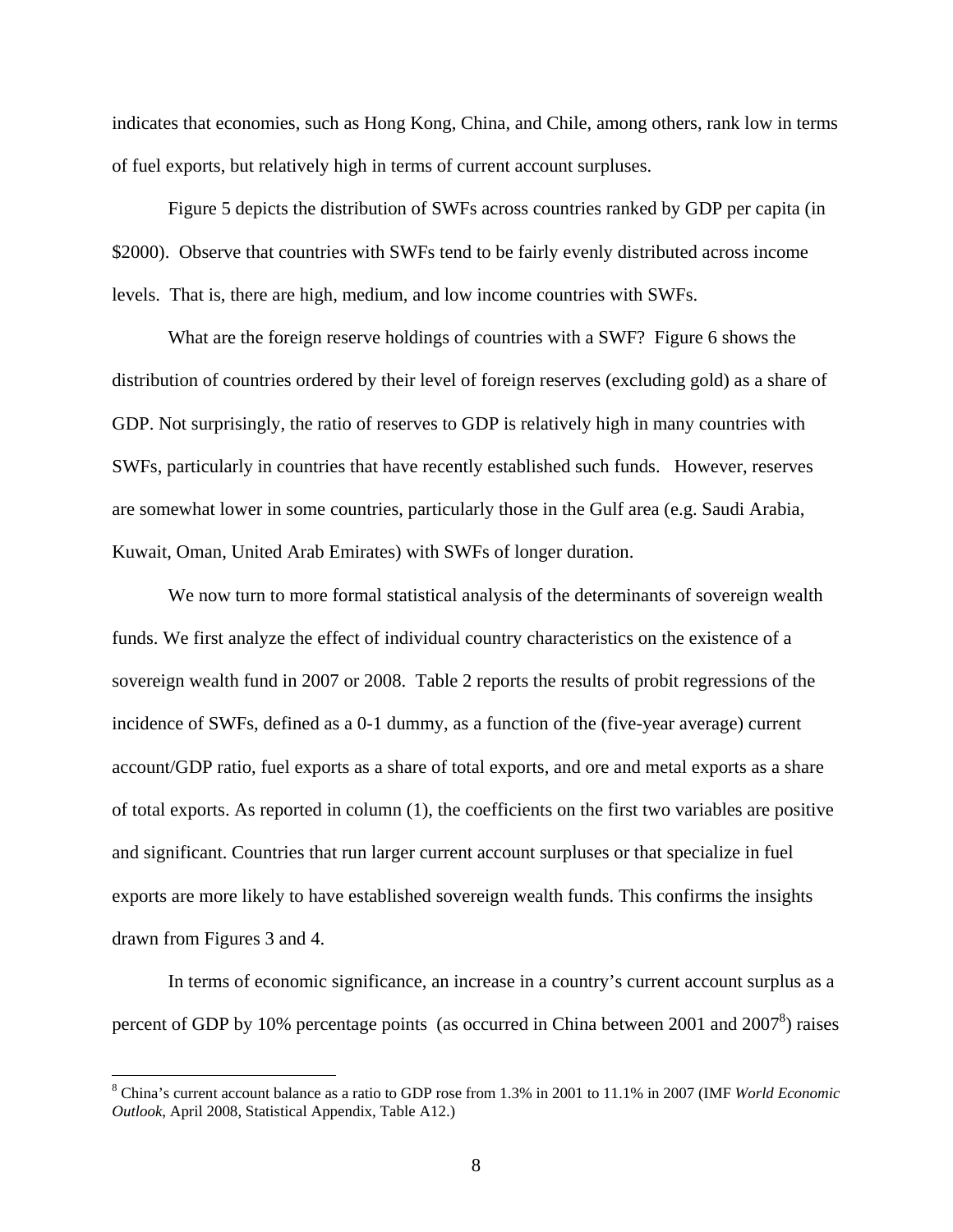indicates that economies, such as Hong Kong, China, and Chile, among others, rank low in terms of fuel exports, but relatively high in terms of current account surpluses.

Figure 5 depicts the distribution of SWFs across countries ranked by GDP per capita (in \$2000). Observe that countries with SWFs tend to be fairly evenly distributed across income levels. That is, there are high, medium, and low income countries with SWFs.

What are the foreign reserve holdings of countries with a SWF? Figure 6 shows the distribution of countries ordered by their level of foreign reserves (excluding gold) as a share of GDP. Not surprisingly, the ratio of reserves to GDP is relatively high in many countries with SWFs, particularly in countries that have recently established such funds. However, reserves are somewhat lower in some countries, particularly those in the Gulf area (e.g. Saudi Arabia, Kuwait, Oman, United Arab Emirates) with SWFs of longer duration.

We now turn to more formal statistical analysis of the determinants of sovereign wealth funds. We first analyze the effect of individual country characteristics on the existence of a sovereign wealth fund in 2007 or 2008. Table 2 reports the results of probit regressions of the incidence of SWFs, defined as a 0-1 dummy, as a function of the (five-year average) current account/GDP ratio, fuel exports as a share of total exports, and ore and metal exports as a share of total exports. As reported in column (1), the coefficients on the first two variables are positive and significant. Countries that run larger current account surpluses or that specialize in fuel exports are more likely to have established sovereign wealth funds. This confirms the insights drawn from Figures 3 and 4.

In terms of economic significance, an increase in a country's current account surplus as a percent of GDP by 10% percentage points (as occurred in China between 2001 and 2007[8]) raises

[8] China's current account balance as a ratio to GDP rose from 1.3% in 2001 to 11.1% in 2007 (IMF *World Economic Outlook*, April 2008, Statistical Appendix, Table A12.)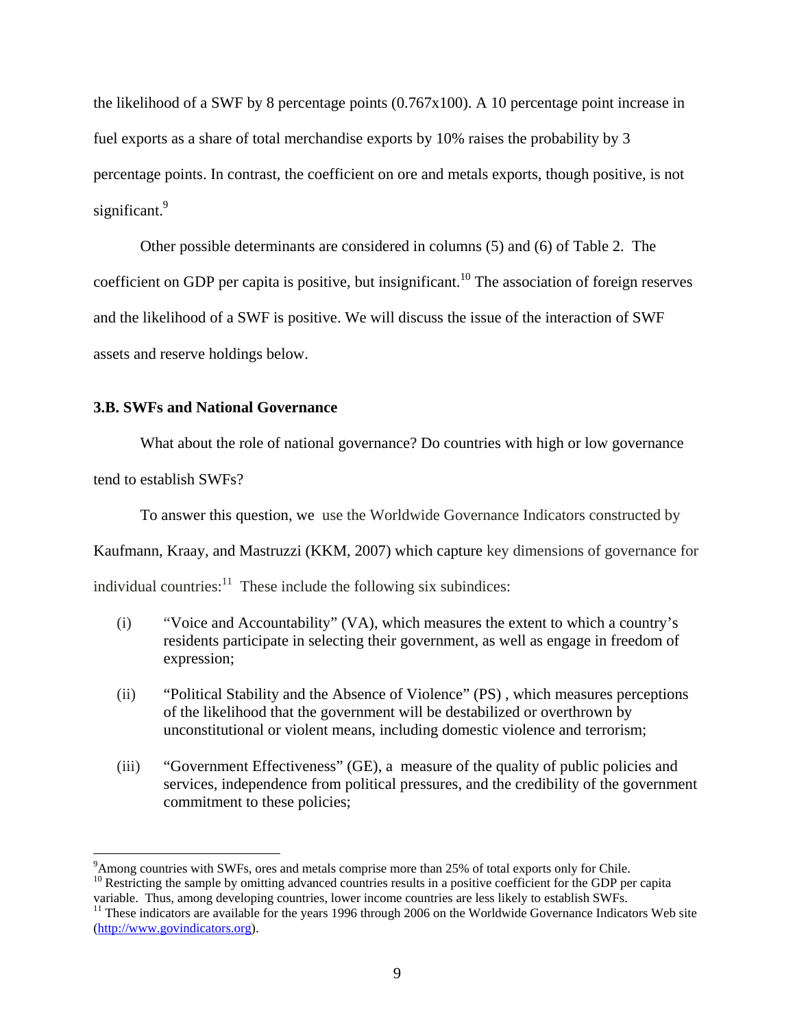the likelihood of a SWF by 8 percentage points (0.767x100). A 10 percentage point increase in fuel exports as a share of total merchandise exports by 10% raises the probability by 3 percentage points. In contrast, the coefficient on ore and metals exports, though positive, is not significant.[9]

Other possible determinants are considered in columns (5) and (6) of Table 2. The coefficient on GDP per capita is positive, but insignificant.[10] The association of foreign reserves and the likelihood of a SWF is positive. We will discuss the issue of the interaction of SWF assets and reserve holdings below.

### 3.B. SWFs and National Governance

What about the role of national governance? Do countries with high or low governance tend to establish SWFs?

To answer this question, we use the Worldwide Governance Indicators constructed by Kaufmann, Kraay, and Mastruzzi (KKM, 2007) which capture key dimensions of governance for individual countries:[11] These include the following six subindices:

(i) "Voice and Accountability" (VA), which measures the extent to which a country's residents participate in selecting their government, as well as engage in freedom of expression;

(ii) "Political Stability and the Absence of Violence" (PS) , which measures perceptions of the likelihood that the government will be destabilized or overthrown by unconstitutional or violent means, including domestic violence and terrorism;

(iii) "Government Effectiveness" (GE), a measure of the quality of public policies and services, independence from political pressures, and the credibility of the government commitment to these policies;

---

[9] Among countries with SWFs, ores and metals comprise more than 25% of total exports only for Chile.

[10] Restricting the sample by omitting advanced countries results in a positive coefficient for the GDP per capita variable. Thus, among developing countries, lower income countries are less likely to establish SWFs.

[11] These indicators are available for the years 1996 through 2006 on the Worldwide Governance Indicators Web site (http://www.govindicators.org).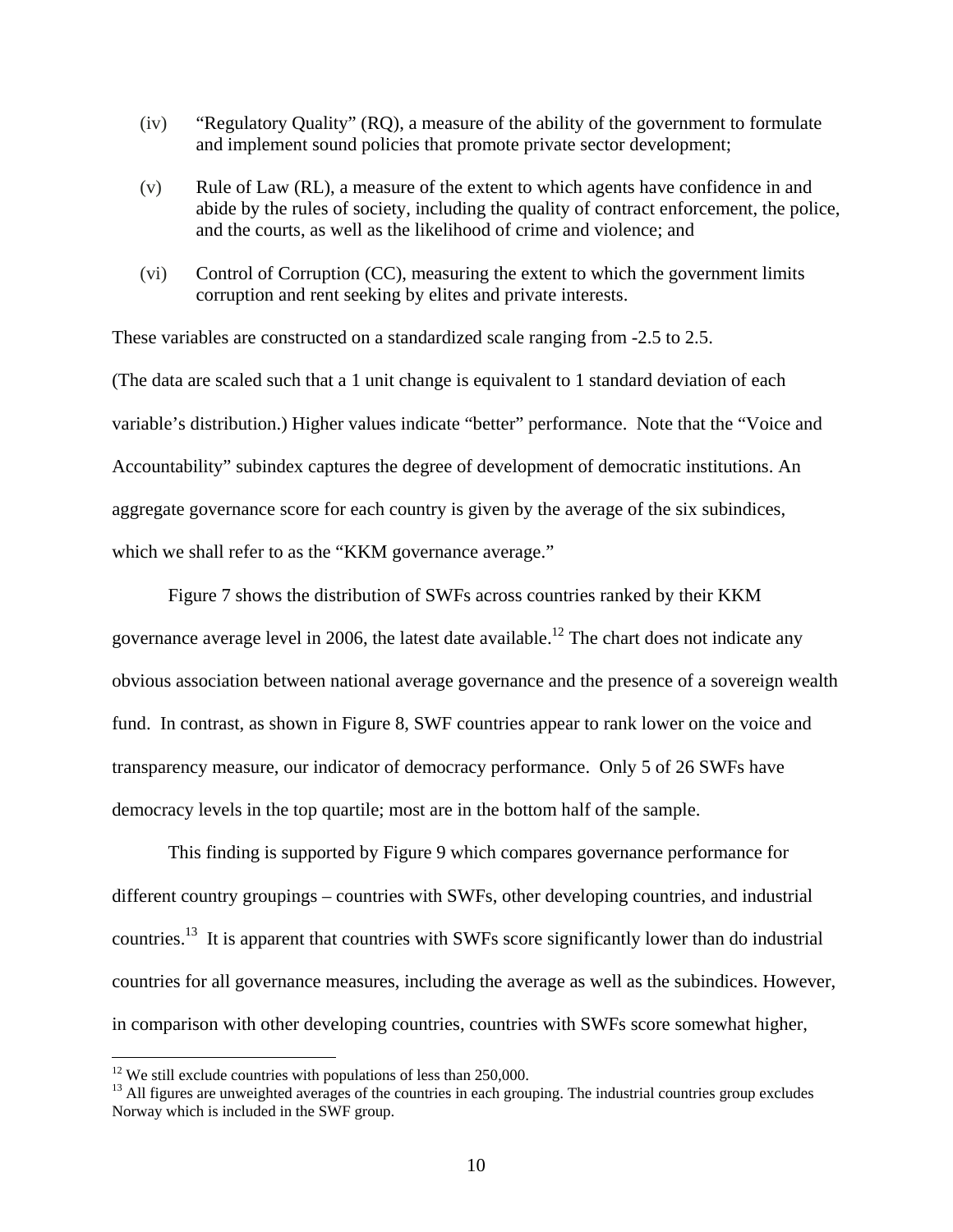(iv) "Regulatory Quality" (RQ), a measure of the ability of the government to formulate and implement sound policies that promote private sector development;

(v) Rule of Law (RL), a measure of the extent to which agents have confidence in and abide by the rules of society, including the quality of contract enforcement, the police, and the courts, as well as the likelihood of crime and violence; and

(vi) Control of Corruption (CC), measuring the extent to which the government limits corruption and rent seeking by elites and private interests.

These variables are constructed on a standardized scale ranging from -2.5 to 2.5. (The data are scaled such that a 1 unit change is equivalent to 1 standard deviation of each variable's distribution.) Higher values indicate "better" performance. Note that the "Voice and Accountability" subindex captures the degree of development of democratic institutions. An aggregate governance score for each country is given by the average of the six subindices, which we shall refer to as the "KKM governance average."

Figure 7 shows the distribution of SWFs across countries ranked by their KKM governance average level in 2006, the latest date available.[12] The chart does not indicate any obvious association between national average governance and the presence of a sovereign wealth fund. In contrast, as shown in Figure 8, SWF countries appear to rank lower on the voice and transparency measure, our indicator of democracy performance. Only 5 of 26 SWFs have democracy levels in the top quartile; most are in the bottom half of the sample.

This finding is supported by Figure 9 which compares governance performance for different country groupings – countries with SWFs, other developing countries, and industrial countries.[13] It is apparent that countries with SWFs score significantly lower than do industrial countries for all governance measures, including the average as well as the subindices. However, in comparison with other developing countries, countries with SWFs score somewhat higher,

[12] We still exclude countries with populations of less than 250,000.

[13] All figures are unweighted averages of the countries in each grouping. The industrial countries group excludes Norway which is included in the SWF group.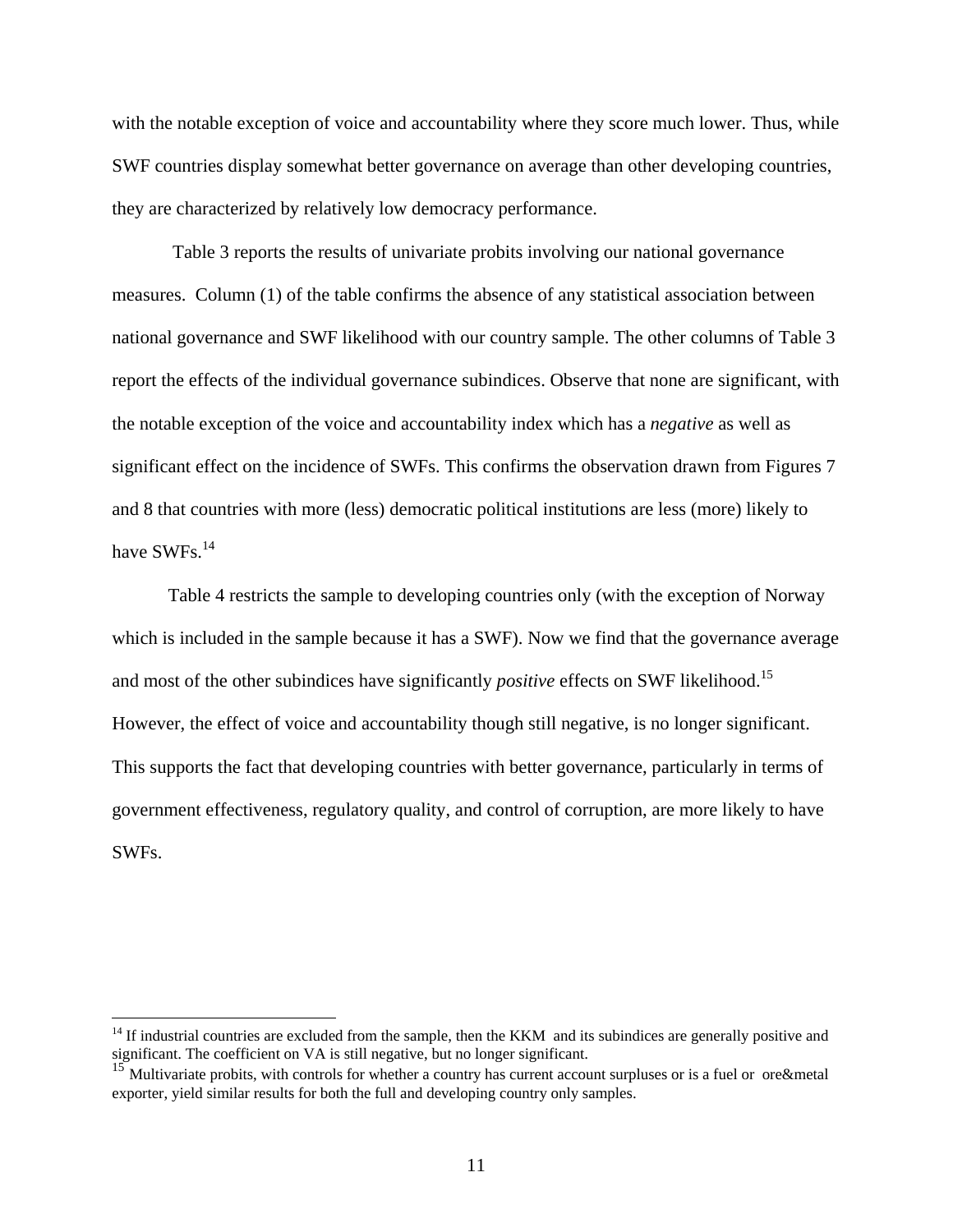with the notable exception of voice and accountability where they score much lower. Thus, while SWF countries display somewhat better governance on average than other developing countries, they are characterized by relatively low democracy performance.

Table 3 reports the results of univariate probits involving our national governance measures. Column (1) of the table confirms the absence of any statistical association between national governance and SWF likelihood with our country sample. The other columns of Table 3 report the effects of the individual governance subindices. Observe that none are significant, with the notable exception of the voice and accountability index which has a *negative* as well as significant effect on the incidence of SWFs. This confirms the observation drawn from Figures 7 and 8 that countries with more (less) democratic political institutions are less (more) likely to have SWFs.[14]

Table 4 restricts the sample to developing countries only (with the exception of Norway which is included in the sample because it has a SWF). Now we find that the governance average and most of the other subindices have significantly *positive* effects on SWF likelihood.[15] However, the effect of voice and accountability though still negative, is no longer significant. This supports the fact that developing countries with better governance, particularly in terms of government effectiveness, regulatory quality, and control of corruption, are more likely to have SWFs.

---

[14] If industrial countries are excluded from the sample, then the KKM and its subindices are generally positive and significant. The coefficient on VA is still negative, but no longer significant.

[15] Multivariate probits, with controls for whether a country has current account surpluses or is a fuel or ore&metal exporter, yield similar results for both the full and developing country only samples.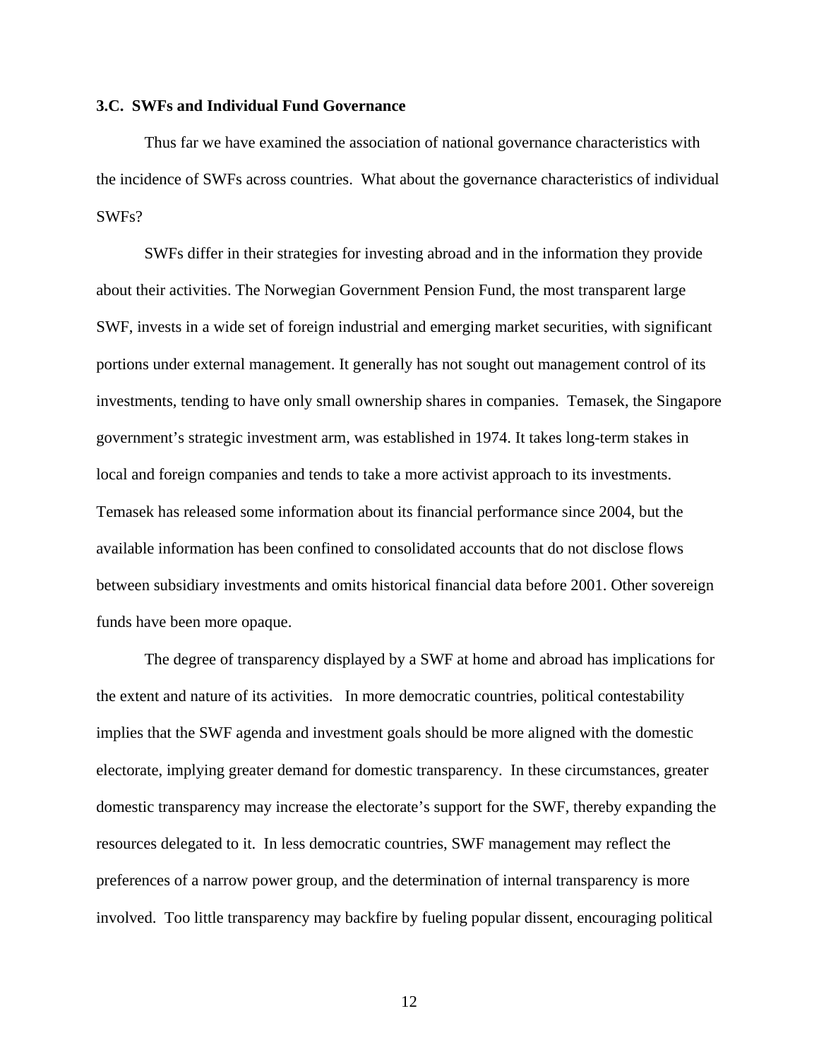### 3.C. SWFs and Individual Fund Governance

Thus far we have examined the association of national governance characteristics with the incidence of SWFs across countries. What about the governance characteristics of individual SWFs?

SWFs differ in their strategies for investing abroad and in the information they provide about their activities. The Norwegian Government Pension Fund, the most transparent large SWF, invests in a wide set of foreign industrial and emerging market securities, with significant portions under external management. It generally has not sought out management control of its investments, tending to have only small ownership shares in companies. Temasek, the Singapore government's strategic investment arm, was established in 1974. It takes long-term stakes in local and foreign companies and tends to take a more activist approach to its investments. Temasek has released some information about its financial performance since 2004, but the available information has been confined to consolidated accounts that do not disclose flows between subsidiary investments and omits historical financial data before 2001. Other sovereign funds have been more opaque.

The degree of transparency displayed by a SWF at home and abroad has implications for the extent and nature of its activities. In more democratic countries, political contestability implies that the SWF agenda and investment goals should be more aligned with the domestic electorate, implying greater demand for domestic transparency. In these circumstances, greater domestic transparency may increase the electorate's support for the SWF, thereby expanding the resources delegated to it. In less democratic countries, SWF management may reflect the preferences of a narrow power group, and the determination of internal transparency is more involved. Too little transparency may backfire by fueling popular dissent, encouraging political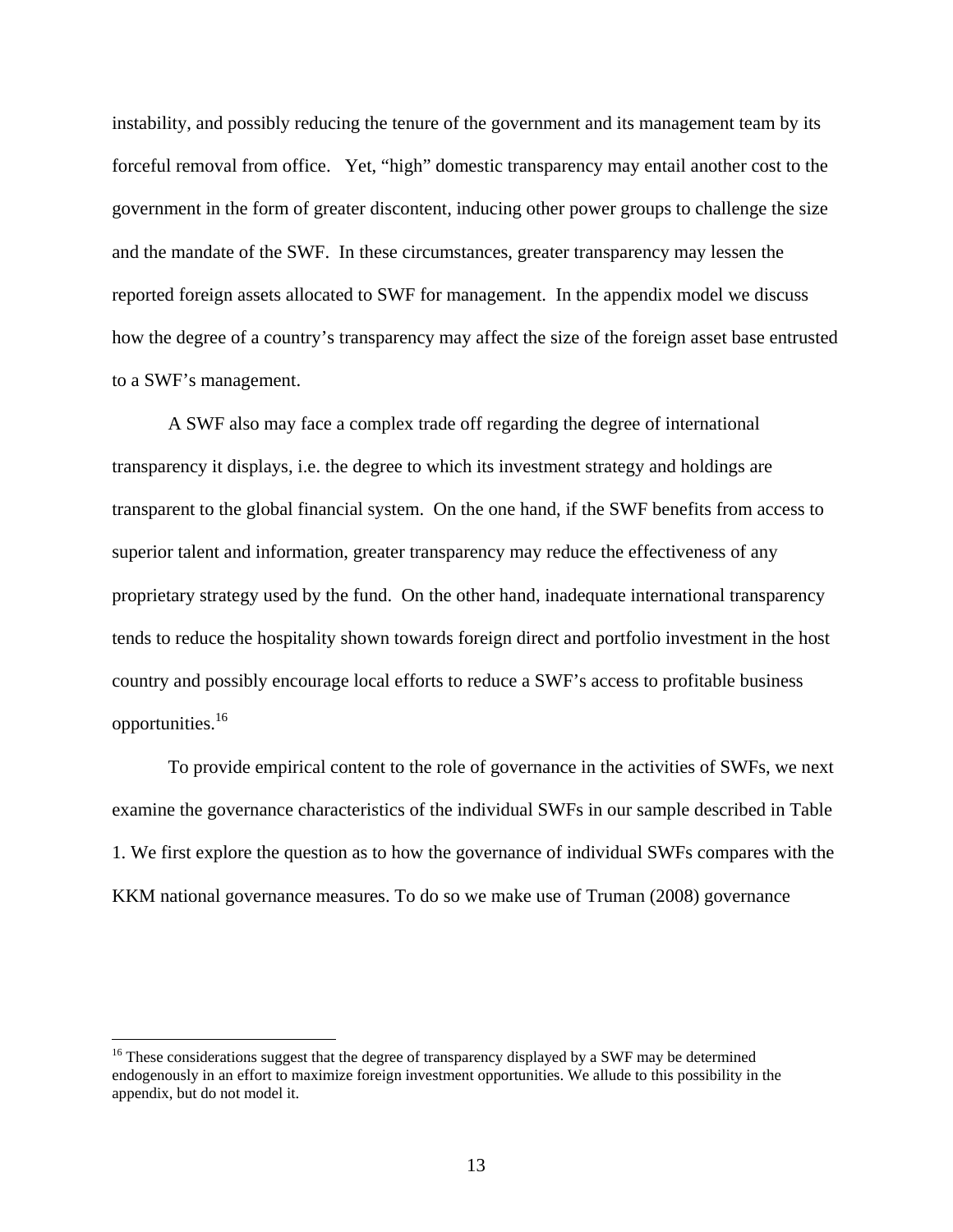instability, and possibly reducing the tenure of the government and its management team by its forceful removal from office. Yet, "high" domestic transparency may entail another cost to the government in the form of greater discontent, inducing other power groups to challenge the size and the mandate of the SWF. In these circumstances, greater transparency may lessen the reported foreign assets allocated to SWF for management. In the appendix model we discuss how the degree of a country's transparency may affect the size of the foreign asset base entrusted to a SWF's management.

A SWF also may face a complex trade off regarding the degree of international transparency it displays, i.e. the degree to which its investment strategy and holdings are transparent to the global financial system. On the one hand, if the SWF benefits from access to superior talent and information, greater transparency may reduce the effectiveness of any proprietary strategy used by the fund. On the other hand, inadequate international transparency tends to reduce the hospitality shown towards foreign direct and portfolio investment in the host country and possibly encourage local efforts to reduce a SWF's access to profitable business opportunities.[16]

To provide empirical content to the role of governance in the activities of SWFs, we next examine the governance characteristics of the individual SWFs in our sample described in Table 1. We first explore the question as to how the governance of individual SWFs compares with the KKM national governance measures. To do so we make use of Truman (2008) governance

[16] These considerations suggest that the degree of transparency displayed by a SWF may be determined endogenously in an effort to maximize foreign investment opportunities. We allude to this possibility in the appendix, but do not model it.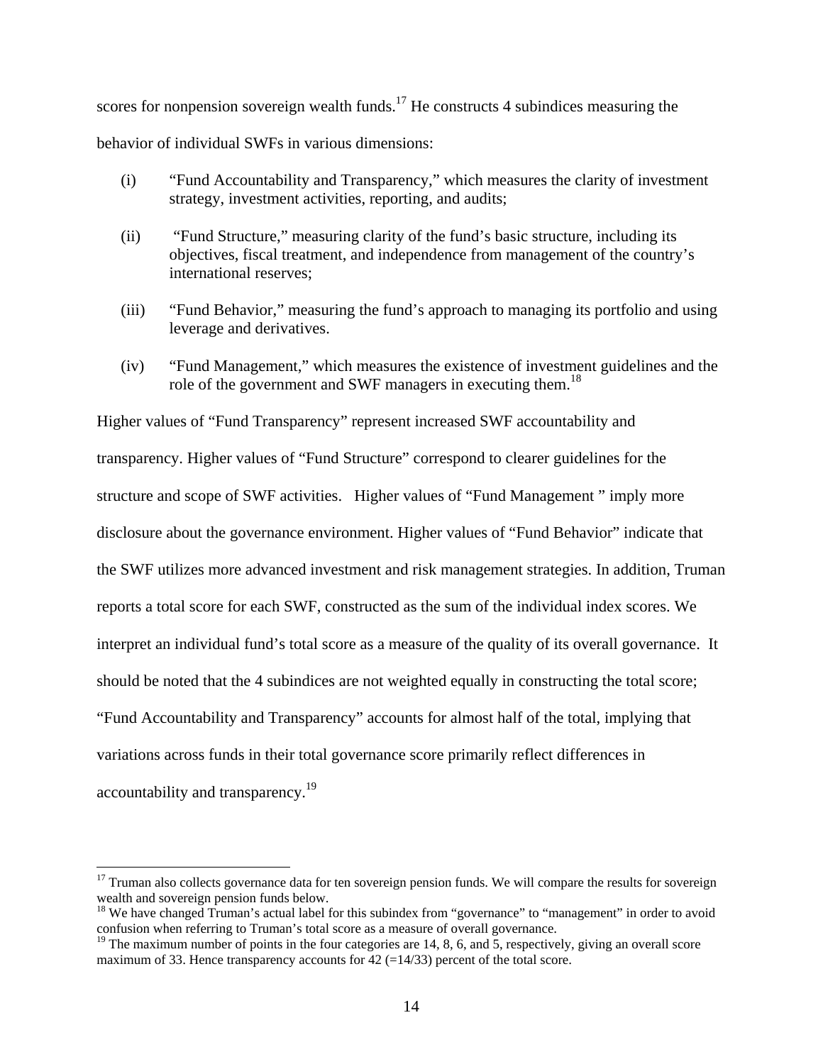scores for nonpension sovereign wealth funds.[17] He constructs 4 subindices measuring the behavior of individual SWFs in various dimensions:

(i) "Fund Accountability and Transparency," which measures the clarity of investment strategy, investment activities, reporting, and audits;

(ii) "Fund Structure," measuring clarity of the fund's basic structure, including its objectives, fiscal treatment, and independence from management of the country's international reserves;

(iii) "Fund Behavior," measuring the fund's approach to managing its portfolio and using leverage and derivatives.

(iv) "Fund Management," which measures the existence of investment guidelines and the role of the government and SWF managers in executing them.[18]

Higher values of "Fund Transparency" represent increased SWF accountability and transparency. Higher values of "Fund Structure" correspond to clearer guidelines for the structure and scope of SWF activities. Higher values of "Fund Management " imply more disclosure about the governance environment. Higher values of "Fund Behavior" indicate that the SWF utilizes more advanced investment and risk management strategies. In addition, Truman reports a total score for each SWF, constructed as the sum of the individual index scores. We interpret an individual fund's total score as a measure of the quality of its overall governance. It should be noted that the 4 subindices are not weighted equally in constructing the total score; "Fund Accountability and Transparency" accounts for almost half of the total, implying that variations across funds in their total governance score primarily reflect differences in accountability and transparency.[19]

---

[17] Truman also collects governance data for ten sovereign pension funds. We will compare the results for sovereign wealth and sovereign pension funds below.

[18] We have changed Truman's actual label for this subindex from "governance" to "management" in order to avoid confusion when referring to Truman's total score as a measure of overall governance.

[19] The maximum number of points in the four categories are 14, 8, 6, and 5, respectively, giving an overall score maximum of 33. Hence transparency accounts for 42 (=14/33) percent of the total score.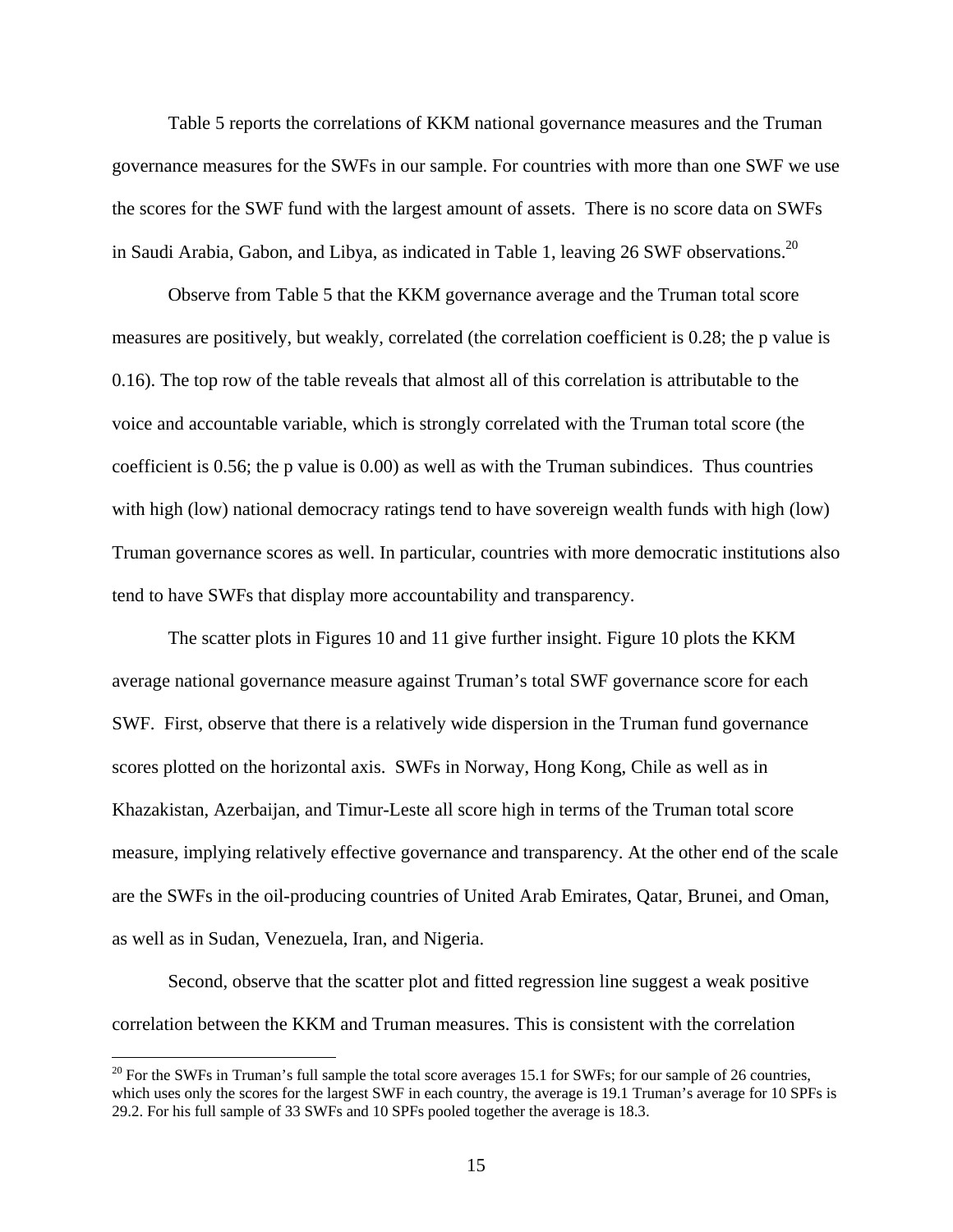Table 5 reports the correlations of KKM national governance measures and the Truman governance measures for the SWFs in our sample. For countries with more than one SWF we use the scores for the SWF fund with the largest amount of assets. There is no score data on SWFs in Saudi Arabia, Gabon, and Libya, as indicated in Table 1, leaving 26 SWF observations.[20]

Observe from Table 5 that the KKM governance average and the Truman total score measures are positively, but weakly, correlated (the correlation coefficient is 0.28; the p value is 0.16). The top row of the table reveals that almost all of this correlation is attributable to the voice and accountable variable, which is strongly correlated with the Truman total score (the coefficient is 0.56; the p value is 0.00) as well as with the Truman subindices. Thus countries with high (low) national democracy ratings tend to have sovereign wealth funds with high (low) Truman governance scores as well. In particular, countries with more democratic institutions also tend to have SWFs that display more accountability and transparency.

The scatter plots in Figures 10 and 11 give further insight. Figure 10 plots the KKM average national governance measure against Truman's total SWF governance score for each SWF. First, observe that there is a relatively wide dispersion in the Truman fund governance scores plotted on the horizontal axis. SWFs in Norway, Hong Kong, Chile as well as in Khazakistan, Azerbaijan, and Timur-Leste all score high in terms of the Truman total score measure, implying relatively effective governance and transparency. At the other end of the scale are the SWFs in the oil-producing countries of United Arab Emirates, Qatar, Brunei, and Oman, as well as in Sudan, Venezuela, Iran, and Nigeria.

Second, observe that the scatter plot and fitted regression line suggest a weak positive correlation between the KKM and Truman measures. This is consistent with the correlation

[20] For the SWFs in Truman's full sample the total score averages 15.1 for SWFs; for our sample of 26 countries, which uses only the scores for the largest SWF in each country, the average is 19.1 Truman's average for 10 SPFs is 29.2. For his full sample of 33 SWFs and 10 SPFs pooled together the average is 18.3.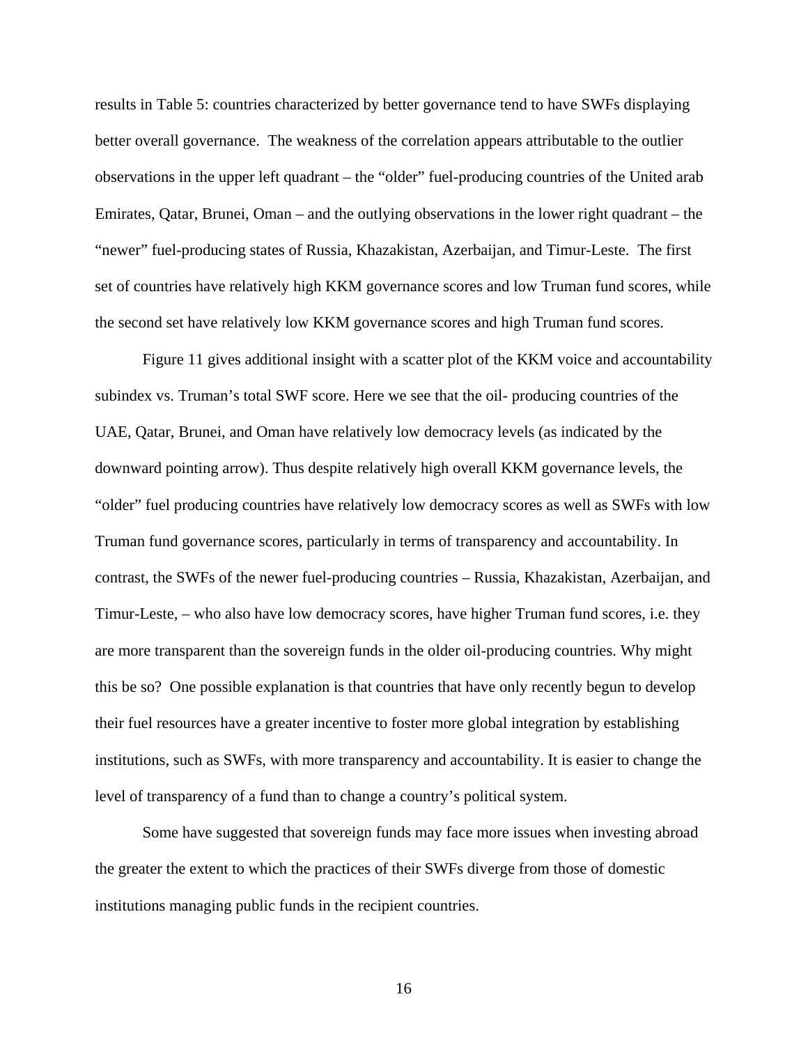results in Table 5: countries characterized by better governance tend to have SWFs displaying better overall governance. The weakness of the correlation appears attributable to the outlier observations in the upper left quadrant – the "older" fuel-producing countries of the United arab Emirates, Qatar, Brunei, Oman – and the outlying observations in the lower right quadrant – the "newer" fuel-producing states of Russia, Khazakistan, Azerbaijan, and Timur-Leste. The first set of countries have relatively high KKM governance scores and low Truman fund scores, while the second set have relatively low KKM governance scores and high Truman fund scores.

Figure 11 gives additional insight with a scatter plot of the KKM voice and accountability subindex vs. Truman's total SWF score. Here we see that the oil- producing countries of the UAE, Qatar, Brunei, and Oman have relatively low democracy levels (as indicated by the downward pointing arrow). Thus despite relatively high overall KKM governance levels, the "older" fuel producing countries have relatively low democracy scores as well as SWFs with low Truman fund governance scores, particularly in terms of transparency and accountability. In contrast, the SWFs of the newer fuel-producing countries – Russia, Khazakistan, Azerbaijan, and Timur-Leste, – who also have low democracy scores, have higher Truman fund scores, i.e. they are more transparent than the sovereign funds in the older oil-producing countries. Why might this be so? One possible explanation is that countries that have only recently begun to develop their fuel resources have a greater incentive to foster more global integration by establishing institutions, such as SWFs, with more transparency and accountability. It is easier to change the level of transparency of a fund than to change a country's political system.

Some have suggested that sovereign funds may face more issues when investing abroad the greater the extent to which the practices of their SWFs diverge from those of domestic institutions managing public funds in the recipient countries.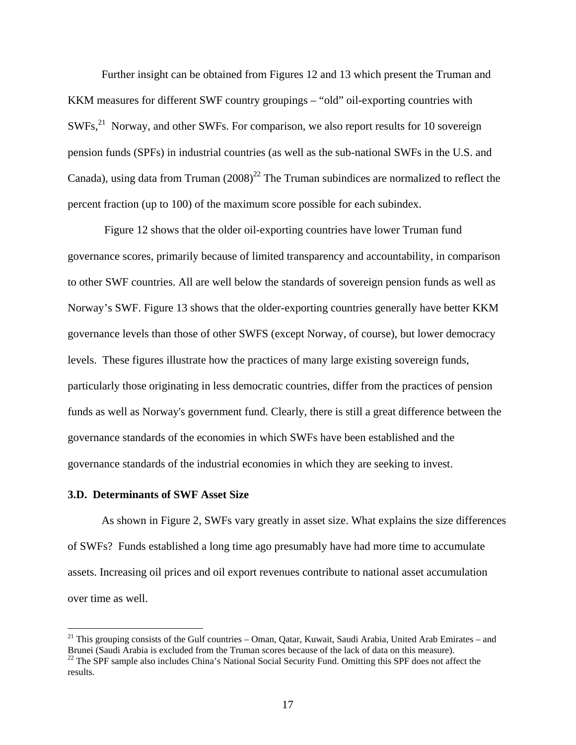Further insight can be obtained from Figures 12 and 13 which present the Truman and KKM measures for different SWF country groupings – "old" oil-exporting countries with SWFs,[21] Norway, and other SWFs. For comparison, we also report results for 10 sovereign pension funds (SPFs) in industrial countries (as well as the sub-national SWFs in the U.S. and Canada), using data from Truman (2008)[22] The Truman subindices are normalized to reflect the percent fraction (up to 100) of the maximum score possible for each subindex.

Figure 12 shows that the older oil-exporting countries have lower Truman fund governance scores, primarily because of limited transparency and accountability, in comparison to other SWF countries. All are well below the standards of sovereign pension funds as well as Norway's SWF. Figure 13 shows that the older-exporting countries generally have better KKM governance levels than those of other SWFS (except Norway, of course), but lower democracy levels. These figures illustrate how the practices of many large existing sovereign funds, particularly those originating in less democratic countries, differ from the practices of pension funds as well as Norway's government fund. Clearly, there is still a great difference between the governance standards of the economies in which SWFs have been established and the governance standards of the industrial economies in which they are seeking to invest.

### 3.D. Determinants of SWF Asset Size

As shown in Figure 2, SWFs vary greatly in asset size. What explains the size differences of SWFs? Funds established a long time ago presumably have had more time to accumulate assets. Increasing oil prices and oil export revenues contribute to national asset accumulation over time as well.

---

[21] This grouping consists of the Gulf countries – Oman, Qatar, Kuwait, Saudi Arabia, United Arab Emirates – and Brunei (Saudi Arabia is excluded from the Truman scores because of the lack of data on this measure).

[22] The SPF sample also includes China's National Social Security Fund. Omitting this SPF does not affect the results.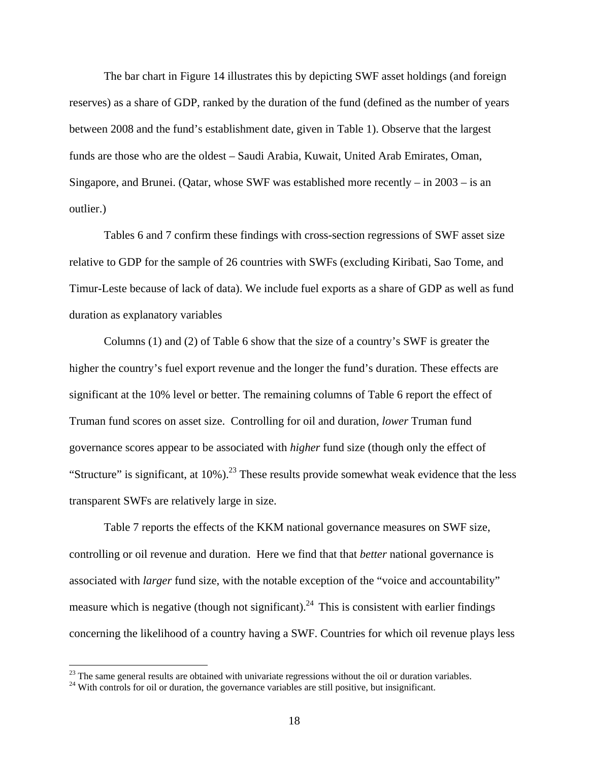The bar chart in Figure 14 illustrates this by depicting SWF asset holdings (and foreign reserves) as a share of GDP, ranked by the duration of the fund (defined as the number of years between 2008 and the fund's establishment date, given in Table 1). Observe that the largest funds are those who are the oldest – Saudi Arabia, Kuwait, United Arab Emirates, Oman, Singapore, and Brunei. (Qatar, whose SWF was established more recently – in 2003 – is an outlier.)

Tables 6 and 7 confirm these findings with cross-section regressions of SWF asset size relative to GDP for the sample of 26 countries with SWFs (excluding Kiribati, Sao Tome, and Timur-Leste because of lack of data). We include fuel exports as a share of GDP as well as fund duration as explanatory variables

Columns (1) and (2) of Table 6 show that the size of a country's SWF is greater the higher the country's fuel export revenue and the longer the fund's duration. These effects are significant at the 10% level or better. The remaining columns of Table 6 report the effect of Truman fund scores on asset size. Controlling for oil and duration, *lower* Truman fund governance scores appear to be associated with *higher* fund size (though only the effect of "Structure" is significant, at 10%).[23] These results provide somewhat weak evidence that the less transparent SWFs are relatively large in size.

Table 7 reports the effects of the KKM national governance measures on SWF size, controlling or oil revenue and duration. Here we find that that *better* national governance is associated with *larger* fund size, with the notable exception of the "voice and accountability" measure which is negative (though not significant).[24] This is consistent with earlier findings concerning the likelihood of a country having a SWF. Countries for which oil revenue plays less

---

[23] The same general results are obtained with univariate regressions without the oil or duration variables.

[24] With controls for oil or duration, the governance variables are still positive, but insignificant.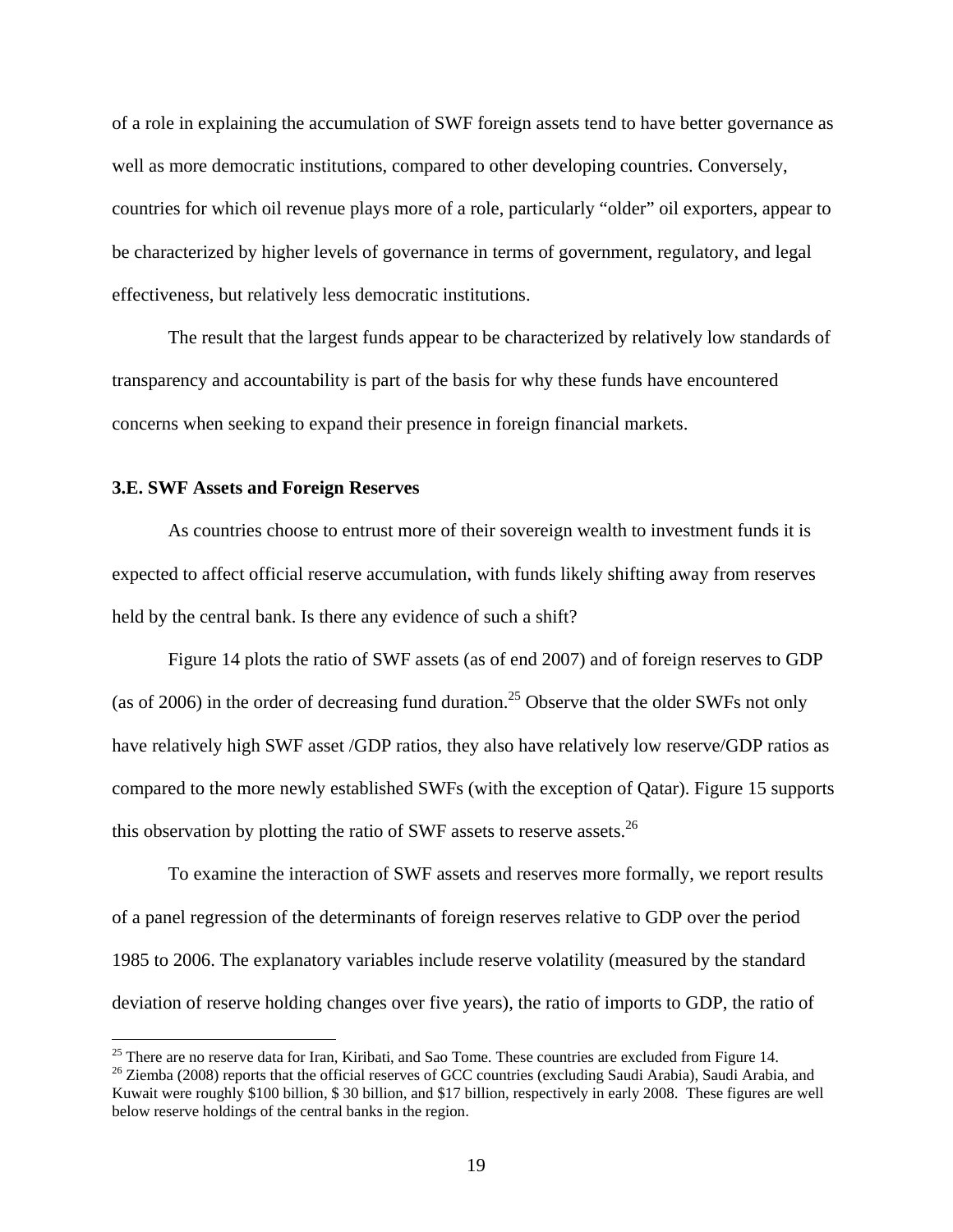of a role in explaining the accumulation of SWF foreign assets tend to have better governance as well as more democratic institutions, compared to other developing countries. Conversely, countries for which oil revenue plays more of a role, particularly "older" oil exporters, appear to be characterized by higher levels of governance in terms of government, regulatory, and legal effectiveness, but relatively less democratic institutions.

The result that the largest funds appear to be characterized by relatively low standards of transparency and accountability is part of the basis for why these funds have encountered concerns when seeking to expand their presence in foreign financial markets.

### 3.E. SWF Assets and Foreign Reserves

As countries choose to entrust more of their sovereign wealth to investment funds it is expected to affect official reserve accumulation, with funds likely shifting away from reserves held by the central bank. Is there any evidence of such a shift?

Figure 14 plots the ratio of SWF assets (as of end 2007) and of foreign reserves to GDP (as of 2006) in the order of decreasing fund duration.[25] Observe that the older SWFs not only have relatively high SWF asset /GDP ratios, they also have relatively low reserve/GDP ratios as compared to the more newly established SWFs (with the exception of Qatar). Figure 15 supports this observation by plotting the ratio of SWF assets to reserve assets.[26]

To examine the interaction of SWF assets and reserves more formally, we report results of a panel regression of the determinants of foreign reserves relative to GDP over the period 1985 to 2006. The explanatory variables include reserve volatility (measured by the standard deviation of reserve holding changes over five years), the ratio of imports to GDP, the ratio of

[25] There are no reserve data for Iran, Kiribati, and Sao Tome. These countries are excluded from Figure 14.

[26] Ziemba (2008) reports that the official reserves of GCC countries (excluding Saudi Arabia), Saudi Arabia, and Kuwait were roughly $100 billion, $ 30 billion, and $17 billion, respectively in early 2008. These figures are well below reserve holdings of the central banks in the region.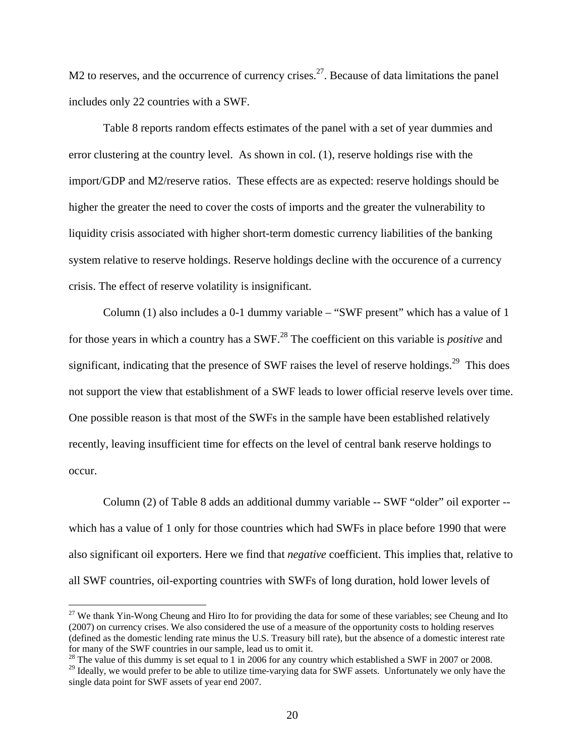M2 to reserves, and the occurrence of currency crises.[27]. Because of data limitations the panel includes only 22 countries with a SWF.

Table 8 reports random effects estimates of the panel with a set of year dummies and error clustering at the country level. As shown in col. (1), reserve holdings rise with the import/GDP and M2/reserve ratios. These effects are as expected: reserve holdings should be higher the greater the need to cover the costs of imports and the greater the vulnerability to liquidity crisis associated with higher short-term domestic currency liabilities of the banking system relative to reserve holdings. Reserve holdings decline with the occurence of a currency crisis. The effect of reserve volatility is insignificant.

Column (1) also includes a 0-1 dummy variable – "SWF present" which has a value of 1 for those years in which a country has a SWF.[28] The coefficient on this variable is *positive* and significant, indicating that the presence of SWF raises the level of reserve holdings.[29] This does not support the view that establishment of a SWF leads to lower official reserve levels over time. One possible reason is that most of the SWFs in the sample have been established relatively recently, leaving insufficient time for effects on the level of central bank reserve holdings to occur.

Column (2) of Table 8 adds an additional dummy variable -- SWF "older" oil exporter -- which has a value of 1 only for those countries which had SWFs in place before 1990 that were also significant oil exporters. Here we find that *negative* coefficient. This implies that, relative to all SWF countries, oil-exporting countries with SWFs of long duration, hold lower levels of

---

[27] We thank Yin-Wong Cheung and Hiro Ito for providing the data for some of these variables; see Cheung and Ito (2007) on currency crises. We also considered the use of a measure of the opportunity costs to holding reserves (defined as the domestic lending rate minus the U.S. Treasury bill rate), but the absence of a domestic interest rate for many of the SWF countries in our sample, lead us to omit it.

[28] The value of this dummy is set equal to 1 in 2006 for any country which established a SWF in 2007 or 2008.

[29] Ideally, we would prefer to be able to utilize time-varying data for SWF assets. Unfortunately we only have the single data point for SWF assets of year end 2007.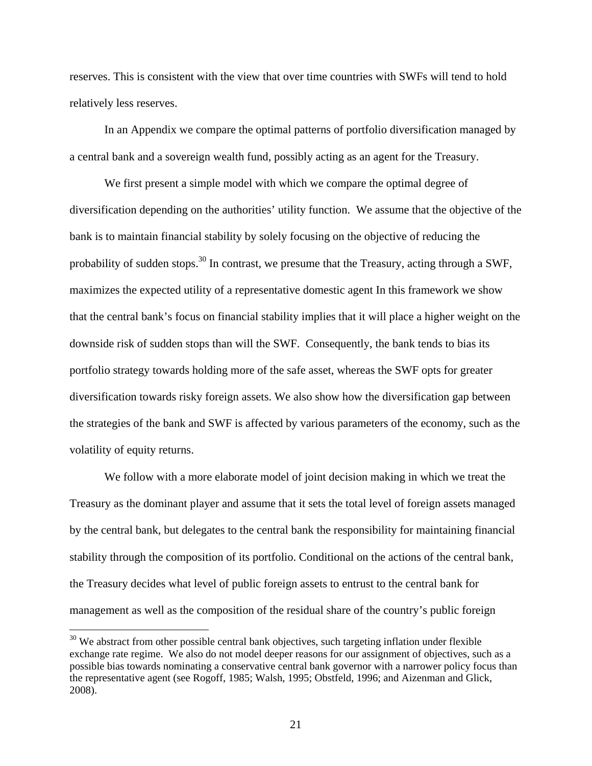reserves. This is consistent with the view that over time countries with SWFs will tend to hold relatively less reserves.

In an Appendix we compare the optimal patterns of portfolio diversification managed by a central bank and a sovereign wealth fund, possibly acting as an agent for the Treasury.

We first present a simple model with which we compare the optimal degree of diversification depending on the authorities' utility function. We assume that the objective of the bank is to maintain financial stability by solely focusing on the objective of reducing the probability of sudden stops.[30] In contrast, we presume that the Treasury, acting through a SWF, maximizes the expected utility of a representative domestic agent In this framework we show that the central bank's focus on financial stability implies that it will place a higher weight on the downside risk of sudden stops than will the SWF. Consequently, the bank tends to bias its portfolio strategy towards holding more of the safe asset, whereas the SWF opts for greater diversification towards risky foreign assets. We also show how the diversification gap between the strategies of the bank and SWF is affected by various parameters of the economy, such as the volatility of equity returns.

We follow with a more elaborate model of joint decision making in which we treat the Treasury as the dominant player and assume that it sets the total level of foreign assets managed by the central bank, but delegates to the central bank the responsibility for maintaining financial stability through the composition of its portfolio. Conditional on the actions of the central bank, the Treasury decides what level of public foreign assets to entrust to the central bank for management as well as the composition of the residual share of the country's public foreign

[30] We abstract from other possible central bank objectives, such targeting inflation under flexible exchange rate regime. We also do not model deeper reasons for our assignment of objectives, such as a possible bias towards nominating a conservative central bank governor with a narrower policy focus than the representative agent (see Rogoff, 1985; Walsh, 1995; Obstfeld, 1996; and Aizenman and Glick, 2008).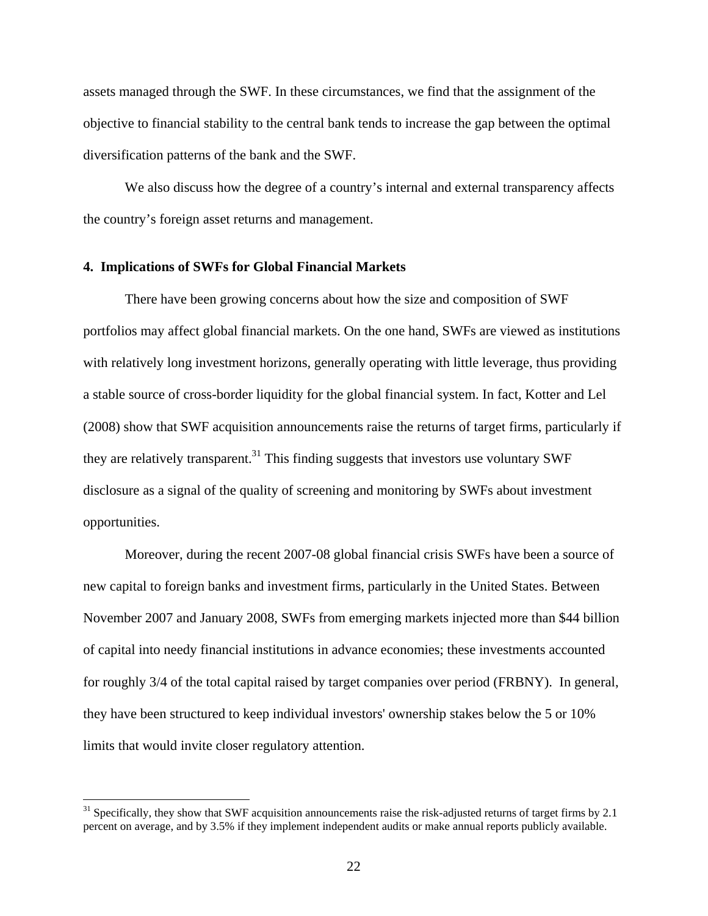assets managed through the SWF. In these circumstances, we find that the assignment of the objective to financial stability to the central bank tends to increase the gap between the optimal diversification patterns of the bank and the SWF.

We also discuss how the degree of a country's internal and external transparency affects the country's foreign asset returns and management.

## 4. Implications of SWFs for Global Financial Markets

There have been growing concerns about how the size and composition of SWF portfolios may affect global financial markets. On the one hand, SWFs are viewed as institutions with relatively long investment horizons, generally operating with little leverage, thus providing a stable source of cross-border liquidity for the global financial system. In fact, Kotter and Lel (2008) show that SWF acquisition announcements raise the returns of target firms, particularly if they are relatively transparent.[31] This finding suggests that investors use voluntary SWF disclosure as a signal of the quality of screening and monitoring by SWFs about investment opportunities.

Moreover, during the recent 2007-08 global financial crisis SWFs have been a source of new capital to foreign banks and investment firms, particularly in the United States. Between November 2007 and January 2008, SWFs from emerging markets injected more than $44 billion of capital into needy financial institutions in advance economies; these investments accounted for roughly 3/4 of the total capital raised by target companies over period (FRBNY). In general, they have been structured to keep individual investors' ownership stakes below the 5 or 10% limits that would invite closer regulatory attention.

---

[31] Specifically, they show that SWF acquisition announcements raise the risk-adjusted returns of target firms by 2.1 percent on average, and by 3.5% if they implement independent audits or make annual reports publicly available.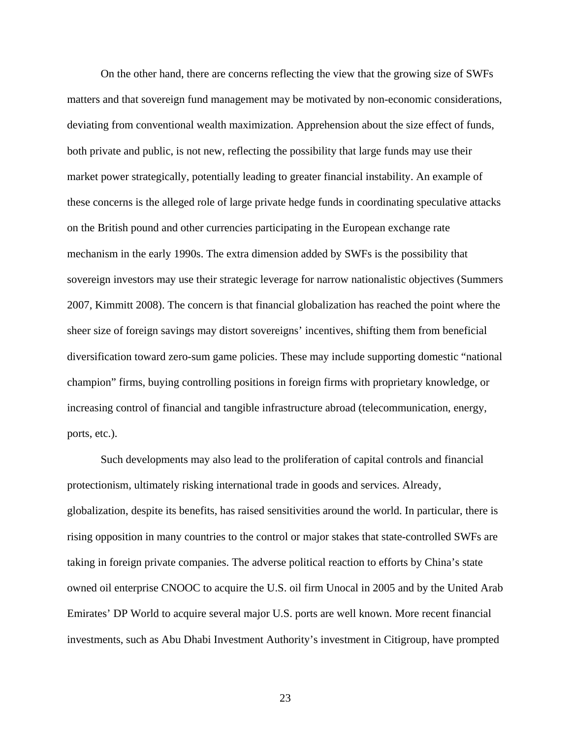On the other hand, there are concerns reflecting the view that the growing size of SWFs matters and that sovereign fund management may be motivated by non-economic considerations, deviating from conventional wealth maximization. Apprehension about the size effect of funds, both private and public, is not new, reflecting the possibility that large funds may use their market power strategically, potentially leading to greater financial instability. An example of these concerns is the alleged role of large private hedge funds in coordinating speculative attacks on the British pound and other currencies participating in the European exchange rate mechanism in the early 1990s. The extra dimension added by SWFs is the possibility that sovereign investors may use their strategic leverage for narrow nationalistic objectives (Summers 2007, Kimmitt 2008). The concern is that financial globalization has reached the point where the sheer size of foreign savings may distort sovereigns' incentives, shifting them from beneficial diversification toward zero-sum game policies. These may include supporting domestic "national champion" firms, buying controlling positions in foreign firms with proprietary knowledge, or increasing control of financial and tangible infrastructure abroad (telecommunication, energy, ports, etc.).

Such developments may also lead to the proliferation of capital controls and financial protectionism, ultimately risking international trade in goods and services. Already, globalization, despite its benefits, has raised sensitivities around the world. In particular, there is rising opposition in many countries to the control or major stakes that state-controlled SWFs are taking in foreign private companies. The adverse political reaction to efforts by China's state owned oil enterprise CNOOC to acquire the U.S. oil firm Unocal in 2005 and by the United Arab Emirates' DP World to acquire several major U.S. ports are well known. More recent financial investments, such as Abu Dhabi Investment Authority's investment in Citigroup, have prompted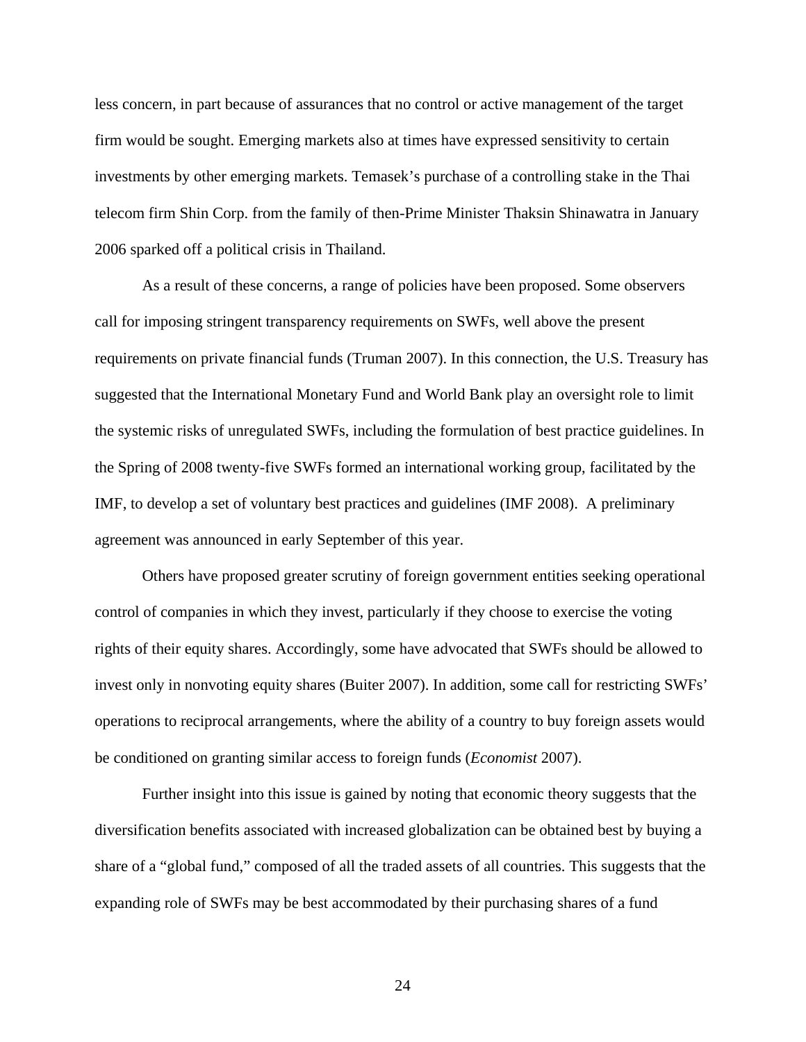less concern, in part because of assurances that no control or active management of the target firm would be sought. Emerging markets also at times have expressed sensitivity to certain investments by other emerging markets. Temasek's purchase of a controlling stake in the Thai telecom firm Shin Corp. from the family of then-Prime Minister Thaksin Shinawatra in January 2006 sparked off a political crisis in Thailand.

As a result of these concerns, a range of policies have been proposed. Some observers call for imposing stringent transparency requirements on SWFs, well above the present requirements on private financial funds (Truman 2007). In this connection, the U.S. Treasury has suggested that the International Monetary Fund and World Bank play an oversight role to limit the systemic risks of unregulated SWFs, including the formulation of best practice guidelines. In the Spring of 2008 twenty-five SWFs formed an international working group, facilitated by the IMF, to develop a set of voluntary best practices and guidelines (IMF 2008). A preliminary agreement was announced in early September of this year.

Others have proposed greater scrutiny of foreign government entities seeking operational control of companies in which they invest, particularly if they choose to exercise the voting rights of their equity shares. Accordingly, some have advocated that SWFs should be allowed to invest only in nonvoting equity shares (Buiter 2007). In addition, some call for restricting SWFs' operations to reciprocal arrangements, where the ability of a country to buy foreign assets would be conditioned on granting similar access to foreign funds (*Economist* 2007).

Further insight into this issue is gained by noting that economic theory suggests that the diversification benefits associated with increased globalization can be obtained best by buying a share of a "global fund," composed of all the traded assets of all countries. This suggests that the expanding role of SWFs may be best accommodated by their purchasing shares of a fund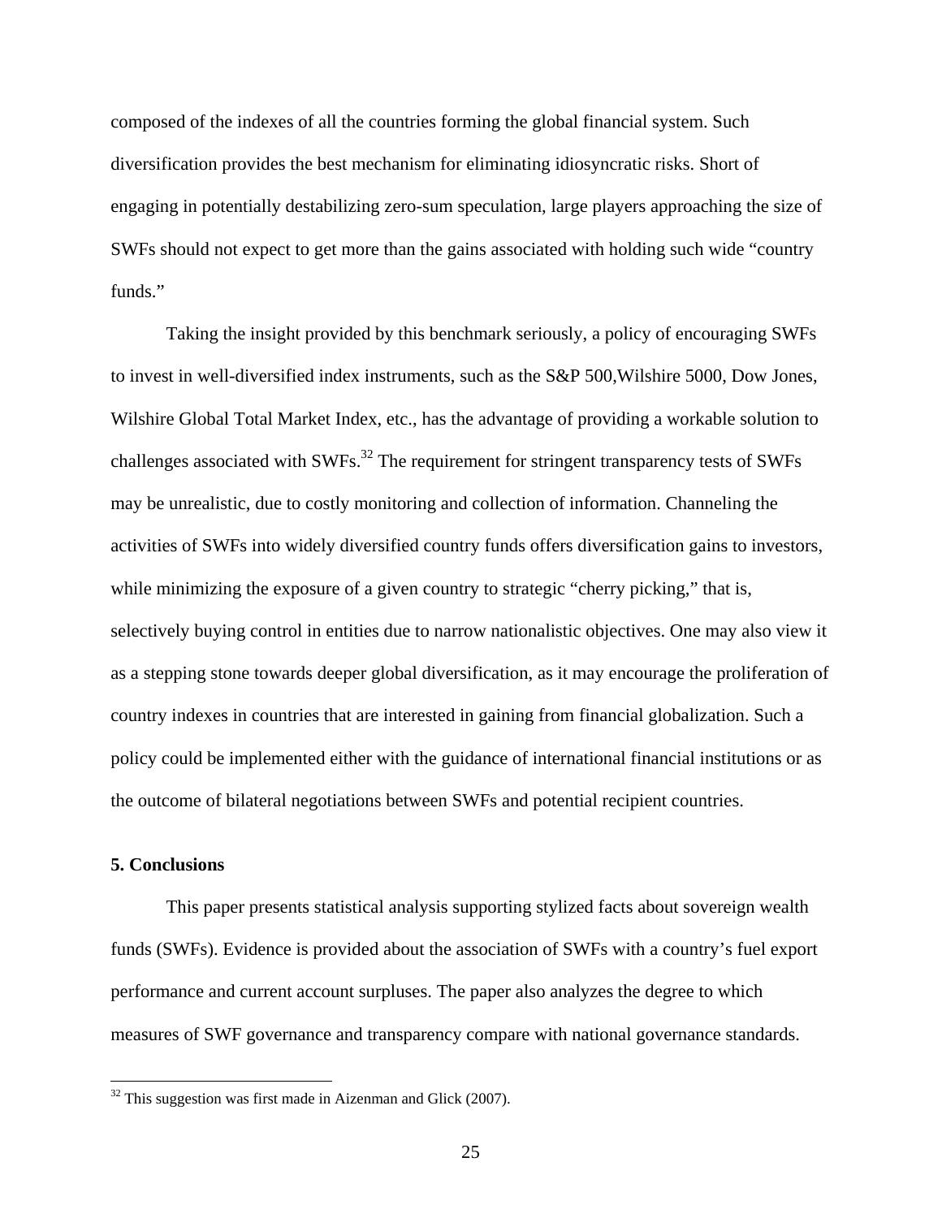composed of the indexes of all the countries forming the global financial system. Such diversification provides the best mechanism for eliminating idiosyncratic risks. Short of engaging in potentially destabilizing zero-sum speculation, large players approaching the size of SWFs should not expect to get more than the gains associated with holding such wide "country funds."

Taking the insight provided by this benchmark seriously, a policy of encouraging SWFs to invest in well-diversified index instruments, such as the S&P 500,Wilshire 5000, Dow Jones, Wilshire Global Total Market Index, etc., has the advantage of providing a workable solution to challenges associated with SWFs.[32] The requirement for stringent transparency tests of SWFs may be unrealistic, due to costly monitoring and collection of information. Channeling the activities of SWFs into widely diversified country funds offers diversification gains to investors, while minimizing the exposure of a given country to strategic "cherry picking," that is, selectively buying control in entities due to narrow nationalistic objectives. One may also view it as a stepping stone towards deeper global diversification, as it may encourage the proliferation of country indexes in countries that are interested in gaining from financial globalization. Such a policy could be implemented either with the guidance of international financial institutions or as the outcome of bilateral negotiations between SWFs and potential recipient countries.

## 5. Conclusions

This paper presents statistical analysis supporting stylized facts about sovereign wealth funds (SWFs). Evidence is provided about the association of SWFs with a country's fuel export performance and current account surpluses. The paper also analyzes the degree to which measures of SWF governance and transparency compare with national governance standards.

[32] This suggestion was first made in Aizenman and Glick (2007).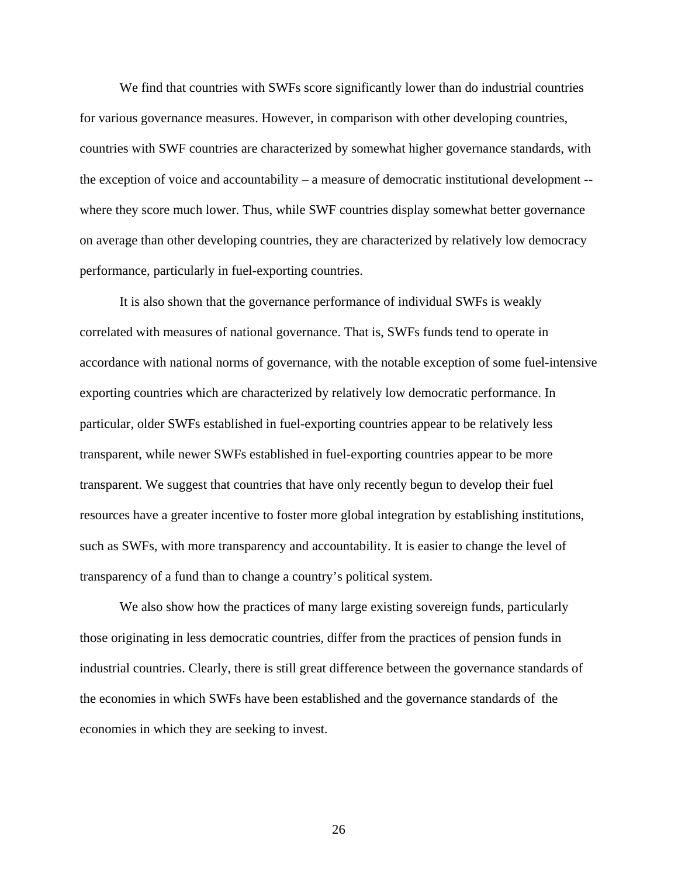We find that countries with SWFs score significantly lower than do industrial countries for various governance measures. However, in comparison with other developing countries, countries with SWF countries are characterized by somewhat higher governance standards, with the exception of voice and accountability – a measure of democratic institutional development -- where they score much lower. Thus, while SWF countries display somewhat better governance on average than other developing countries, they are characterized by relatively low democracy performance, particularly in fuel-exporting countries.

It is also shown that the governance performance of individual SWFs is weakly correlated with measures of national governance. That is, SWFs funds tend to operate in accordance with national norms of governance, with the notable exception of some fuel-intensive exporting countries which are characterized by relatively low democratic performance. In particular, older SWFs established in fuel-exporting countries appear to be relatively less transparent, while newer SWFs established in fuel-exporting countries appear to be more transparent. We suggest that countries that have only recently begun to develop their fuel resources have a greater incentive to foster more global integration by establishing institutions, such as SWFs, with more transparency and accountability. It is easier to change the level of transparency of a fund than to change a country's political system.

We also show how the practices of many large existing sovereign funds, particularly those originating in less democratic countries, differ from the practices of pension funds in industrial countries. Clearly, there is still great difference between the governance standards of the economies in which SWFs have been established and the governance standards of the economies in which they are seeking to invest.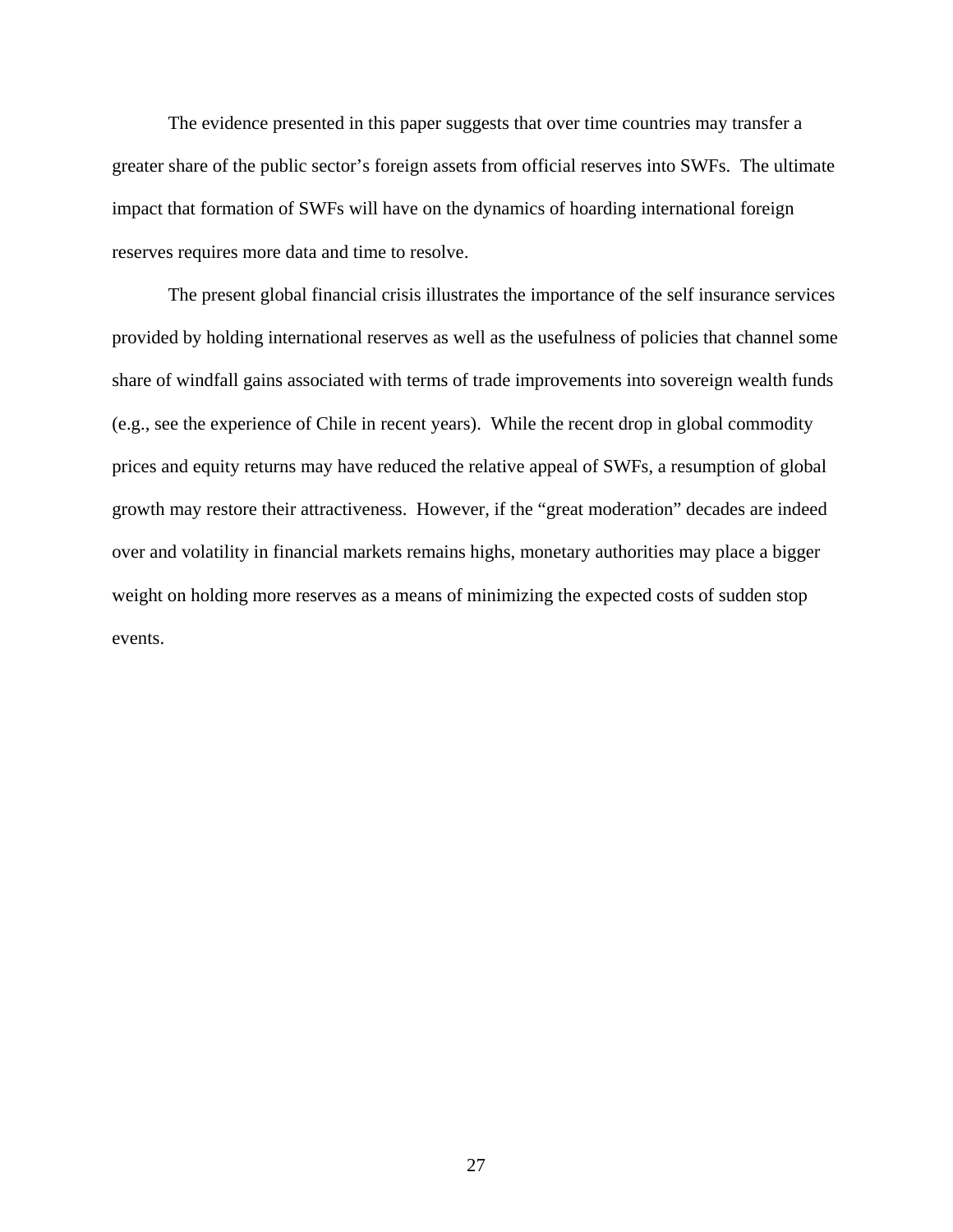The evidence presented in this paper suggests that over time countries may transfer a greater share of the public sector's foreign assets from official reserves into SWFs.  The ultimate impact that formation of SWFs will have on the dynamics of hoarding international foreign reserves requires more data and time to resolve.

The present global financial crisis illustrates the importance of the self insurance services provided by holding international reserves as well as the usefulness of policies that channel some share of windfall gains associated with terms of trade improvements into sovereign wealth funds (e.g., see the experience of Chile in recent years).  While the recent drop in global commodity prices and equity returns may have reduced the relative appeal of SWFs, a resumption of global growth may restore their attractiveness.  However, if the "great moderation" decades are indeed over and volatility in financial markets remains highs, monetary authorities may place a bigger weight on holding more reserves as a means of minimizing the expected costs of sudden stop events.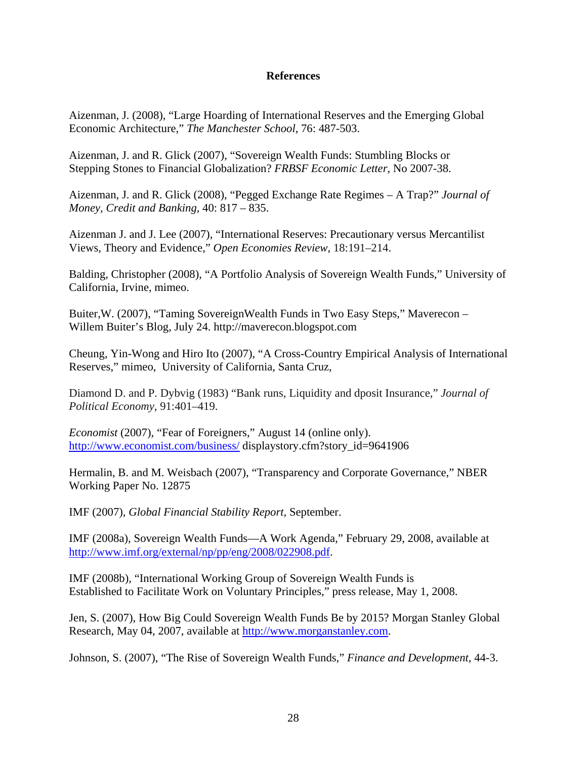# References

Aizenman, J. (2008), "Large Hoarding of International Reserves and the Emerging Global Economic Architecture," *The Manchester School*, 76: 487-503.

Aizenman, J. and R. Glick (2007), "Sovereign Wealth Funds: Stumbling Blocks or Stepping Stones to Financial Globalization? *FRBSF Economic Letter*, No 2007-38.

Aizenman, J. and R. Glick (2008), "Pegged Exchange Rate Regimes – A Trap?" *Journal of Money, Credit and Banking*, 40: 817 – 835.

Aizenman J. and J. Lee (2007), "International Reserves: Precautionary versus Mercantilist Views, Theory and Evidence," *Open Economies Review*, 18:191–214.

Balding, Christopher (2008), "A Portfolio Analysis of Sovereign Wealth Funds," University of California, Irvine, mimeo.

Buiter,W. (2007), "Taming SovereignWealth Funds in Two Easy Steps," Maverecon – Willem Buiter's Blog, July 24. http://maverecon.blogspot.com

Cheung, Yin-Wong and Hiro Ito (2007), "A Cross-Country Empirical Analysis of International Reserves," mimeo, University of California, Santa Cruz,

Diamond D. and P. Dybvig (1983) "Bank runs, Liquidity and dposit Insurance," *Journal of Political Economy*, 91:401–419.

*Economist* (2007), "Fear of Foreigners," August 14 (online only). http://www.economist.com/business/ displaystory.cfm?story_id=9641906

Hermalin, B. and M. Weisbach (2007), "Transparency and Corporate Governance," NBER Working Paper No. 12875

IMF (2007), *Global Financial Stability Report*, September.

IMF (2008a), Sovereign Wealth Funds—A Work Agenda," February 29, 2008, available at http://www.imf.org/external/np/pp/eng/2008/022908.pdf.

IMF (2008b), "International Working Group of Sovereign Wealth Funds is Established to Facilitate Work on Voluntary Principles," press release, May 1, 2008.

Jen, S. (2007), How Big Could Sovereign Wealth Funds Be by 2015? Morgan Stanley Global Research, May 04, 2007, available at http://www.morganstanley.com.

Johnson, S. (2007), "The Rise of Sovereign Wealth Funds," *Finance and Development*, 44-3.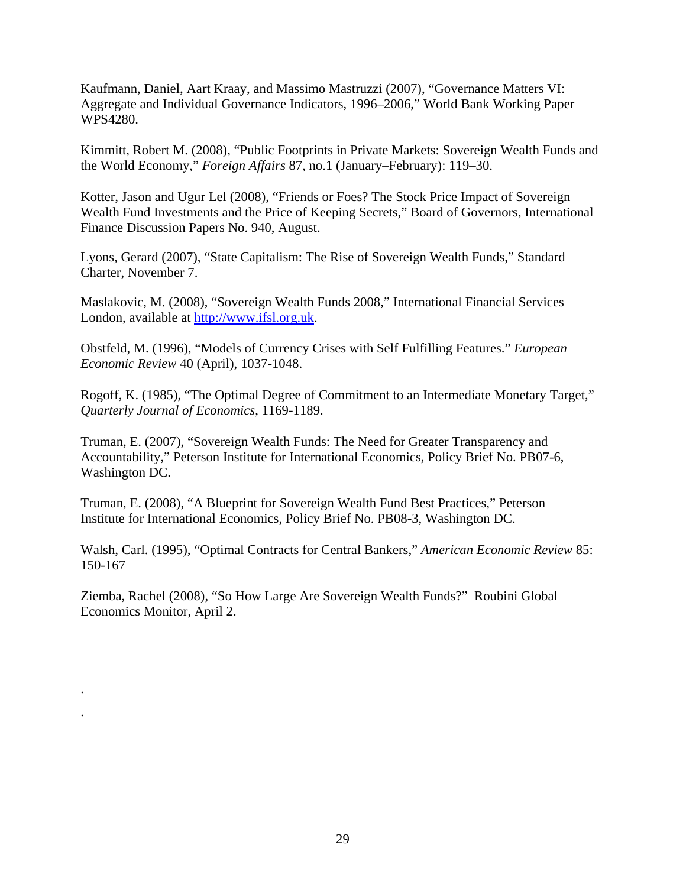Kaufmann, Daniel, Aart Kraay, and Massimo Mastruzzi (2007), "Governance Matters VI: Aggregate and Individual Governance Indicators, 1996–2006," World Bank Working Paper WPS4280.

Kimmitt, Robert M. (2008), "Public Footprints in Private Markets: Sovereign Wealth Funds and the World Economy," *Foreign Affairs* 87, no.1 (January–February): 119–30.

Kotter, Jason and Ugur Lel (2008), "Friends or Foes? The Stock Price Impact of Sovereign Wealth Fund Investments and the Price of Keeping Secrets," Board of Governors, International Finance Discussion Papers No. 940, August.

Lyons, Gerard (2007), "State Capitalism: The Rise of Sovereign Wealth Funds," Standard Charter, November 7.

Maslakovic, M. (2008), "Sovereign Wealth Funds 2008," International Financial Services London, available at http://www.ifsl.org.uk.

Obstfeld, M. (1996), "Models of Currency Crises with Self Fulfilling Features." *European Economic Review* 40 (April), 1037-1048.

Rogoff, K. (1985), "The Optimal Degree of Commitment to an Intermediate Monetary Target," *Quarterly Journal of Economics*, 1169-1189.

Truman, E. (2007), "Sovereign Wealth Funds: The Need for Greater Transparency and Accountability," Peterson Institute for International Economics, Policy Brief No. PB07-6, Washington DC.

Truman, E. (2008), "A Blueprint for Sovereign Wealth Fund Best Practices," Peterson Institute for International Economics, Policy Brief No. PB08-3, Washington DC.

Walsh, Carl. (1995), "Optimal Contracts for Central Bankers," *American Economic Review* 85: 150-167

Ziemba, Rachel (2008), "So How Large Are Sovereign Wealth Funds?" Roubini Global Economics Monitor, April 2.

.

.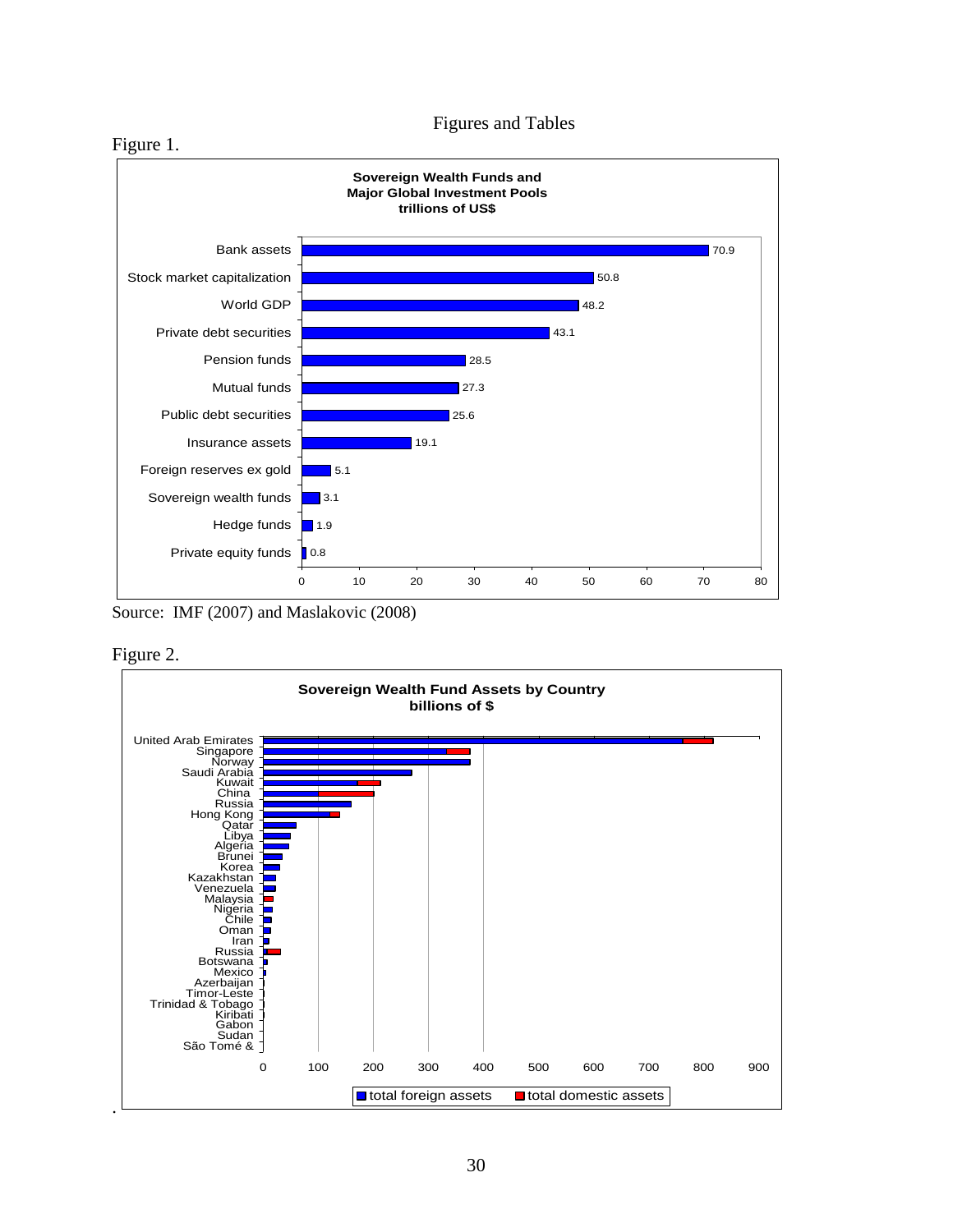Figures and Tables

Figure 1.

**Sovereign Wealth Funds and Major Global Investment Pools trillions of US$**

| Category | Trillions of US$ |
|---|---|
| Bank assets | 70.9 |
| Stock market capitalization | 50.8 |
| World GDP | 48.2 |
| Private debt securities | 43.1 |
| Pension funds | 28.5 |
| Mutual funds | 27.3 |
| Public debt securities | 25.6 |
| Insurance assets | 19.1 |
| Foreign reserves ex gold | 5.1 |
| Sovereign wealth funds | 3.1 |
| Hedge funds | 1.9 |
| Private equity funds | 0.8 |

Source: IMF (2007) and Maslakovic (2008)

Figure 2.

**Sovereign Wealth Fund Assets by Country billions of $**

Countries shown (total foreign assets and total domestic assets): United Arab Emirates, Singapore, Norway, Saudi Arabia, Kuwait, China, Russia, Hong Kong, Qatar, Libya, Algeria, Brunei, Korea, Kazakhstan, Venezuela, Malaysia, Nigeria, Chile, Oman, Iran, Russia, Botswana, Mexico, Azerbaijan, Timor-Leste, Trinidad & Tobago, Kiribati, Gabon, Sudan, São Tomé &

Axis: 0, 100, 200, 300, 400, 500, 600, 700, 800, 900

Legend: total foreign assets; total domestic assets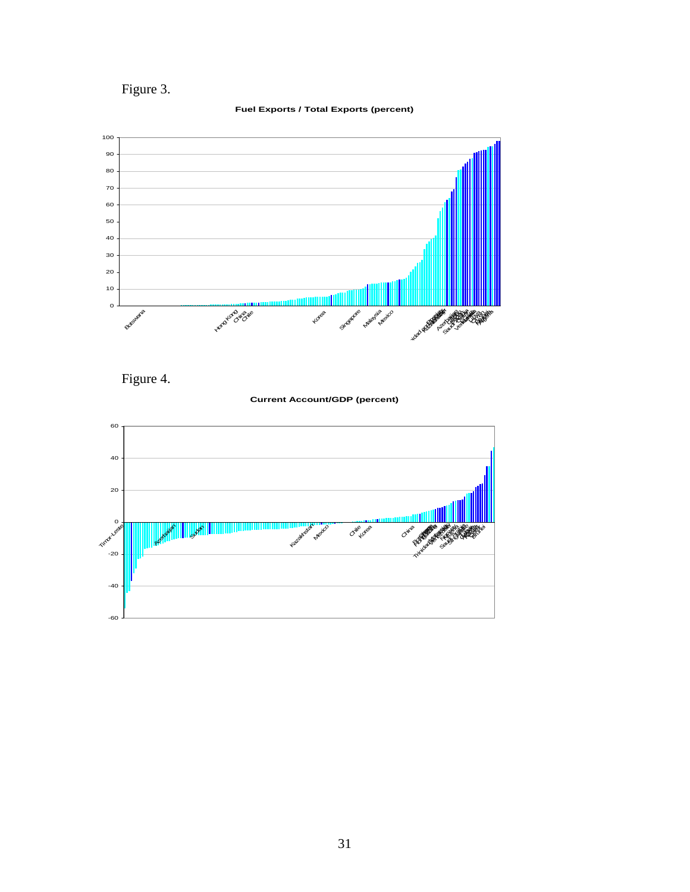Figure 3.

**Fuel Exports / Total Exports (percent)**

Figure 4.

**Current Account/GDP (percent)**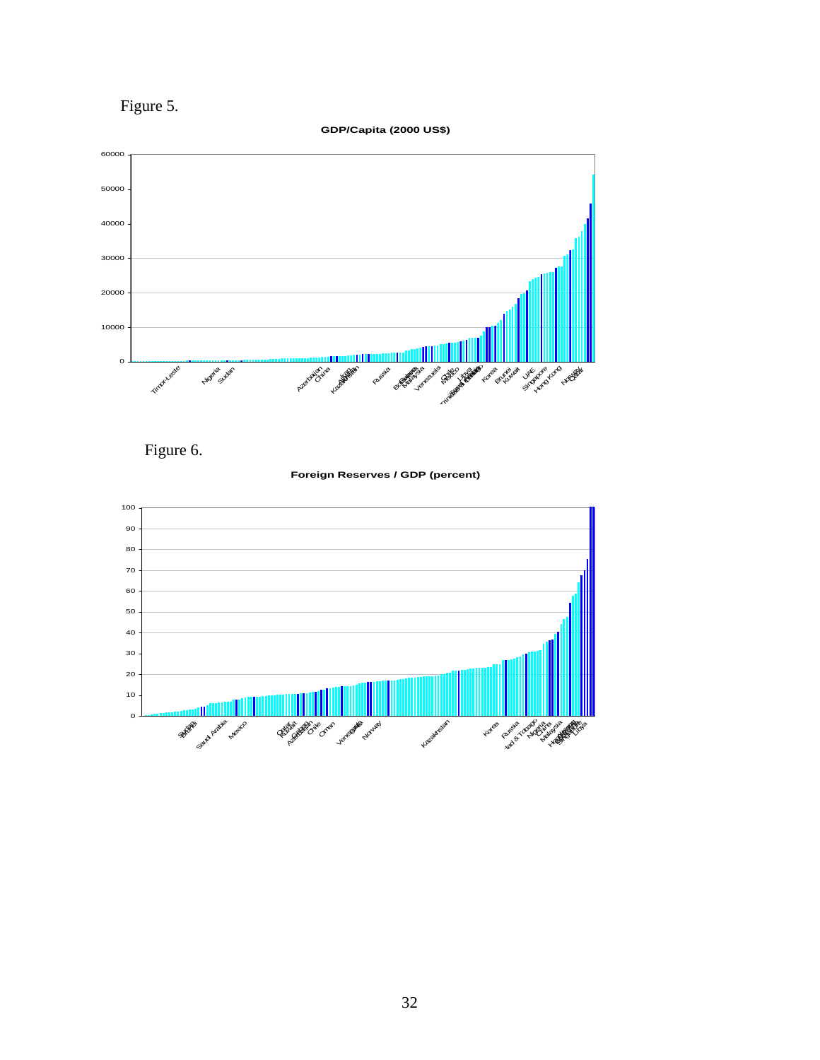Figure 5.

**GDP/Capita (2000 US$)**

Figure 6.

**Foreign Reserves / GDP (percent)**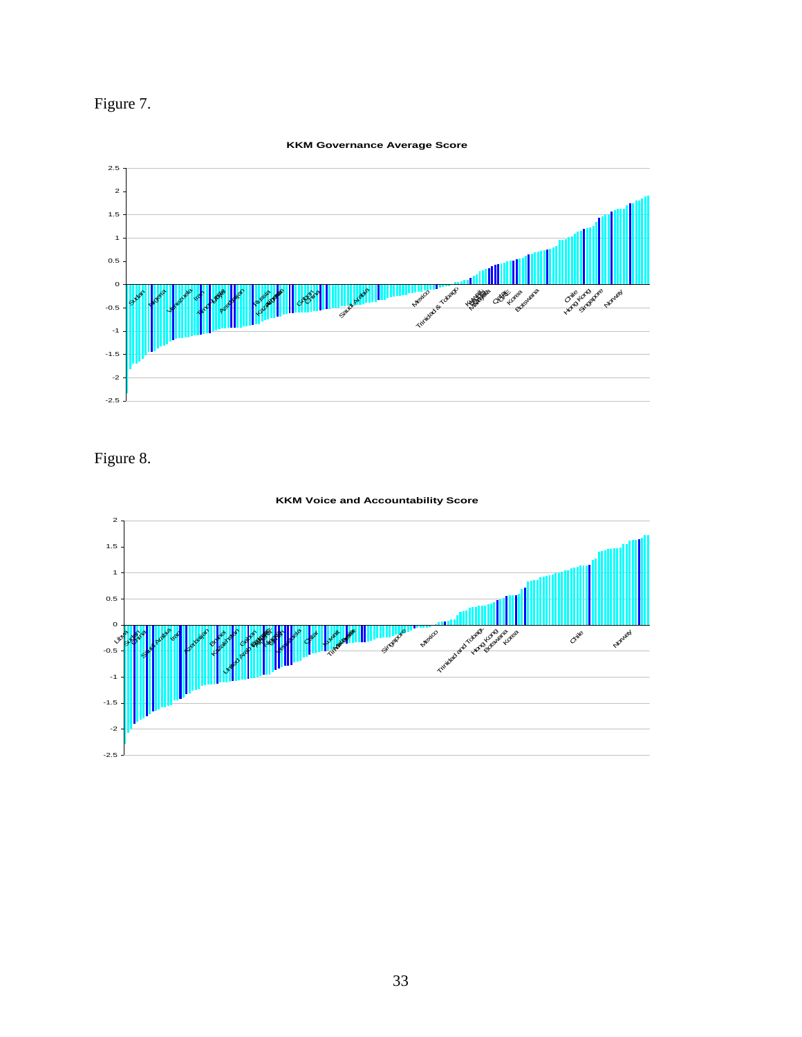Figure 7.

Figure 8.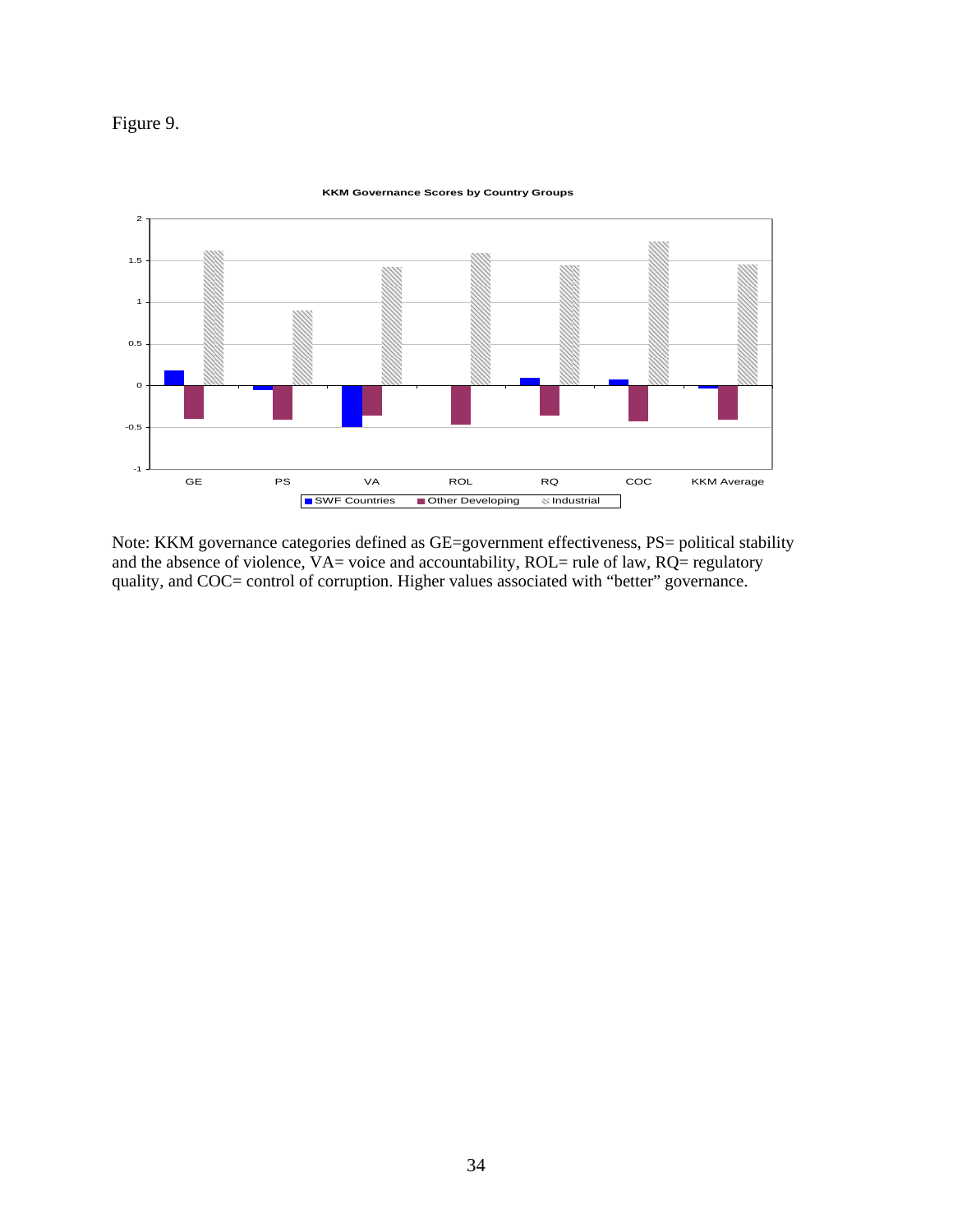Figure 9.

**KKM Governance Scores by Country Groups**

Note: KKM governance categories defined as GE=government effectiveness, PS= political stability and the absence of violence, VA= voice and accountability, ROL= rule of law, RQ= regulatory quality, and COC= control of corruption. Higher values associated with "better" governance.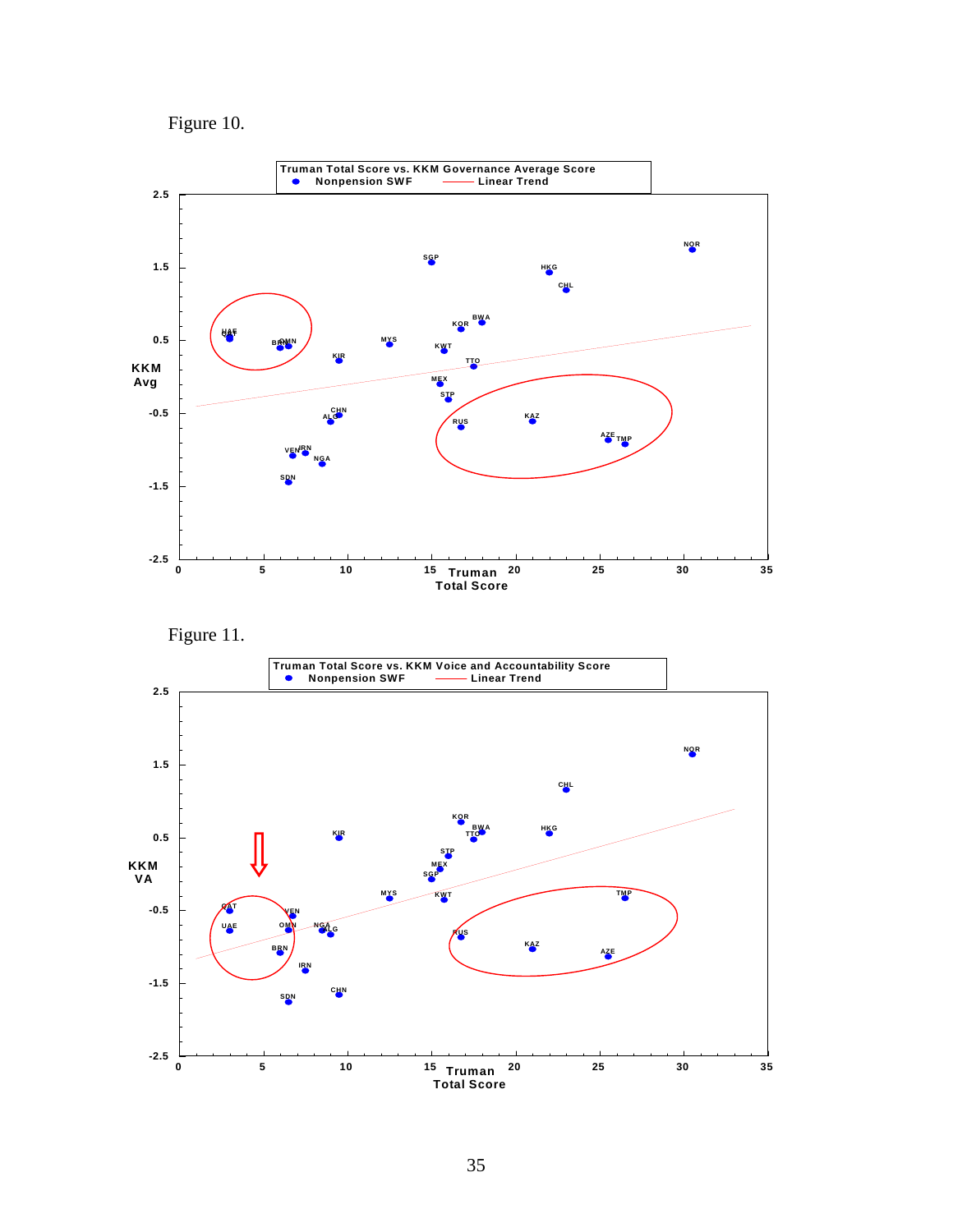Figure 10.

Truman Total Score vs. KKM Governance Average Score

Figure 11.

Truman Total Score vs. KKM Voice and Accountability Score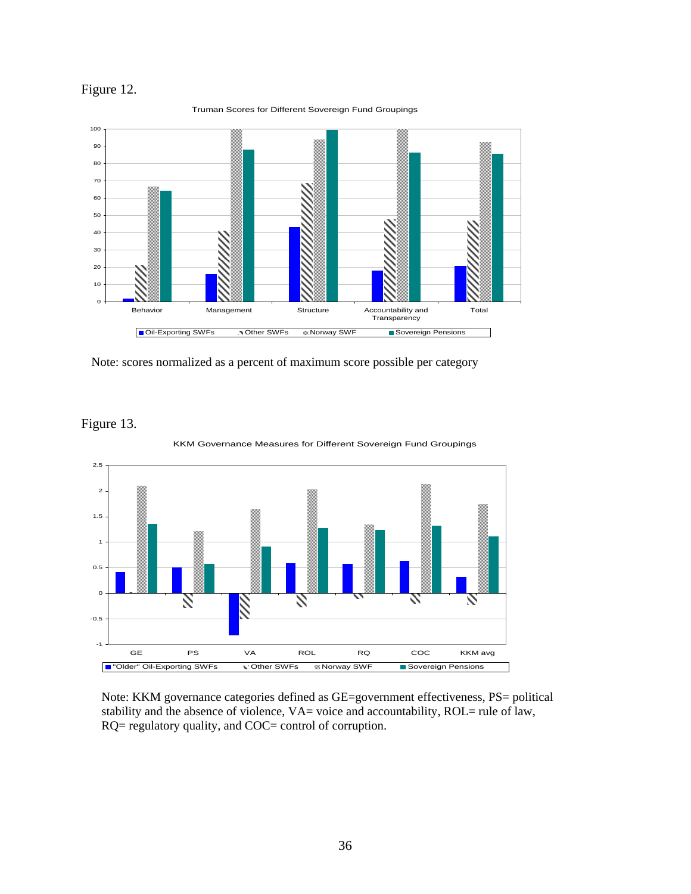Figure 12.

Truman Scores for Different Sovereign Fund Groupings

Note: scores normalized as a percent of maximum score possible per category

Figure 13.

KKM Governance Measures for Different Sovereign Fund Groupings

Note: KKM governance categories defined as GE=government effectiveness, PS= political stability and the absence of violence, VA= voice and accountability, ROL= rule of law, RQ= regulatory quality, and COC= control of corruption.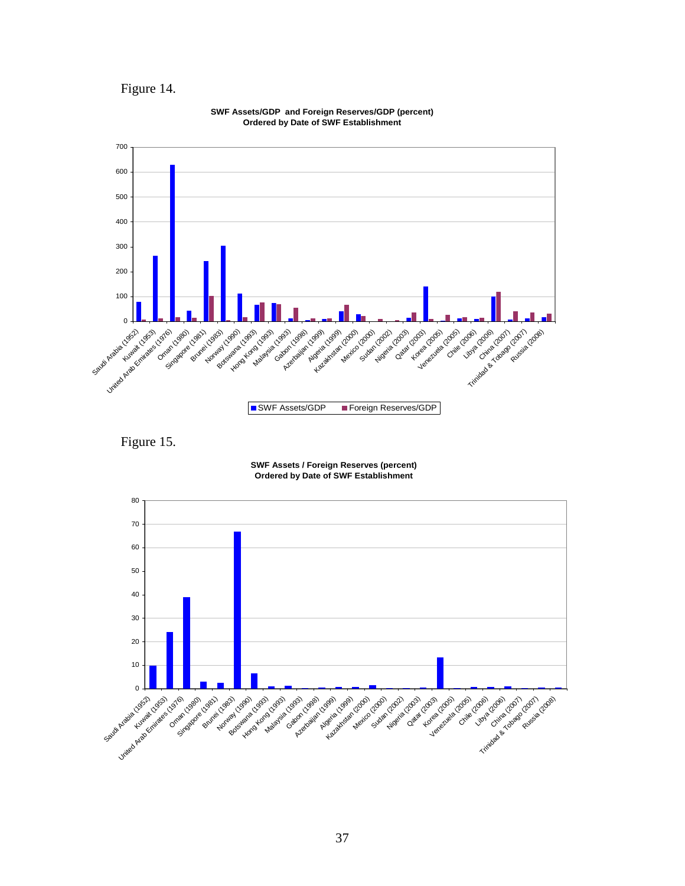Figure 14.

**SWF Assets/GDP and Foreign Reserves/GDP (percent)**
**Ordered by Date of SWF Establishment**

Figure 15.

**SWF Assets / Foreign Reserves (percent)**
**Ordered by Date of SWF Establishment**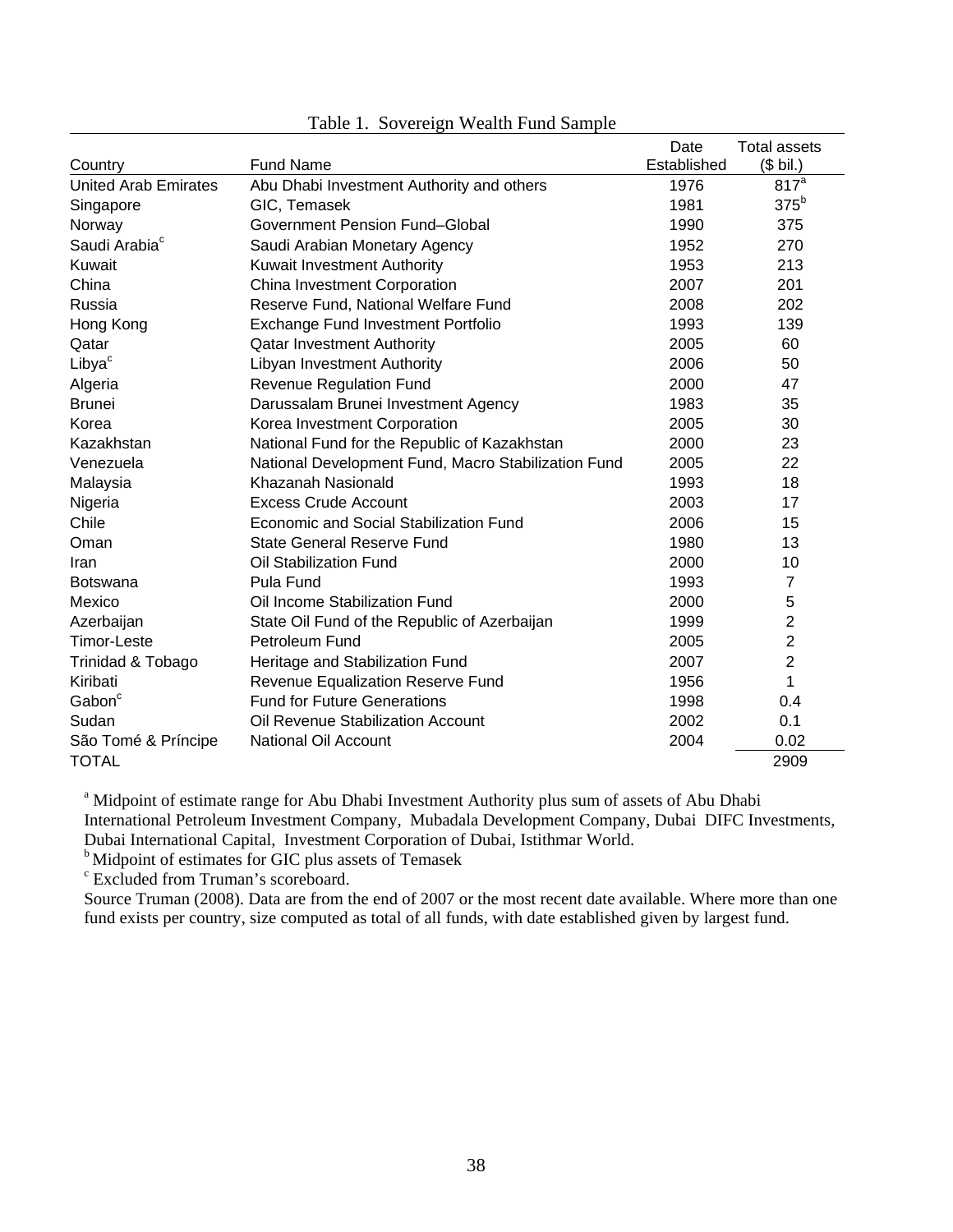Table 1. Sovereign Wealth Fund Sample

| Country | Fund Name | Date Established | Total assets ($ bil.) |
|---|---|---|---|
| United Arab Emirates | Abu Dhabi Investment Authority and others | 1976 | 817[a] |
| Singapore | GIC, Temasek | 1981 | 375[b] |
| Norway | Government Pension Fund–Global | 1990 | 375 |
| Saudi Arabia[c] | Saudi Arabian Monetary Agency | 1952 | 270 |
| Kuwait | Kuwait Investment Authority | 1953 | 213 |
| China | China Investment Corporation | 2007 | 201 |
| Russia | Reserve Fund, National Welfare Fund | 2008 | 202 |
| Hong Kong | Exchange Fund Investment Portfolio | 1993 | 139 |
| Qatar | Qatar Investment Authority | 2005 | 60 |
| Libya[c] | Libyan Investment Authority | 2006 | 50 |
| Algeria | Revenue Regulation Fund | 2000 | 47 |
| Brunei | Darussalam Brunei Investment Agency | 1983 | 35 |
| Korea | Korea Investment Corporation | 2005 | 30 |
| Kazakhstan | National Fund for the Republic of Kazakhstan | 2000 | 23 |
| Venezuela | National Development Fund, Macro Stabilization Fund | 2005 | 22 |
| Malaysia | Khazanah Nasionald | 1993 | 18 |
| Nigeria | Excess Crude Account | 2003 | 17 |
| Chile | Economic and Social Stabilization Fund | 2006 | 15 |
| Oman | State General Reserve Fund | 1980 | 13 |
| Iran | Oil Stabilization Fund | 2000 | 10 |
| Botswana | Pula Fund | 1993 | 7 |
| Mexico | Oil Income Stabilization Fund | 2000 | 5 |
| Azerbaijan | State Oil Fund of the Republic of Azerbaijan | 1999 | 2 |
| Timor-Leste | Petroleum Fund | 2005 | 2 |
| Trinidad & Tobago | Heritage and Stabilization Fund | 2007 | 2 |
| Kiribati | Revenue Equalization Reserve Fund | 1956 | 1 |
| Gabon[c] | Fund for Future Generations | 1998 | 0.4 |
| Sudan | Oil Revenue Stabilization Account | 2002 | 0.1 |
| São Tomé & Príncipe | National Oil Account | 2004 | 0.02 |
| TOTAL | | | 2909 |

[a] Midpoint of estimate range for Abu Dhabi Investment Authority plus sum of assets of Abu Dhabi International Petroleum Investment Company, Mubadala Development Company, Dubai DIFC Investments, Dubai International Capital, Investment Corporation of Dubai, Istithmar World.

[b] Midpoint of estimates for GIC plus assets of Temasek

[c] Excluded from Truman's scoreboard.

Source Truman (2008). Data are from the end of 2007 or the most recent date available. Where more than one fund exists per country, size computed as total of all funds, with date established given by largest fund.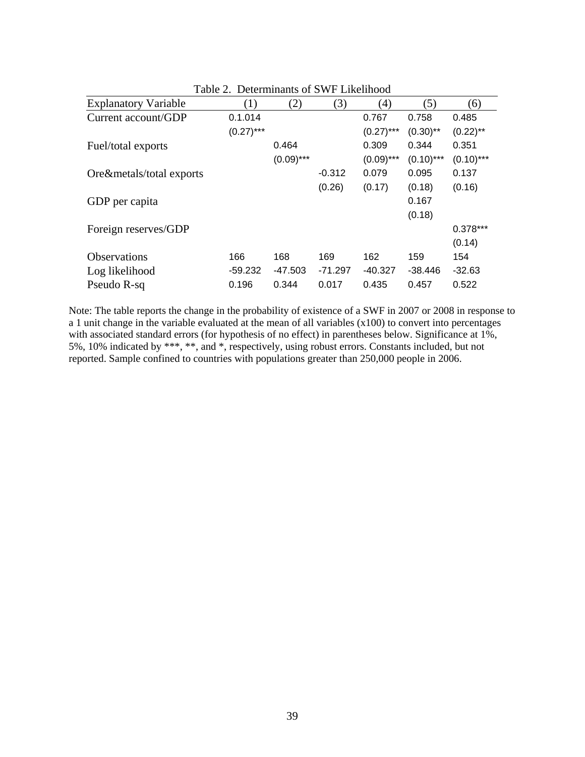Table 2. Determinants of SWF Likelihood

| Explanatory Variable | (1) | (2) | (3) | (4) | (5) | (6) |
| --- | --- | --- | --- | --- | --- | --- |
| Current account/GDP | 0.1.014 | | | 0.767 | 0.758 | 0.485 |
| | (0.27)*** | | | (0.27)*** | (0.30)** | (0.22)** |
| Fuel/total exports | | 0.464 | | 0.309 | 0.344 | 0.351 |
| | | (0.09)*** | | (0.09)*** | (0.10)*** | (0.10)*** |
| Ore&metals/total exports | | | -0.312 | 0.079 | 0.095 | 0.137 |
| | | | (0.26) | (0.17) | (0.18) | (0.16) |
| GDP per capita | | | | | 0.167 | |
| | | | | | (0.18) | |
| Foreign reserves/GDP | | | | | | 0.378*** |
| | | | | | | (0.14) |
| Observations | 166 | 168 | 169 | 162 | 159 | 154 |
| Log likelihood | -59.232 | -47.503 | -71.297 | -40.327 | -38.446 | -32.63 |
| Pseudo R-sq | 0.196 | 0.344 | 0.017 | 0.435 | 0.457 | 0.522 |

Note: The table reports the change in the probability of existence of a SWF in 2007 or 2008 in response to a 1 unit change in the variable evaluated at the mean of all variables (x100) to convert into percentages with associated standard errors (for hypothesis of no effect) in parentheses below. Significance at 1%, 5%, 10% indicated by ***, **, and *, respectively, using robust errors. Constants included, but not reported. Sample confined to countries with populations greater than 250,000 people in 2006.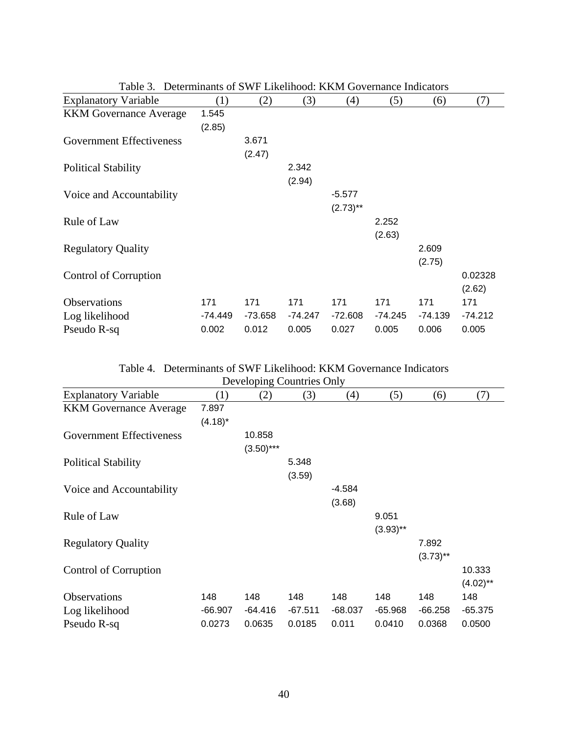Table 3. Determinants of SWF Likelihood: KKM Governance Indicators

| Explanatory Variable | (1) | (2) | (3) | (4) | (5) | (6) | (7) |
|---|---|---|---|---|---|---|---|
| KKM Governance Average | 1.545 | | | | | | |
| | (2.85) | | | | | | |
| Government Effectiveness | | 3.671 | | | | | |
| | | (2.47) | | | | | |
| Political Stability | | | 2.342 | | | | |
| | | | (2.94) | | | | |
| Voice and Accountability | | | | -5.577 | | | |
| | | | | (2.73)** | | | |
| Rule of Law | | | | | 2.252 | | |
| | | | | | (2.63) | | |
| Regulatory Quality | | | | | | 2.609 | |
| | | | | | | (2.75) | |
| Control of Corruption | | | | | | | 0.02328 |
| | | | | | | | (2.62) |
| Observations | 171 | 171 | 171 | 171 | 171 | 171 | 171 |
| Log likelihood | -74.449 | -73.658 | -74.247 | -72.608 | -74.245 | -74.139 | -74.212 |
| Pseudo R-sq | 0.002 | 0.012 | 0.005 | 0.027 | 0.005 | 0.006 | 0.005 |

Table 4. Determinants of SWF Likelihood: KKM Governance Indicators
Developing Countries Only

| Explanatory Variable | (1) | (2) | (3) | (4) | (5) | (6) | (7) |
|---|---|---|---|---|---|---|---|
| KKM Governance Average | 7.897 | | | | | | |
| | (4.18)* | | | | | | |
| Government Effectiveness | | 10.858 | | | | | |
| | | (3.50)*** | | | | | |
| Political Stability | | | 5.348 | | | | |
| | | | (3.59) | | | | |
| Voice and Accountability | | | | -4.584 | | | |
| | | | | (3.68) | | | |
| Rule of Law | | | | | 9.051 | | |
| | | | | | (3.93)** | | |
| Regulatory Quality | | | | | | 7.892 | |
| | | | | | | (3.73)** | |
| Control of Corruption | | | | | | | 10.333 |
| | | | | | | | (4.02)** |
| Observations | 148 | 148 | 148 | 148 | 148 | 148 | 148 |
| Log likelihood | -66.907 | -64.416 | -67.511 | -68.037 | -65.968 | -66.258 | -65.375 |
| Pseudo R-sq | 0.0273 | 0.0635 | 0.0185 | 0.011 | 0.0410 | 0.0368 | 0.0500 |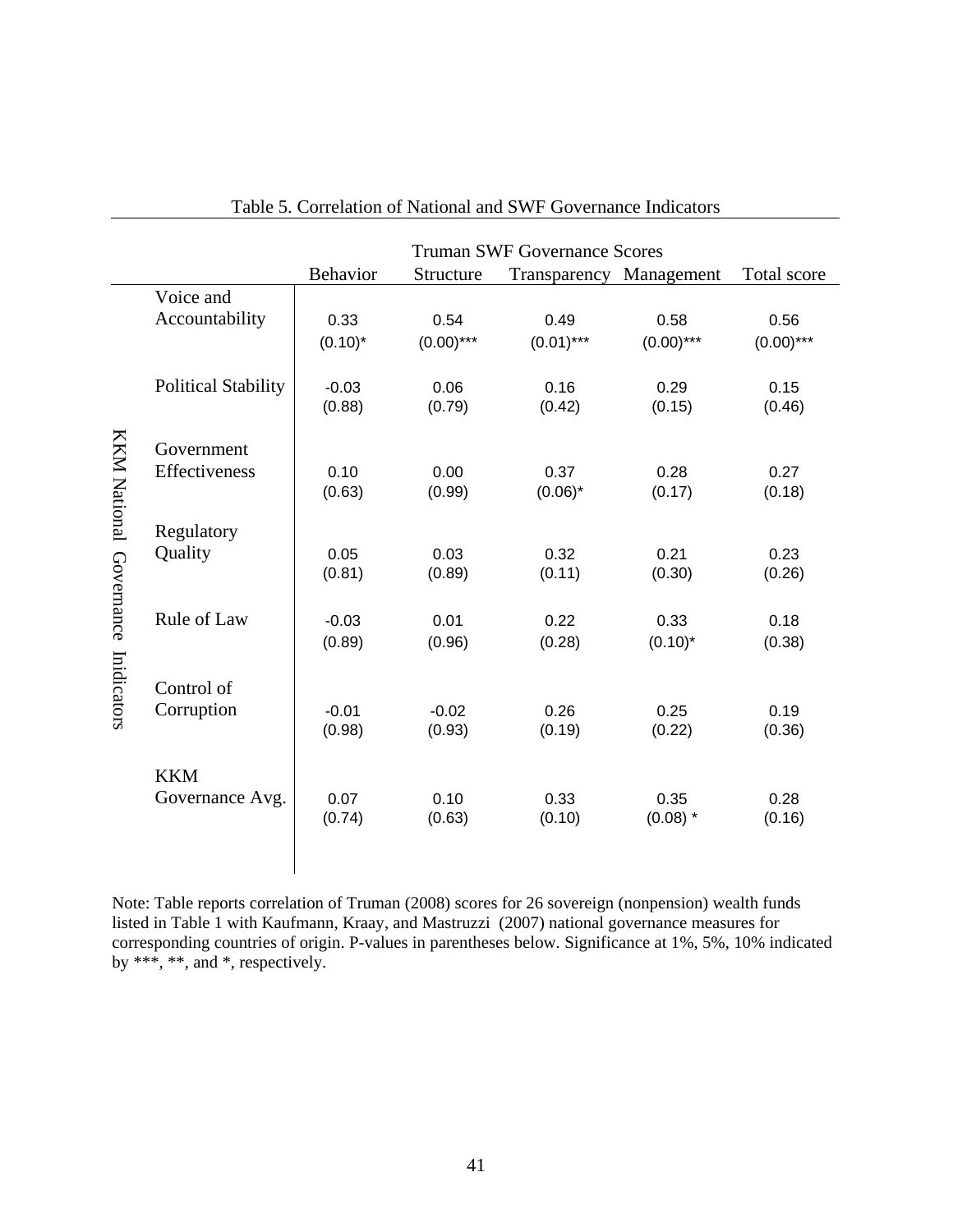Table 5. Correlation of National and SWF Governance Indicators

| | | Truman SWF Governance Scores | | | | |
|---|---|---|---|---|---|---|
| | | Behavior | Structure | Transparency | Management | Total score |
| KKM National Governance Indicators | Voice and Accountability | 0.33 | 0.54 | 0.49 | 0.58 | 0.56 |
| | | (0.10)* | (0.00)*** | (0.01)*** | (0.00)*** | (0.00)*** |
| | Political Stability | -0.03 | 0.06 | 0.16 | 0.29 | 0.15 |
| | | (0.88) | (0.79) | (0.42) | (0.15) | (0.46) |
| | Government Effectiveness | 0.10 | 0.00 | 0.37 | 0.28 | 0.27 |
| | | (0.63) | (0.99) | (0.06)* | (0.17) | (0.18) |
| | Regulatory Quality | 0.05 | 0.03 | 0.32 | 0.21 | 0.23 |
| | | (0.81) | (0.89) | (0.11) | (0.30) | (0.26) |
| | Rule of Law | -0.03 | 0.01 | 0.22 | 0.33 | 0.18 |
| | | (0.89) | (0.96) | (0.28) | (0.10)* | (0.38) |
| | Control of Corruption | -0.01 | -0.02 | 0.26 | 0.25 | 0.19 |
| | | (0.98) | (0.93) | (0.19) | (0.22) | (0.36) |
| | KKM Governance Avg. | 0.07 | 0.10 | 0.33 | 0.35 | 0.28 |
| | | (0.74) | (0.63) | (0.10) | (0.08) * | (0.16) |

Note: Table reports correlation of Truman (2008) scores for 26 sovereign (nonpension) wealth funds listed in Table 1 with Kaufmann, Kraay, and Mastruzzi (2007) national governance measures for corresponding countries of origin. P-values in parentheses below. Significance at 1%, 5%, 10% indicated by ***, **, and *, respectively.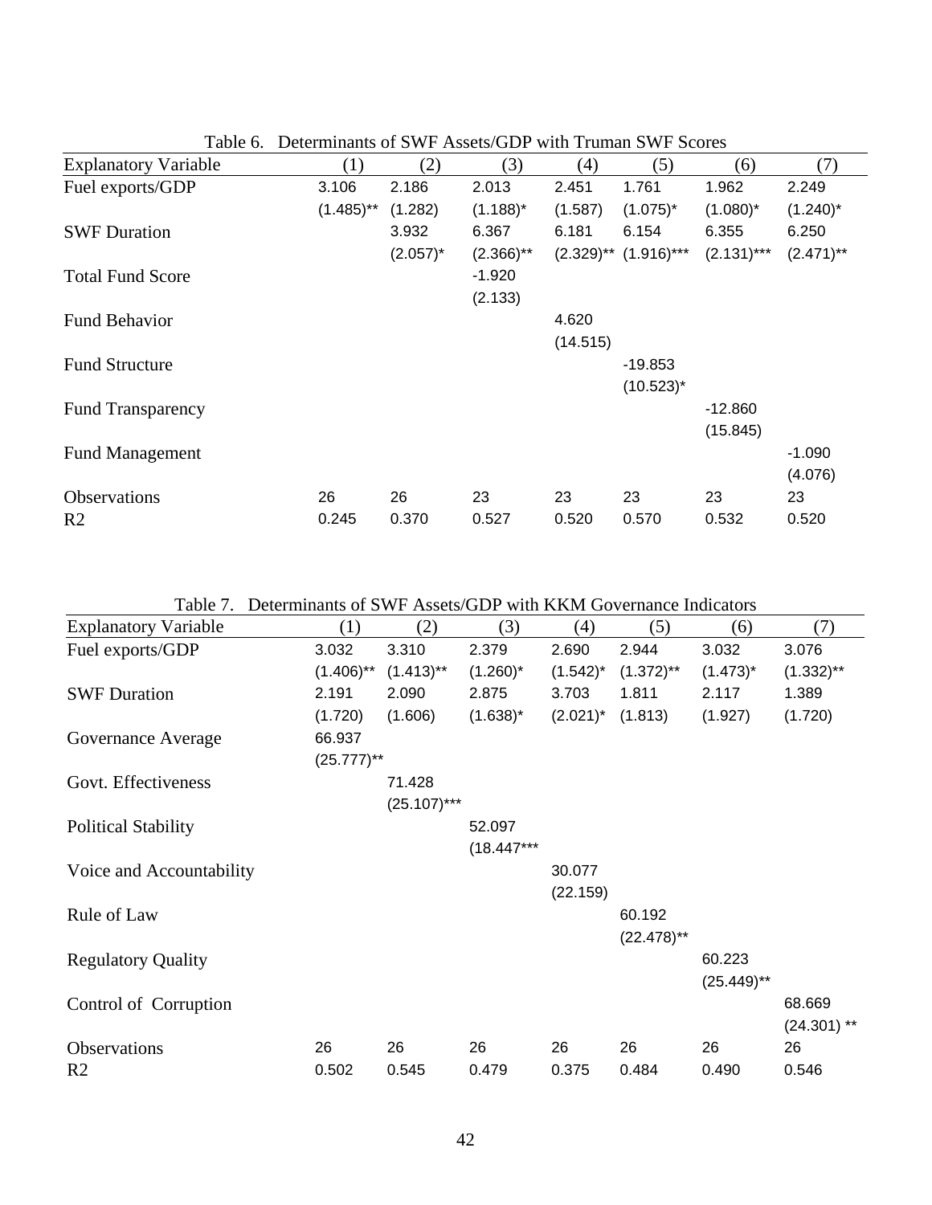Table 6. Determinants of SWF Assets/GDP with Truman SWF Scores

| Explanatory Variable | (1) | (2) | (3) | (4) | (5) | (6) | (7) |
|---|---|---|---|---|---|---|---|
| Fuel exports/GDP | 3.106 | 2.186 | 2.013 | 2.451 | 1.761 | 1.962 | 2.249 |
| | (1.485)** | (1.282) | (1.188)* | (1.587) | (1.075)* | (1.080)* | (1.240)* |
| SWF Duration | | 3.932 | 6.367 | 6.181 | 6.154 | 6.355 | 6.250 |
| | | (2.057)* | (2.366)** | (2.329)** | (1.916)*** | (2.131)*** | (2.471)** |
| Total Fund Score | | | -1.920 | | | | |
| | | | (2.133) | | | | |
| Fund Behavior | | | | 4.620 | | | |
| | | | | (14.515) | | | |
| Fund Structure | | | | | -19.853 | | |
| | | | | | (10.523)* | | |
| Fund Transparency | | | | | | -12.860 | |
| | | | | | | (15.845) | |
| Fund Management | | | | | | | -1.090 |
| | | | | | | | (4.076) |
| Observations | 26 | 26 | 23 | 23 | 23 | 23 | 23 |
| R2 | 0.245 | 0.370 | 0.527 | 0.520 | 0.570 | 0.532 | 0.520 |

Table 7. Determinants of SWF Assets/GDP with KKM Governance Indicators

| Explanatory Variable | (1) | (2) | (3) | (4) | (5) | (6) | (7) |
|---|---|---|---|---|---|---|---|
| Fuel exports/GDP | 3.032 | 3.310 | 2.379 | 2.690 | 2.944 | 3.032 | 3.076 |
| | (1.406)** | (1.413)** | (1.260)* | (1.542)* | (1.372)** | (1.473)* | (1.332)** |
| SWF Duration | 2.191 | 2.090 | 2.875 | 3.703 | 1.811 | 2.117 | 1.389 |
| | (1.720) | (1.606) | (1.638)* | (2.021)* | (1.813) | (1.927) | (1.720) |
| Governance Average | 66.937 | | | | | | |
| | (25.777)** | | | | | | |
| Govt. Effectiveness | | 71.428 | | | | | |
| | | (25.107)*** | | | | | |
| Political Stability | | | 52.097 | | | | |
| | | | (18.447*** | | | | |
| Voice and Accountability | | | | 30.077 | | | |
| | | | | (22.159) | | | |
| Rule of Law | | | | | 60.192 | | |
| | | | | | (22.478)** | | |
| Regulatory Quality | | | | | | 60.223 | |
| | | | | | | (25.449)** | |
| Control of Corruption | | | | | | | 68.669 |
| | | | | | | | (24.301) ** |
| Observations | 26 | 26 | 26 | 26 | 26 | 26 | 26 |
| R2 | 0.502 | 0.545 | 0.479 | 0.375 | 0.484 | 0.490 | 0.546 |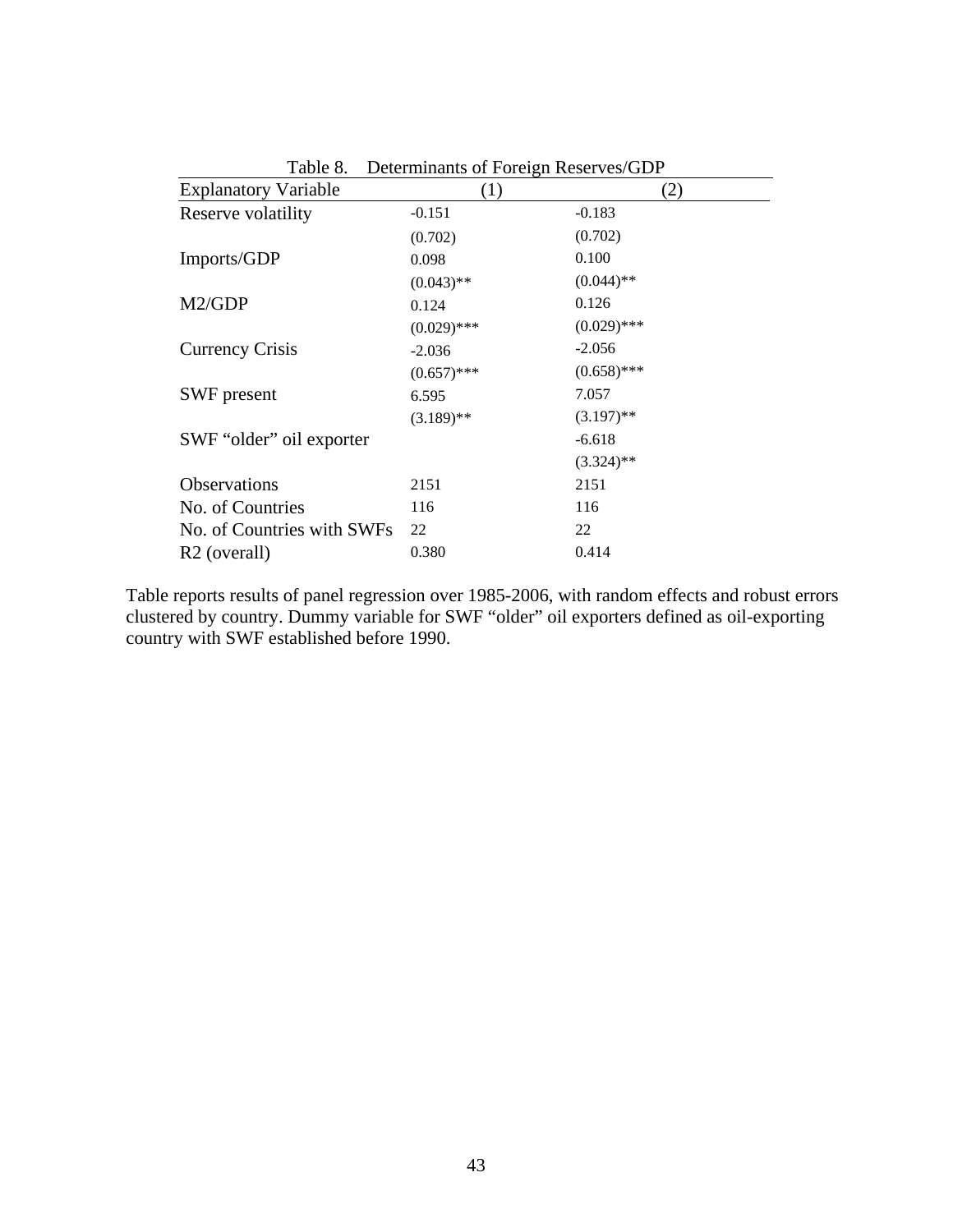Table 8. Determinants of Foreign Reserves/GDP

| Explanatory Variable | (1) | (2) |
|---|---|---|
| Reserve volatility | -0.151 | -0.183 |
| | (0.702) | (0.702) |
| Imports/GDP | 0.098 | 0.100 |
| | (0.043)** | (0.044)** |
| M2/GDP | 0.124 | 0.126 |
| | (0.029)*** | (0.029)*** |
| Currency Crisis | -2.036 | -2.056 |
| | (0.657)*** | (0.658)*** |
| SWF present | 6.595 | 7.057 |
| | (3.189)** | (3.197)** |
| SWF "older" oil exporter | | -6.618 |
| | | (3.324)** |
| Observations | 2151 | 2151 |
| No. of Countries | 116 | 116 |
| No. of Countries with SWFs | 22 | 22 |
| $R^2$ (overall) | 0.380 | 0.414 |

Table reports results of panel regression over 1985-2006, with random effects and robust errors clustered by country. Dummy variable for SWF "older" oil exporters defined as oil-exporting country with SWF established before 1990.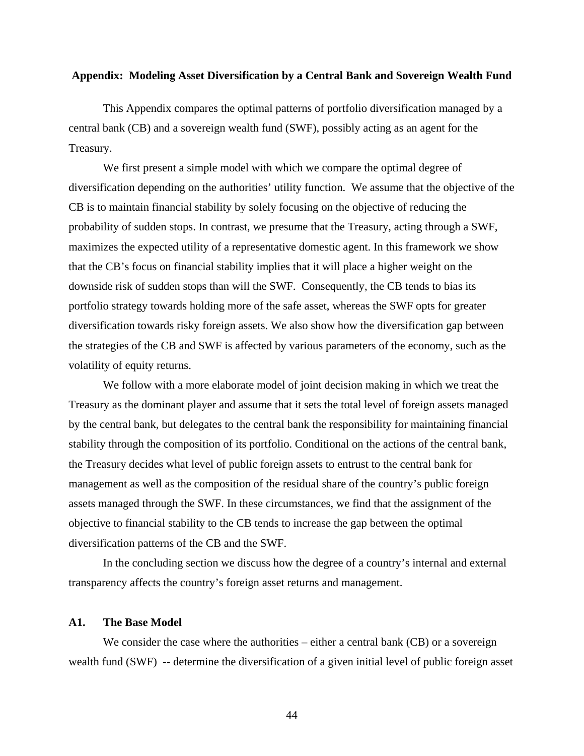## Appendix: Modeling Asset Diversification by a Central Bank and Sovereign Wealth Fund

This Appendix compares the optimal patterns of portfolio diversification managed by a central bank (CB) and a sovereign wealth fund (SWF), possibly acting as an agent for the Treasury.

We first present a simple model with which we compare the optimal degree of diversification depending on the authorities' utility function. We assume that the objective of the CB is to maintain financial stability by solely focusing on the objective of reducing the probability of sudden stops. In contrast, we presume that the Treasury, acting through a SWF, maximizes the expected utility of a representative domestic agent. In this framework we show that the CB's focus on financial stability implies that it will place a higher weight on the downside risk of sudden stops than will the SWF. Consequently, the CB tends to bias its portfolio strategy towards holding more of the safe asset, whereas the SWF opts for greater diversification towards risky foreign assets. We also show how the diversification gap between the strategies of the CB and SWF is affected by various parameters of the economy, such as the volatility of equity returns.

We follow with a more elaborate model of joint decision making in which we treat the Treasury as the dominant player and assume that it sets the total level of foreign assets managed by the central bank, but delegates to the central bank the responsibility for maintaining financial stability through the composition of its portfolio. Conditional on the actions of the central bank, the Treasury decides what level of public foreign assets to entrust to the central bank for management as well as the composition of the residual share of the country's public foreign assets managed through the SWF. In these circumstances, we find that the assignment of the objective to financial stability to the CB tends to increase the gap between the optimal diversification patterns of the CB and the SWF.

In the concluding section we discuss how the degree of a country's internal and external transparency affects the country's foreign asset returns and management.

### A1. The Base Model

We consider the case where the authorities – either a central bank (CB) or a sovereign wealth fund (SWF) -- determine the diversification of a given initial level of public foreign asset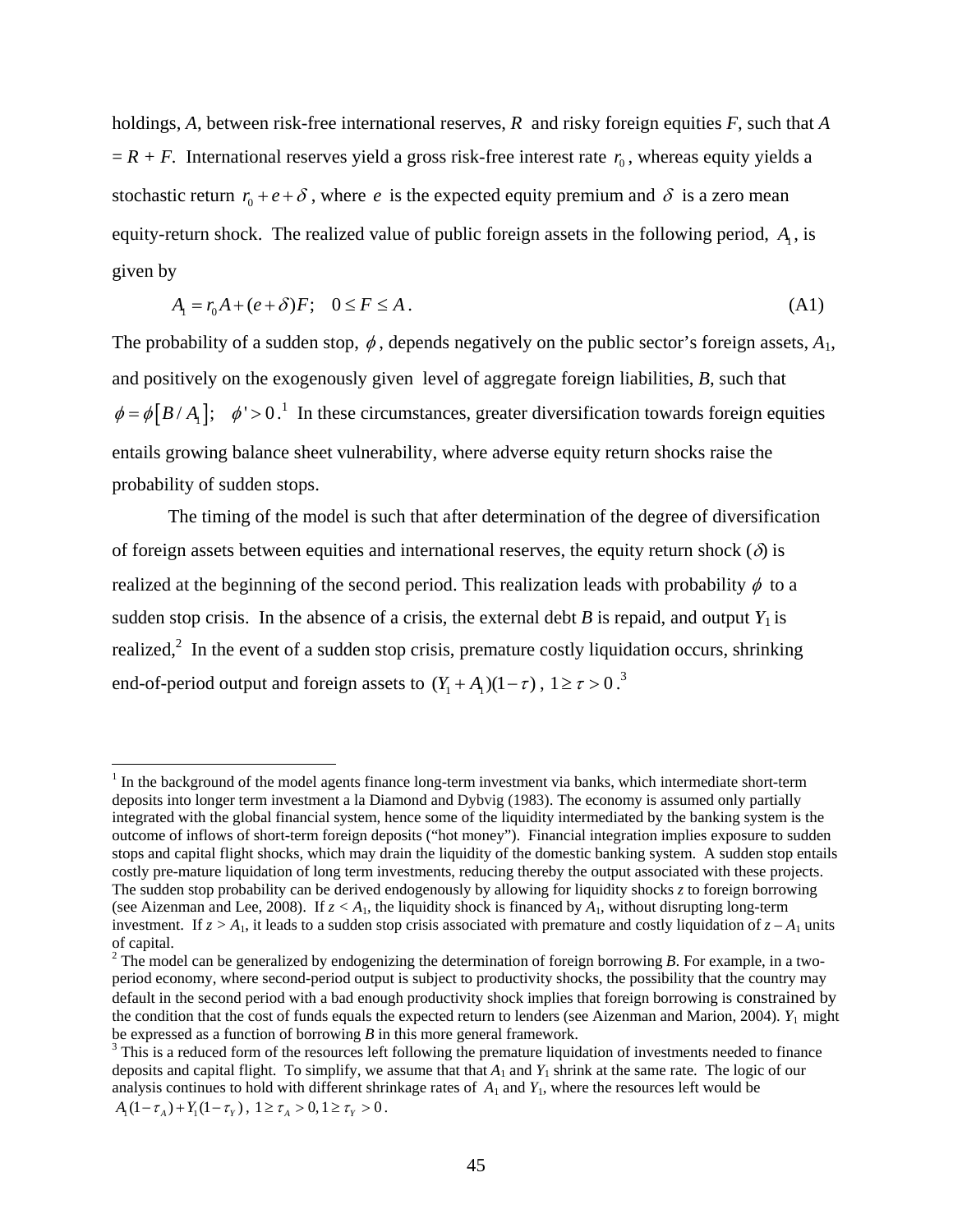holdings, $A$, between risk-free international reserves, $R$ and risky foreign equities $F$, such that $A = R + F$. International reserves yield a gross risk-free interest rate $r_0$, whereas equity yields a stochastic return $r_0 + e + \delta$, where $e$ is the expected equity premium and $\delta$ is a zero mean equity-return shock. The realized value of public foreign assets in the following period, $A_1$, is given by

$$A_1 = r_0 A + (e + \delta)F; \quad 0 \leq F \leq A. \tag{A1}$$

The probability of a sudden stop, $\phi$, depends negatively on the public sector's foreign assets, $A_1$, and positively on the exogenously given level of aggregate foreign liabilities, $B$, such that $\phi = \phi\left[B / A_1\right]; \quad \phi' > 0$.[1] In these circumstances, greater diversification towards foreign equities entails growing balance sheet vulnerability, where adverse equity return shocks raise the probability of sudden stops.

The timing of the model is such that after determination of the degree of diversification of foreign assets between equities and international reserves, the equity return shock ($\delta$) is realized at the beginning of the second period. This realization leads with probability $\phi$ to a sudden stop crisis. In the absence of a crisis, the external debt $B$ is repaid, and output $Y_1$ is realized,[2] In the event of a sudden stop crisis, premature costly liquidation occurs, shrinking end-of-period output and foreign assets to $(Y_1 + A_1)(1 - \tau)$, $1 \geq \tau > 0$.[3]

---

[1] In the background of the model agents finance long-term investment via banks, which intermediate short-term deposits into longer term investment a la Diamond and Dybvig (1983). The economy is assumed only partially integrated with the global financial system, hence some of the liquidity intermediated by the banking system is the outcome of inflows of short-term foreign deposits ("hot money"). Financial integration implies exposure to sudden stops and capital flight shocks, which may drain the liquidity of the domestic banking system. A sudden stop entails costly pre-mature liquidation of long term investments, reducing thereby the output associated with these projects. The sudden stop probability can be derived endogenously by allowing for liquidity shocks $z$ to foreign borrowing (see Aizenman and Lee, 2008). If $z < A_1$, the liquidity shock is financed by $A_1$, without disrupting long-term investment. If $z > A_1$, it leads to a sudden stop crisis associated with premature and costly liquidation of $z - A_1$ units of capital.

[2] The model can be generalized by endogenizing the determination of foreign borrowing $B$. For example, in a two-period economy, where second-period output is subject to productivity shocks, the possibility that the country may default in the second period with a bad enough productivity shock implies that foreign borrowing is constrained by the condition that the cost of funds equals the expected return to lenders (see Aizenman and Marion, 2004). $Y_1$ might be expressed as a function of borrowing $B$ in this more general framework.

[3] This is a reduced form of the resources left following the premature liquidation of investments needed to finance deposits and capital flight. To simplify, we assume that that $A_1$ and $Y_1$ shrink at the same rate. The logic of our analysis continues to hold with different shrinkage rates of $A_1$ and $Y_1$, where the resources left would be $A_1(1 - \tau_A) + Y_1(1 - \tau_Y)$, $1 \geq \tau_A > 0, 1 \geq \tau_Y > 0$.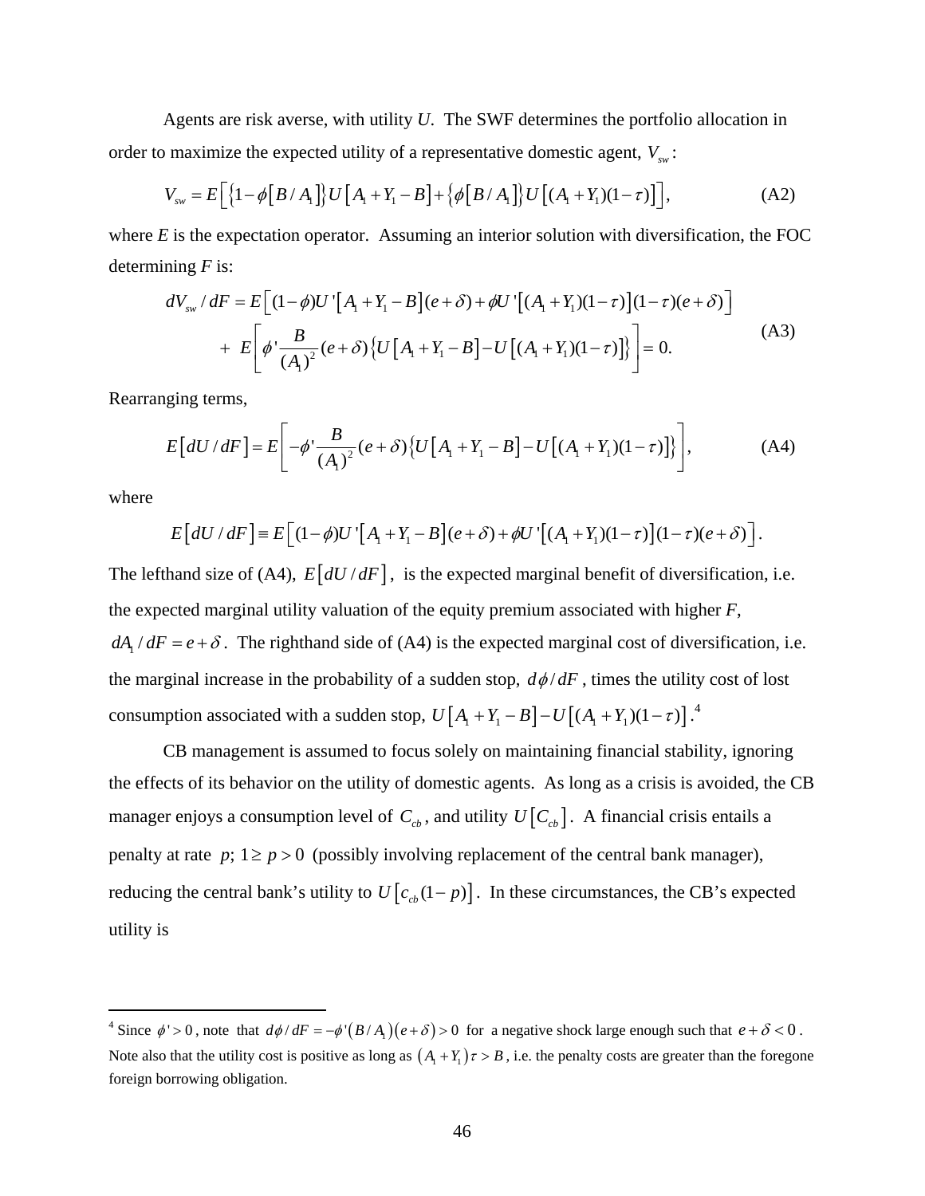Agents are risk averse, with utility $U$. The SWF determines the portfolio allocation in order to maximize the expected utility of a representative domestic agent, $V_{sw}$:

$$V_{sw} = E\left[\left\{1-\phi\left[B/A_1\right]\right\}U\left[A_1+Y_1-B\right]+\left\{\phi\left[B/A_1\right]\right\}U\left[(A_1+Y_1)(1-\tau)\right]\right], \tag{A2}$$

where $E$ is the expectation operator. Assuming an interior solution with diversification, the FOC determining $F$ is:

$$\begin{aligned} dV_{sw}/dF &= E\left[(1-\phi)U'\left[A_1+Y_1-B\right](e+\delta)+\phi U'\left[(A_1+Y_1)(1-\tau)\right](1-\tau)(e+\delta)\right] \\ &+ \; E\left[\phi'\frac{B}{(A_1)^2}(e+\delta)\left\{U\left[A_1+Y_1-B\right]-U\left[(A_1+Y_1)(1-\tau)\right]\right\}\right]=0. \end{aligned} \tag{A3}$$

Rearranging terms,

$$E\left[dU/dF\right]=E\left[-\phi'\frac{B}{(A_1)^2}(e+\delta)\left\{U\left[A_1+Y_1-B\right]-U\left[(A_1+Y_1)(1-\tau)\right]\right\}\right], \tag{A4}$$

where

$$E\left[dU/dF\right]\equiv E\left[(1-\phi)U'\left[A_1+Y_1-B\right](e+\delta)+\phi U'\left[(A_1+Y_1)(1-\tau)\right](1-\tau)(e+\delta)\right].$$

The lefthand size of (A4), $E\left[dU/dF\right]$, is the expected marginal benefit of diversification, i.e. the expected marginal utility valuation of the equity premium associated with higher $F$, $dA_1/dF = e+\delta$. The righthand side of (A4) is the expected marginal cost of diversification, i.e. the marginal increase in the probability of a sudden stop, $d\phi/dF$, times the utility cost of lost consumption associated with a sudden stop, $U\left[A_1+Y_1-B\right]-U\left[(A_1+Y_1)(1-\tau)\right]$.[4]

CB management is assumed to focus solely on maintaining financial stability, ignoring the effects of its behavior on the utility of domestic agents. As long as a crisis is avoided, the CB manager enjoys a consumption level of $C_{cb}$, and utility $U\left[C_{cb}\right]$. A financial crisis entails a penalty at rate $p$; $1\geq p>0$ (possibly involving replacement of the central bank manager), reducing the central bank's utility to $U\left[c_{cb}(1-p)\right]$. In these circumstances, the CB's expected utility is

---

[4] Since $\phi'>0$, note that $d\phi/dF=-\phi'\left(B/A_1\right)\left(e+\delta\right)>0$ for a negative shock large enough such that $e+\delta<0$. Note also that the utility cost is positive as long as $\left(A_1+Y_1\right)\tau>B$, i.e. the penalty costs are greater than the foregone foreign borrowing obligation.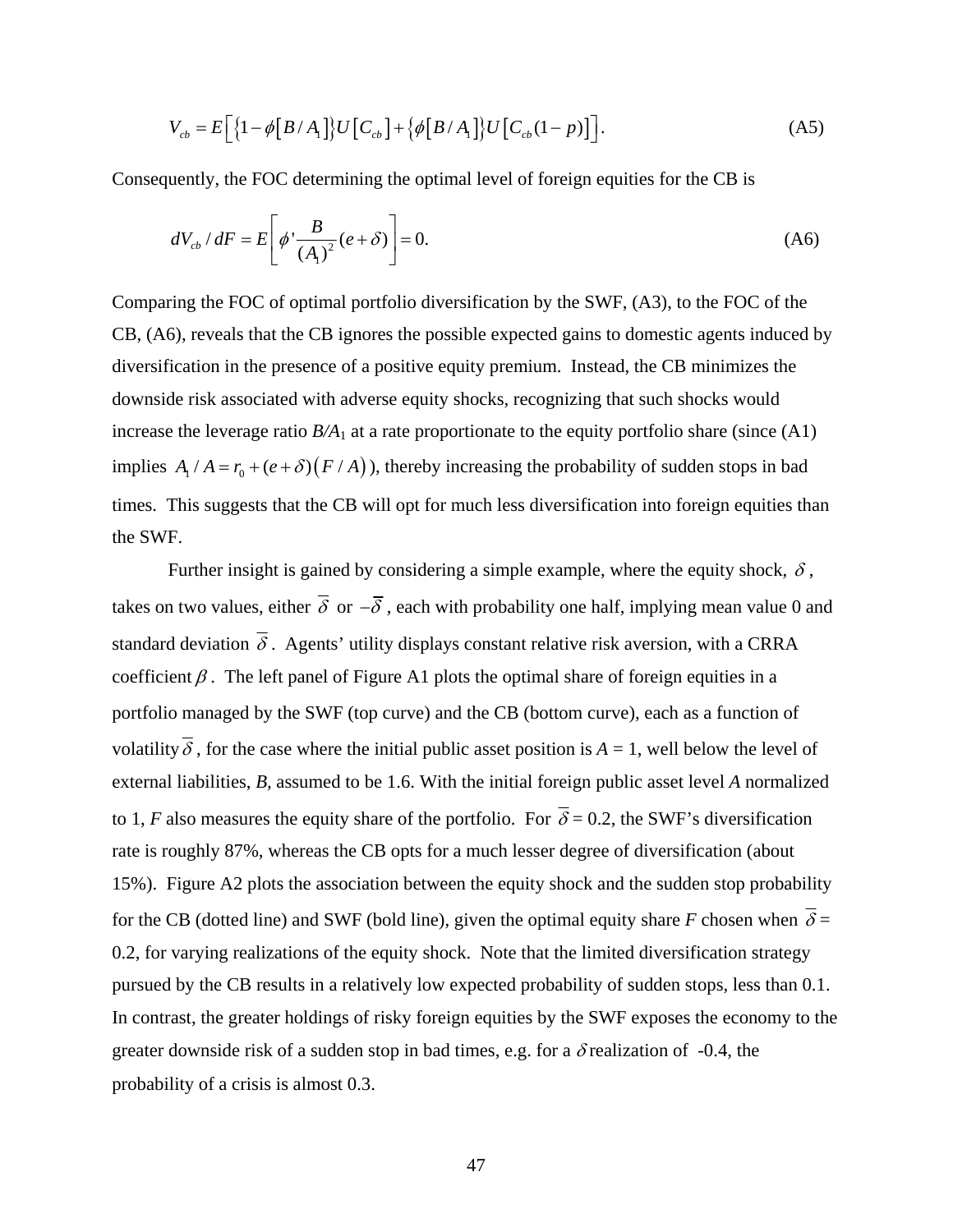$$V_{cb} = E\left[\left\{1-\phi\left[B/A_1\right]\right\}U\left[C_{cb}\right]+\left\{\phi\left[B/A_1\right]\right\}U\left[C_{cb}(1-p)\right]\right]. \tag{A5}$$

Consequently, the FOC determining the optimal level of foreign equities for the CB is

$$dV_{cb}/dF = E\left[\phi'\frac{B}{(A_1)^2}(e+\delta)\right] = 0. \tag{A6}$$

Comparing the FOC of optimal portfolio diversification by the SWF, (A3), to the FOC of the CB, (A6), reveals that the CB ignores the possible expected gains to domestic agents induced by diversification in the presence of a positive equity premium. Instead, the CB minimizes the downside risk associated with adverse equity shocks, recognizing that such shocks would increase the leverage ratio $B/A_1$ at a rate proportionate to the equity portfolio share (since (A1) implies $A_1/A = r_0 + (e+\delta)\left(F/A\right)$), thereby increasing the probability of sudden stops in bad times. This suggests that the CB will opt for much less diversification into foreign equities than the SWF.

Further insight is gained by considering a simple example, where the equity shock, $\delta$, takes on two values, either $\overline{\delta}$ or $-\overline{\delta}$, each with probability one half, implying mean value 0 and standard deviation $\overline{\delta}$. Agents' utility displays constant relative risk aversion, with a CRRA coefficient $\beta$. The left panel of Figure A1 plots the optimal share of foreign equities in a portfolio managed by the SWF (top curve) and the CB (bottom curve), each as a function of volatility $\overline{\delta}$, for the case where the initial public asset position is $A$ = 1, well below the level of external liabilities, $B$, assumed to be 1.6. With the initial foreign public asset level $A$ normalized to 1, $F$ also measures the equity share of the portfolio. For $\overline{\delta}$ = 0.2, the SWF's diversification rate is roughly 87%, whereas the CB opts for a much lesser degree of diversification (about 15%). Figure A2 plots the association between the equity shock and the sudden stop probability for the CB (dotted line) and SWF (bold line), given the optimal equity share $F$ chosen when $\overline{\delta}$ = 0.2, for varying realizations of the equity shock. Note that the limited diversification strategy pursued by the CB results in a relatively low expected probability of sudden stops, less than 0.1. In contrast, the greater holdings of risky foreign equities by the SWF exposes the economy to the greater downside risk of a sudden stop in bad times, e.g. for a $\delta$ realization of -0.4, the probability of a crisis is almost 0.3.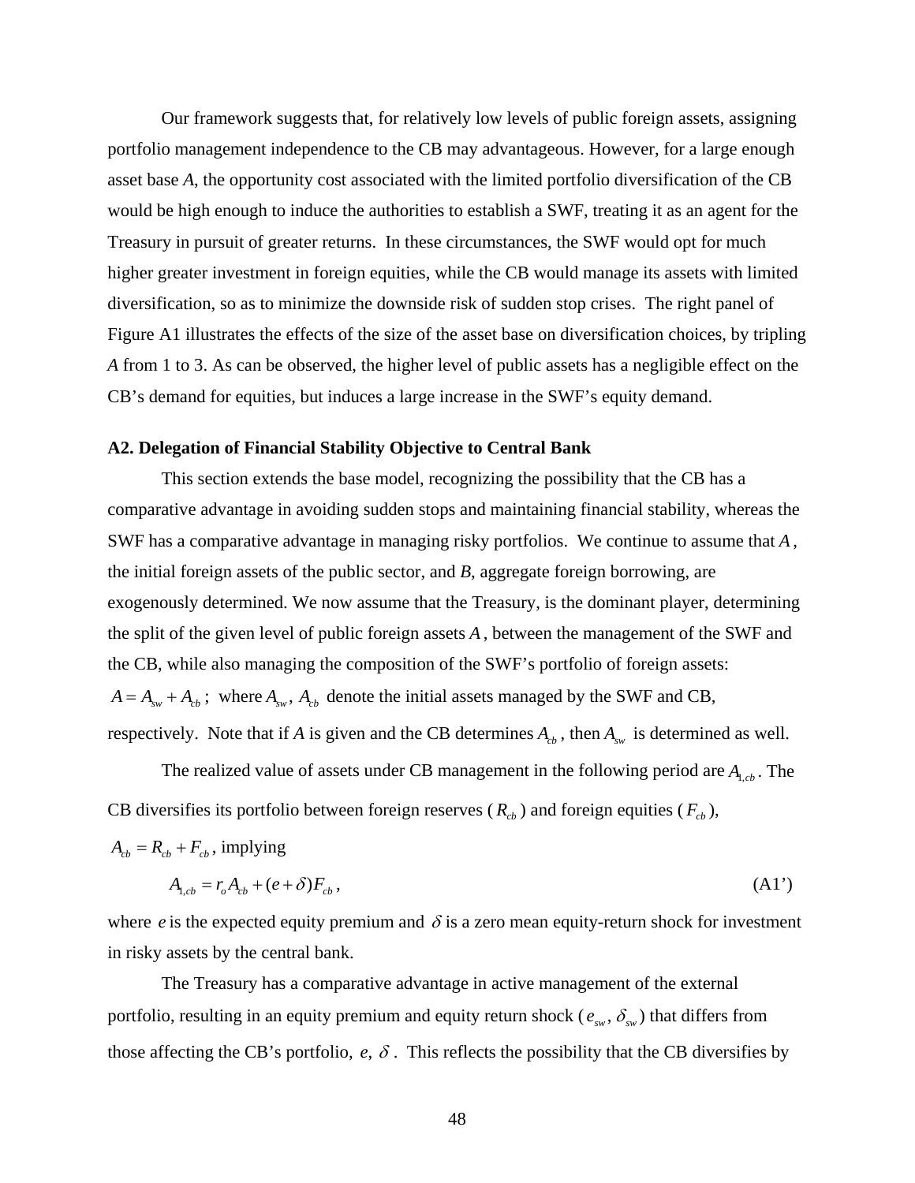Our framework suggests that, for relatively low levels of public foreign assets, assigning portfolio management independence to the CB may advantageous. However, for a large enough asset base *A*, the opportunity cost associated with the limited portfolio diversification of the CB would be high enough to induce the authorities to establish a SWF, treating it as an agent for the Treasury in pursuit of greater returns. In these circumstances, the SWF would opt for much higher greater investment in foreign equities, while the CB would manage its assets with limited diversification, so as to minimize the downside risk of sudden stop crises. The right panel of Figure A1 illustrates the effects of the size of the asset base on diversification choices, by tripling *A* from 1 to 3. As can be observed, the higher level of public assets has a negligible effect on the CB's demand for equities, but induces a large increase in the SWF's equity demand.

**A2. Delegation of Financial Stability Objective to Central Bank**

This section extends the base model, recognizing the possibility that the CB has a comparative advantage in avoiding sudden stops and maintaining financial stability, whereas the SWF has a comparative advantage in managing risky portfolios. We continue to assume that $A$, the initial foreign assets of the public sector, and *B*, aggregate foreign borrowing, are exogenously determined. We now assume that the Treasury, is the dominant player, determining the split of the given level of public foreign assets $A$, between the management of the SWF and the CB, while also managing the composition of the SWF's portfolio of foreign assets: $A = A_{sw} + A_{cb}$; where $A_{sw}$, $A_{cb}$ denote the initial assets managed by the SWF and CB, respectively. Note that if *A* is given and the CB determines $A_{cb}$, then $A_{sw}$ is determined as well.

The realized value of assets under CB management in the following period are $A_{1,cb}$. The CB diversifies its portfolio between foreign reserves ($R_{cb}$) and foreign equities ($F_{cb}$), $A_{cb} = R_{cb} + F_{cb}$, implying

$$A_{1,cb} = r_o A_{cb} + (e + \delta) F_{cb}, \tag{A1'}$$

where $e$ is the expected equity premium and $\delta$ is a zero mean equity-return shock for investment in risky assets by the central bank.

The Treasury has a comparative advantage in active management of the external portfolio, resulting in an equity premium and equity return shock ($e_{sw}$, $\delta_{sw}$) that differs from those affecting the CB's portfolio, $e$, $\delta$. This reflects the possibility that the CB diversifies by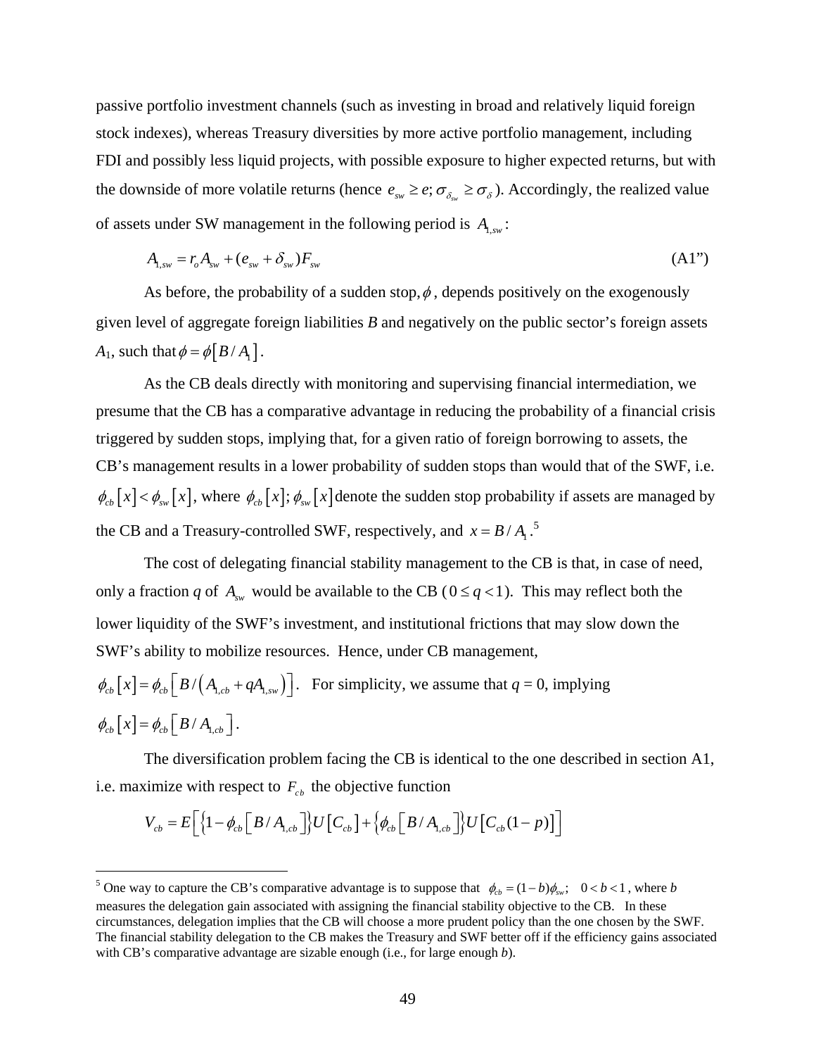passive portfolio investment channels (such as investing in broad and relatively liquid foreign stock indexes), whereas Treasury diversities by more active portfolio management, including FDI and possibly less liquid projects, with possible exposure to higher expected returns, but with the downside of more volatile returns (hence $e_{sw} \geq e; \sigma_{\delta_{sw}} \geq \sigma_{\delta}$). Accordingly, the realized value of assets under SW management in the following period is $A_{1,sw}$:

$$A_{1,sw} = r_o A_{sw} + (e_{sw} + \delta_{sw}) F_{sw} \tag{A1"}$$

As before, the probability of a sudden stop, $\phi$, depends positively on the exogenously given level of aggregate foreign liabilities *B* and negatively on the public sector's foreign assets $A_1$, such that $\phi = \phi\left[B/A_1\right]$.

As the CB deals directly with monitoring and supervising financial intermediation, we presume that the CB has a comparative advantage in reducing the probability of a financial crisis triggered by sudden stops, implying that, for a given ratio of foreign borrowing to assets, the CB's management results in a lower probability of sudden stops than would that of the SWF, i.e. $\phi_{cb}\left[x\right] < \phi_{sw}\left[x\right]$, where $\phi_{cb}\left[x\right]; \phi_{sw}\left[x\right]$ denote the sudden stop probability if assets are managed by the CB and a Treasury-controlled SWF, respectively, and $x = B/A_1$.[5]

The cost of delegating financial stability management to the CB is that, in case of need, only a fraction *q* of $A_{sw}$ would be available to the CB ($0 \leq q < 1$). This may reflect both the lower liquidity of the SWF's investment, and institutional frictions that may slow down the SWF's ability to mobilize resources. Hence, under CB management, $\phi_{cb}\left[x\right] = \phi_{cb}\left[B/\left(A_{1,cb} + qA_{1,sw}\right)\right]$. For simplicity, we assume that *q* = 0, implying $\phi_{cb}\left[x\right] = \phi_{cb}\left[B/A_{1,cb}\right]$.

The diversification problem facing the CB is identical to the one described in section A1, i.e. maximize with respect to $F_{cb}$ the objective function

$$V_{cb} = E\Big[\left\{1 - \phi_{cb}\left[B/A_{1,cb}\right]\right\}U\left[C_{cb}\right] + \left\{\phi_{cb}\left[B/A_{1,cb}\right]\right\}U\left[C_{cb}(1-p)\right]\Big]$$

---

[5] One way to capture the CB's comparative advantage is to suppose that $\phi_{cb} = (1-b)\phi_{sw}; \quad 0 < b < 1$, where *b* measures the delegation gain associated with assigning the financial stability objective to the CB. In these circumstances, delegation implies that the CB will choose a more prudent policy than the one chosen by the SWF. The financial stability delegation to the CB makes the Treasury and SWF better off if the efficiency gains associated with CB's comparative advantage are sizable enough (i.e., for large enough *b*).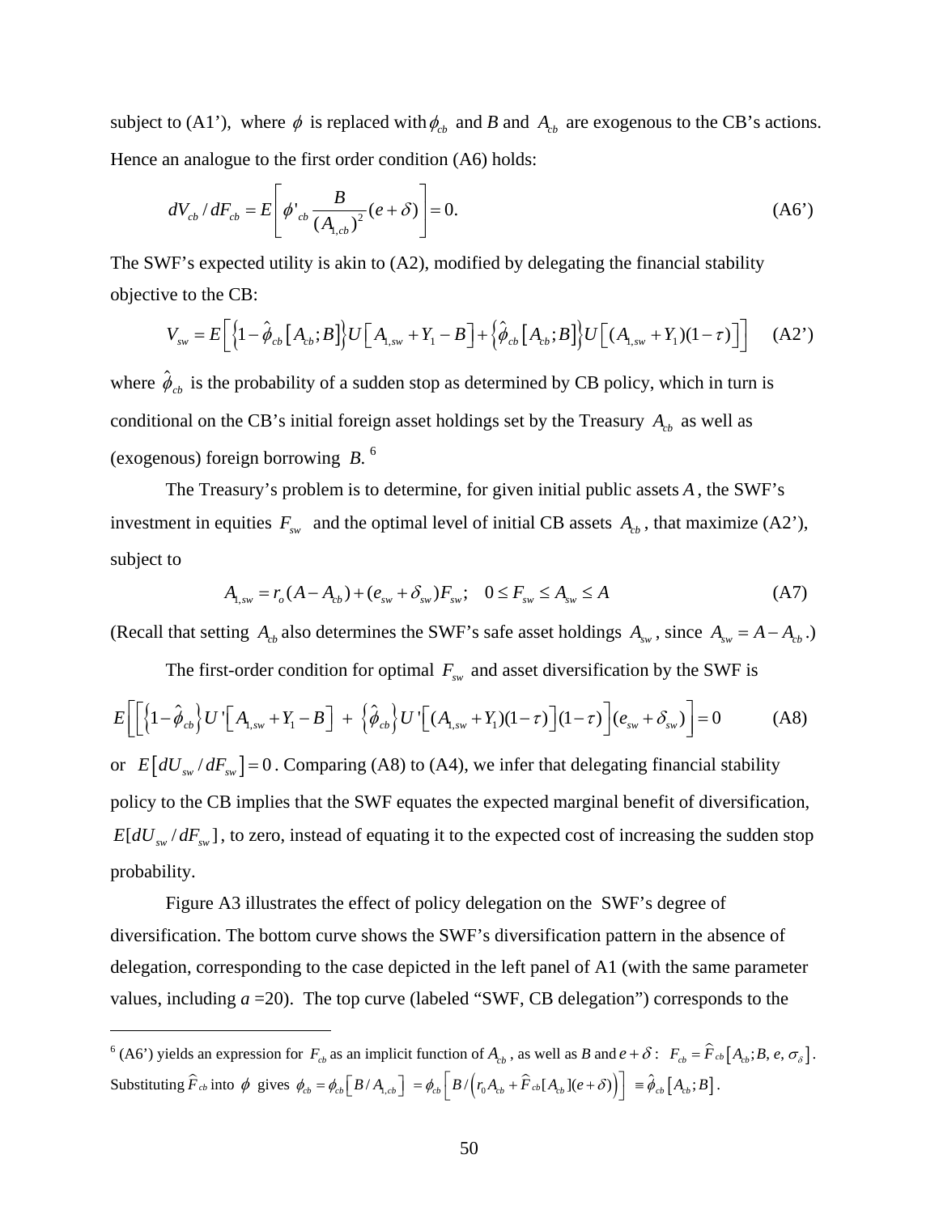subject to (A1'), where $\phi$ is replaced with $\phi_{cb}$ and $B$ and $A_{cb}$ are exogenous to the CB's actions. Hence an analogue to the first order condition (A6) holds:

$$dV_{cb} / dF_{cb} = E\left[\phi'_{cb} \frac{B}{(A_{1,cb})^2}(e+\delta)\right] = 0. \tag{A6'}$$

The SWF's expected utility is akin to (A2), modified by delegating the financial stability objective to the CB:

$$V_{sw} = E\left[\left\{1-\hat{\phi}_{cb}\left[A_{cb};B\right]\right\}U\left[A_{1,sw}+Y_1-B\right]+\left\{\hat{\phi}_{cb}\left[A_{cb};B\right]\right\}U\left[(A_{1,sw}+Y_1)(1-\tau)\right]\right] \tag{A2'}$$

where $\hat{\phi}_{cb}$ is the probability of a sudden stop as determined by CB policy, which in turn is conditional on the CB's initial foreign asset holdings set by the Treasury $A_{cb}$ as well as (exogenous) foreign borrowing $B$.[6]

The Treasury's problem is to determine, for given initial public assets $A$, the SWF's investment in equities $F_{sw}$ and the optimal level of initial CB assets $A_{cb}$, that maximize (A2'), subject to

$$A_{1,sw} = r_o(A - A_{cb}) + (e_{sw}+\delta_{sw})F_{sw}; \quad 0 \le F_{sw} \le A_{sw} \le A \tag{A7}$$

(Recall that setting $A_{cb}$ also determines the SWF's safe asset holdings $A_{sw}$, since $A_{sw} = A - A_{cb}$.)

The first-order condition for optimal $F_{sw}$ and asset diversification by the SWF is

$$E\left[\left[\left\{1-\hat{\phi}_{cb}\right\}U'\left[A_{1,sw}+Y_1-B\right] + \left\{\hat{\phi}_{cb}\right\}U'\left[(A_{1,sw}+Y_1)(1-\tau)\right](1-\tau)\right](e_{sw}+\delta_{sw})\right] = 0 \tag{A8}$$

or $E\left[dU_{sw}/dF_{sw}\right] = 0$. Comparing (A8) to (A4), we infer that delegating financial stability policy to the CB implies that the SWF equates the expected marginal benefit of diversification, $E[dU_{sw}/dF_{sw}]$, to zero, instead of equating it to the expected cost of increasing the sudden stop probability.

Figure A3 illustrates the effect of policy delegation on the SWF's degree of diversification. The bottom curve shows the SWF's diversification pattern in the absence of delegation, corresponding to the case depicted in the left panel of A1 (with the same parameter values, including *a* =20). The top curve (labeled "SWF, CB delegation") corresponds to the

---

[6] (A6') yields an expression for $F_{cb}$ as an implicit function of $A_{cb}$, as well as $B$ and $e+\delta$: $F_{cb} = \widehat{F}_{cb}\left[A_{cb};B,e,\sigma_{\delta}\right]$. Substituting $\widehat{F}_{cb}$ into $\phi$ gives $\phi_{cb} = \phi_{cb}\left[B/A_{1,cb}\right] = \phi_{cb}\left[B/\left(r_0 A_{cb} + \widehat{F}_{cb}[A_{cb}](e+\delta)\right)\right] \equiv \hat{\phi}_{cb}\left[A_{cb};B\right]$.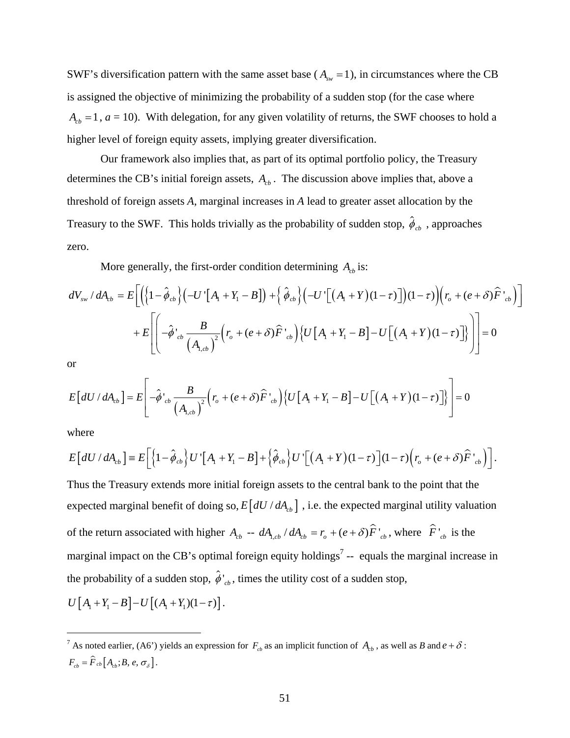SWF's diversification pattern with the same asset base ($A_{sw} = 1$), in circumstances where the CB is assigned the objective of minimizing the probability of a sudden stop (for the case where $A_{cb} = 1$, $a$ = 10). With delegation, for any given volatility of returns, the SWF chooses to hold a higher level of foreign equity assets, implying greater diversification.

Our framework also implies that, as part of its optimal portfolio policy, the Treasury determines the CB's initial foreign assets, $A_{cb}$. The discussion above implies that, above a threshold of foreign assets $A$, marginal increases in $A$ lead to greater asset allocation by the Treasury to the SWF. This holds trivially as the probability of sudden stop, $\hat{\phi}_{cb}$, approaches zero.

More generally, the first-order condition determining $A_{cb}$ is:

$$dV_{sw} / dA_{cb} = E\left[\left(\left\{1-\hat{\phi}_{cb}\right\}\left(-U'\left[A_1 + Y_1 - B\right]\right) + \left\{\hat{\phi}_{cb}\right\}\left(-U'\left[\left(A_1 + Y\right)(1-\tau)\right]\right)(1-\tau)\right)\left(r_o + (e+\delta)\widehat{F}'_{cb}\right)\right]$$

$$+ E\left[\left(-\hat{\phi}'_{cb}\frac{B}{\left(A_{1,cb}\right)^2}\left(r_o + (e+\delta)\widehat{F}'_{cb}\right)\left\{U\left[A_1 + Y_1 - B\right] - U\left[\left(A_1 + Y\right)(1-\tau)\right]\right\}\right)\right] = 0$$

or

$$E\left[dU / dA_{cb}\right] = E\left[-\hat{\phi}'_{cb}\frac{B}{\left(A_{1,cb}\right)^2}\left(r_o + (e+\delta)\widehat{F}'_{cb}\right)\left\{U\left[A_1 + Y_1 - B\right] - U\left[\left(A_1 + Y\right)(1-\tau)\right]\right\}\right] = 0$$

where

$$E\left[dU / dA_{cb}\right] \equiv E\left[\left\{1-\hat{\phi}_{cb}\right\}U'\left[A_1 + Y_1 - B\right] + \left\{\hat{\phi}_{cb}\right\}U'\left[\left(A_1 + Y\right)(1-\tau)\right](1-\tau)\left(r_o + (e+\delta)\widehat{F}'_{cb}\right)\right].$$

Thus the Treasury extends more initial foreign assets to the central bank to the point that the expected marginal benefit of doing so, $E\left[dU / dA_{cb}\right]$, i.e. the expected marginal utility valuation of the return associated with higher $A_{cb}$ -- $dA_{1,cb} / dA_{cb} = r_o + (e+\delta)\widehat{F}'_{cb}$, where $\widehat{F}'_{cb}$ is the marginal impact on the CB's optimal foreign equity holdings[7] -- equals the marginal increase in the probability of a sudden stop, $\hat{\phi}'_{cb}$, times the utility cost of a sudden stop, $U\left[A_1 + Y_1 - B\right] - U\left[(A_1 + Y_1)(1-\tau)\right]$.

[7] As noted earlier, (A6') yields an expression for $F_{cb}$ as an implicit function of $A_{cb}$, as well as $B$ and $e+\delta$: $F_{cb} = \widehat{F}_{cb}\left[A_{cb}; B, e, \sigma_{\delta}\right]$.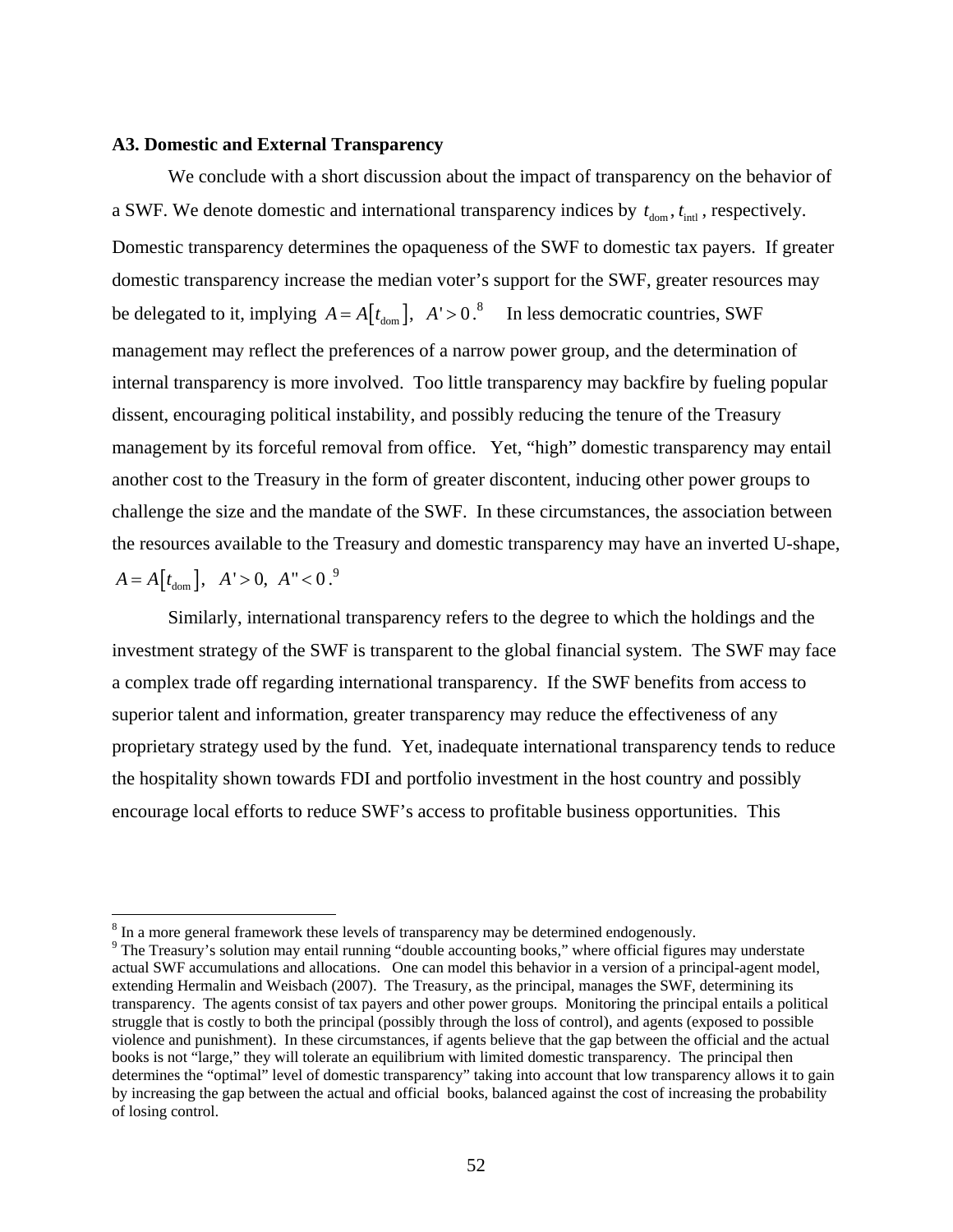### A3. Domestic and External Transparency

We conclude with a short discussion about the impact of transparency on the behavior of a SWF. We denote domestic and international transparency indices by $t_{\text{dom}}, t_{\text{intl}}$, respectively. Domestic transparency determines the opaqueness of the SWF to domestic tax payers. If greater domestic transparency increase the median voter's support for the SWF, greater resources may be delegated to it, implying $A = A[t_{\text{dom}}], \; A' > 0$.[8] In less democratic countries, SWF management may reflect the preferences of a narrow power group, and the determination of internal transparency is more involved. Too little transparency may backfire by fueling popular dissent, encouraging political instability, and possibly reducing the tenure of the Treasury management by its forceful removal from office. Yet, "high" domestic transparency may entail another cost to the Treasury in the form of greater discontent, inducing other power groups to challenge the size and the mandate of the SWF. In these circumstances, the association between the resources available to the Treasury and domestic transparency may have an inverted U-shape, $A = A[t_{\text{dom}}], \; A' > 0, \; A'' < 0$.[9]

Similarly, international transparency refers to the degree to which the holdings and the investment strategy of the SWF is transparent to the global financial system. The SWF may face a complex trade off regarding international transparency. If the SWF benefits from access to superior talent and information, greater transparency may reduce the effectiveness of any proprietary strategy used by the fund. Yet, inadequate international transparency tends to reduce the hospitality shown towards FDI and portfolio investment in the host country and possibly encourage local efforts to reduce SWF's access to profitable business opportunities. This

---

[8] In a more general framework these levels of transparency may be determined endogenously.

[9] The Treasury's solution may entail running "double accounting books," where official figures may understate actual SWF accumulations and allocations. One can model this behavior in a version of a principal-agent model, extending Hermalin and Weisbach (2007). The Treasury, as the principal, manages the SWF, determining its transparency. The agents consist of tax payers and other power groups. Monitoring the principal entails a political struggle that is costly to both the principal (possibly through the loss of control), and agents (exposed to possible violence and punishment). In these circumstances, if agents believe that the gap between the official and the actual books is not "large," they will tolerate an equilibrium with limited domestic transparency. The principal then determines the "optimal" level of domestic transparency" taking into account that low transparency allows it to gain by increasing the gap between the actual and official books, balanced against the cost of increasing the probability of losing control.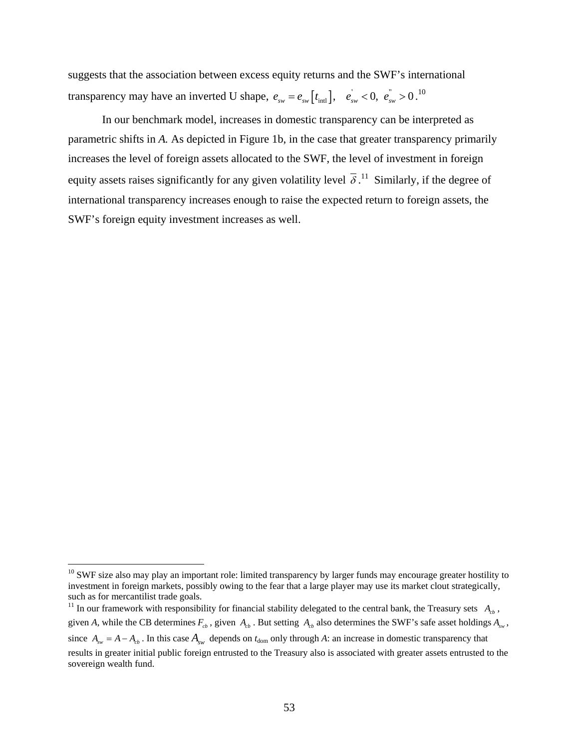suggests that the association between excess equity returns and the SWF's international transparency may have an inverted U shape, $e_{sw} = e_{sw}\left[t_{\text{intl}}\right], \quad e_{sw}^{'} < 0,\ e_{sw}^{''} > 0$.[10]

In our benchmark model, increases in domestic transparency can be interpreted as parametric shifts in *A*. As depicted in Figure 1b, in the case that greater transparency primarily increases the level of foreign assets allocated to the SWF, the level of investment in foreign equity assets raises significantly for any given volatility level $\overline{\delta}$.[11] Similarly, if the degree of international transparency increases enough to raise the expected return to foreign assets, the SWF's foreign equity investment increases as well.

---

[10] SWF size also may play an important role: limited transparency by larger funds may encourage greater hostility to investment in foreign markets, possibly owing to the fear that a large player may use its market clout strategically, such as for mercantilist trade goals.

[11] In our framework with responsibility for financial stability delegated to the central bank, the Treasury sets $A_{cb}$, given *A*, while the CB determines $F_{cb}$, given $A_{cb}$. But setting $A_{cb}$ also determines the SWF's safe asset holdings $A_{sw}$, since $A_{sw} = A - A_{cb}$. In this case $A_{sw}$ depends on $t_{\text{dom}}$ only through *A*: an increase in domestic transparency that results in greater initial public foreign entrusted to the Treasury also is associated with greater assets entrusted to the sovereign wealth fund.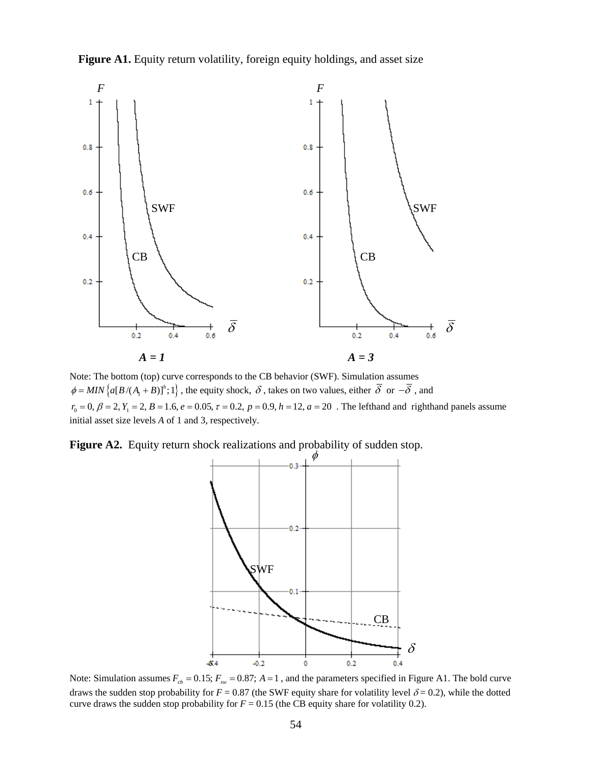**Figure A1.** Equity return volatility, foreign equity holdings, and asset size

***A = 1*** ***A = 3***

Note: The bottom (top) curve corresponds to the CB behavior (SWF). Simulation assumes $\phi = MIN\left\{a[B/(A_1+B)]^h;1\right\}$, the equity shock, $\delta$, takes on two values, either $\overline{\delta}$ or $-\overline{\delta}$, and $r_0 = 0, \beta = 2, Y_1 = 2, B = 1.6, e = 0.05, \tau = 0.2, p = 0.9, h = 12, a = 20$. The lefthand and righthand panels assume initial asset size levels *A* of 1 and 3, respectively.

**Figure A2.** Equity return shock realizations and probability of sudden stop.

Note: Simulation assumes $F_{cb} = 0.15$; $F_{sw} = 0.87$; $A = 1$, and the parameters specified in Figure A1. The bold curve draws the sudden stop probability for *F* = 0.87 (the SWF equity share for volatility level $\delta$ = 0.2), while the dotted curve draws the sudden stop probability for *F* = 0.15 (the CB equity share for volatility 0.2).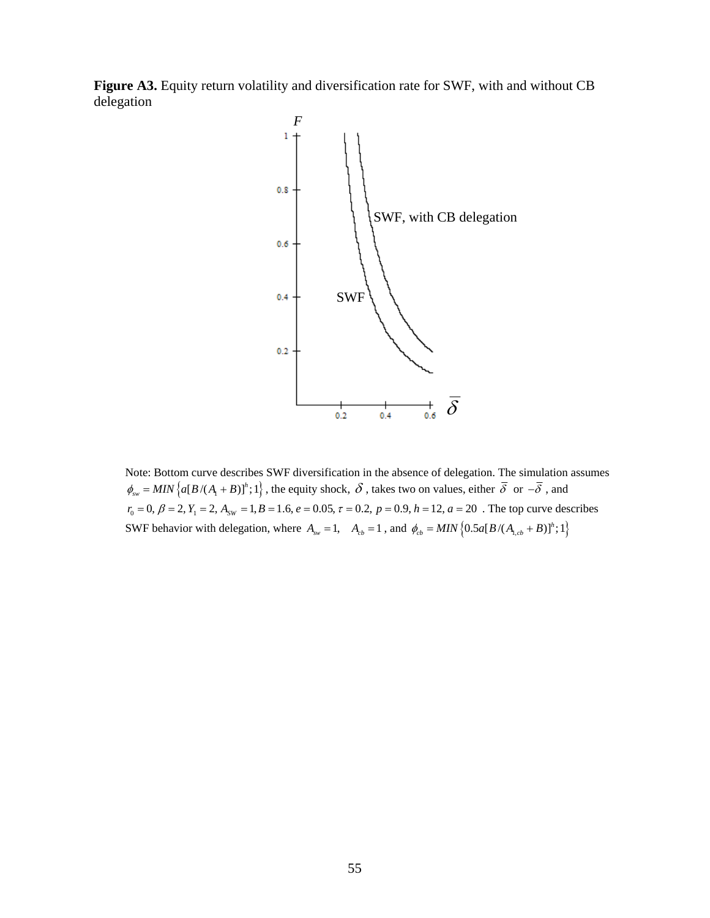**Figure A3.** Equity return volatility and diversification rate for SWF, with and without CB delegation

$F$

1

0.8

0.6

0.4

0.2

0.2

0.4

0.6

$\overline{\delta}$

SWF, with CB delegation

SWF

Note: Bottom curve describes SWF diversification in the absence of delegation. The simulation assumes $\phi_{sw} = MIN\left\{a[B/(A_1 + B)]^h; 1\right\}$, the equity shock, $\delta$, takes two on values, either $\overline{\delta}$ or $-\overline{\delta}$, and $r_0 = 0, \beta = 2, Y_1 = 2, A_{SW} = 1, B = 1.6, e = 0.05, \tau = 0.2, p = 0.9, h = 12, a = 20$. The top curve describes SWF behavior with delegation, where $A_{sw} = 1, \quad A_{cb} = 1$, and $\phi_{cb} = MIN\left\{0.5a[B/(A_{1,cb} + B)]^h; 1\right\}$